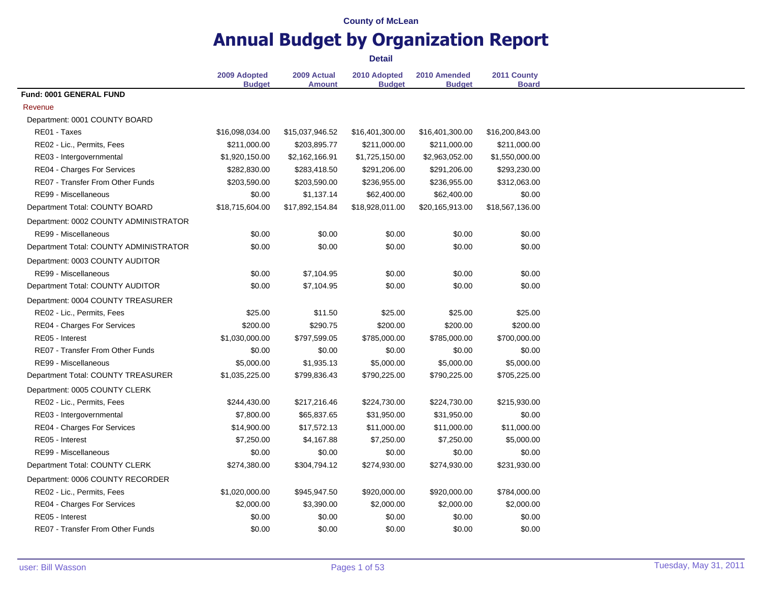County of McLean

# Annual Budget by Organization Report

**Detail**

| | 2009 Adopted Budget | 2009 Actual Amount | 2010 Adopted Budget | 2010 Amended Budget | 2011 County Board |
|---|---|---|---|---|---|
| **Fund: 0001 GENERAL FUND** | | | | | |
| Revenue | | | | | |
| Department: 0001 COUNTY BOARD | | | | | |
| RE01 - Taxes | $16,098,034.00 | $15,037,946.52 | $16,401,300.00 | $16,401,300.00 | $16,200,843.00 |
| RE02 - Lic., Permits, Fees | $211,000.00 | $203,895.77 | $211,000.00 | $211,000.00 | $211,000.00 |
| RE03 - Intergovernmental | $1,920,150.00 | $2,162,166.91 | $1,725,150.00 | $2,963,052.00 | $1,550,000.00 |
| RE04 - Charges For Services | $282,830.00 | $283,418.50 | $291,206.00 | $291,206.00 | $293,230.00 |
| RE07 - Transfer From Other Funds | $203,590.00 | $203,590.00 | $236,955.00 | $236,955.00 | $312,063.00 |
| RE99 - Miscellaneous | $0.00 | $1,137.14 | $62,400.00 | $62,400.00 | $0.00 |
| Department Total: COUNTY BOARD | $18,715,604.00 | $17,892,154.84 | $18,928,011.00 | $20,165,913.00 | $18,567,136.00 |
| Department: 0002 COUNTY ADMINISTRATOR | | | | | |
| RE99 - Miscellaneous | $0.00 | $0.00 | $0.00 | $0.00 | $0.00 |
| Department Total: COUNTY ADMINISTRATOR | $0.00 | $0.00 | $0.00 | $0.00 | $0.00 |
| Department: 0003 COUNTY AUDITOR | | | | | |
| RE99 - Miscellaneous | $0.00 | $7,104.95 | $0.00 | $0.00 | $0.00 |
| Department Total: COUNTY AUDITOR | $0.00 | $7,104.95 | $0.00 | $0.00 | $0.00 |
| Department: 0004 COUNTY TREASURER | | | | | |
| RE02 - Lic., Permits, Fees | $25.00 | $11.50 | $25.00 | $25.00 | $25.00 |
| RE04 - Charges For Services | $200.00 | $290.75 | $200.00 | $200.00 | $200.00 |
| RE05 - Interest | $1,030,000.00 | $797,599.05 | $785,000.00 | $785,000.00 | $700,000.00 |
| RE07 - Transfer From Other Funds | $0.00 | $0.00 | $0.00 | $0.00 | $0.00 |
| RE99 - Miscellaneous | $5,000.00 | $1,935.13 | $5,000.00 | $5,000.00 | $5,000.00 |
| Department Total: COUNTY TREASURER | $1,035,225.00 | $799,836.43 | $790,225.00 | $790,225.00 | $705,225.00 |
| Department: 0005 COUNTY CLERK | | | | | |
| RE02 - Lic., Permits, Fees | $244,430.00 | $217,216.46 | $224,730.00 | $224,730.00 | $215,930.00 |
| RE03 - Intergovernmental | $7,800.00 | $65,837.65 | $31,950.00 | $31,950.00 | $0.00 |
| RE04 - Charges For Services | $14,900.00 | $17,572.13 | $11,000.00 | $11,000.00 | $11,000.00 |
| RE05 - Interest | $7,250.00 | $4,167.88 | $7,250.00 | $7,250.00 | $5,000.00 |
| RE99 - Miscellaneous | $0.00 | $0.00 | $0.00 | $0.00 | $0.00 |
| Department Total: COUNTY CLERK | $274,380.00 | $304,794.12 | $274,930.00 | $274,930.00 | $231,930.00 |
| Department: 0006 COUNTY RECORDER | | | | | |
| RE02 - Lic., Permits, Fees | $1,020,000.00 | $945,947.50 | $920,000.00 | $920,000.00 | $784,000.00 |
| RE04 - Charges For Services | $2,000.00 | $3,390.00 | $2,000.00 | $2,000.00 | $2,000.00 |
| RE05 - Interest | $0.00 | $0.00 | $0.00 | $0.00 | $0.00 |
| RE07 - Transfer From Other Funds | $0.00 | $0.00 | $0.00 | $0.00 | $0.00 |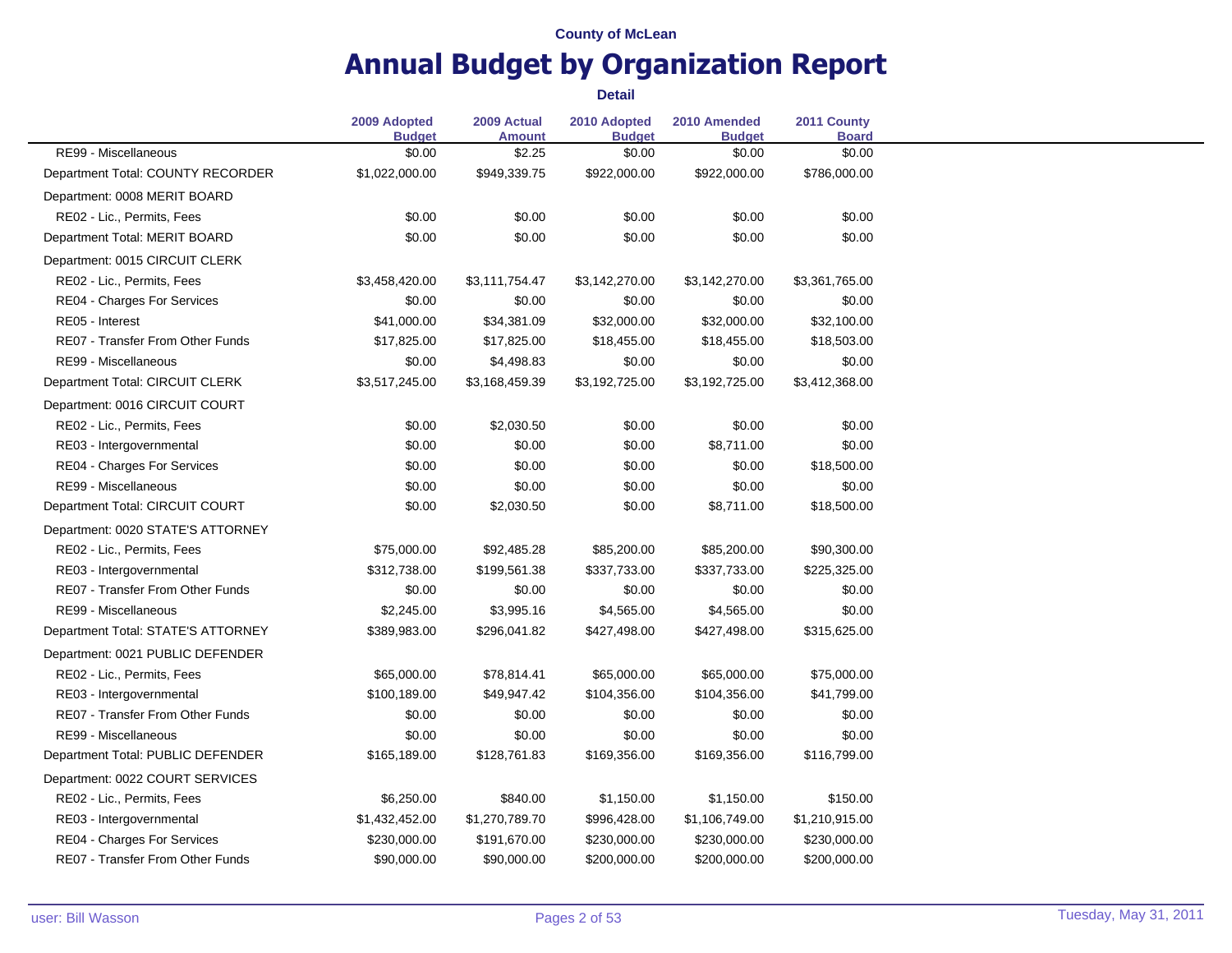County of McLean

# Annual Budget by Organization Report

**Detail**

| | 2009 Adopted Budget | 2009 Actual Amount | 2010 Adopted Budget | 2010 Amended Budget | 2011 County Board |
|---|---|---|---|---|---|
| RE99 - Miscellaneous | $0.00 | $2.25 | $0.00 | $0.00 | $0.00 |
| Department Total: COUNTY RECORDER | $1,022,000.00 | $949,339.75 | $922,000.00 | $922,000.00 | $786,000.00 |
| Department: 0008 MERIT BOARD | | | | | |
| RE02 - Lic., Permits, Fees | $0.00 | $0.00 | $0.00 | $0.00 | $0.00 |
| Department Total: MERIT BOARD | $0.00 | $0.00 | $0.00 | $0.00 | $0.00 |
| Department: 0015 CIRCUIT CLERK | | | | | |
| RE02 - Lic., Permits, Fees | $3,458,420.00 | $3,111,754.47 | $3,142,270.00 | $3,142,270.00 | $3,361,765.00 |
| RE04 - Charges For Services | $0.00 | $0.00 | $0.00 | $0.00 | $0.00 |
| RE05 - Interest | $41,000.00 | $34,381.09 | $32,000.00 | $32,000.00 | $32,100.00 |
| RE07 - Transfer From Other Funds | $17,825.00 | $17,825.00 | $18,455.00 | $18,455.00 | $18,503.00 |
| RE99 - Miscellaneous | $0.00 | $4,498.83 | $0.00 | $0.00 | $0.00 |
| Department Total: CIRCUIT CLERK | $3,517,245.00 | $3,168,459.39 | $3,192,725.00 | $3,192,725.00 | $3,412,368.00 |
| Department: 0016 CIRCUIT COURT | | | | | |
| RE02 - Lic., Permits, Fees | $0.00 | $2,030.50 | $0.00 | $0.00 | $0.00 |
| RE03 - Intergovernmental | $0.00 | $0.00 | $0.00 | $8,711.00 | $0.00 |
| RE04 - Charges For Services | $0.00 | $0.00 | $0.00 | $0.00 | $18,500.00 |
| RE99 - Miscellaneous | $0.00 | $0.00 | $0.00 | $0.00 | $0.00 |
| Department Total: CIRCUIT COURT | $0.00 | $2,030.50 | $0.00 | $8,711.00 | $18,500.00 |
| Department: 0020 STATE'S ATTORNEY | | | | | |
| RE02 - Lic., Permits, Fees | $75,000.00 | $92,485.28 | $85,200.00 | $85,200.00 | $90,300.00 |
| RE03 - Intergovernmental | $312,738.00 | $199,561.38 | $337,733.00 | $337,733.00 | $225,325.00 |
| RE07 - Transfer From Other Funds | $0.00 | $0.00 | $0.00 | $0.00 | $0.00 |
| RE99 - Miscellaneous | $2,245.00 | $3,995.16 | $4,565.00 | $4,565.00 | $0.00 |
| Department Total: STATE'S ATTORNEY | $389,983.00 | $296,041.82 | $427,498.00 | $427,498.00 | $315,625.00 |
| Department: 0021 PUBLIC DEFENDER | | | | | |
| RE02 - Lic., Permits, Fees | $65,000.00 | $78,814.41 | $65,000.00 | $65,000.00 | $75,000.00 |
| RE03 - Intergovernmental | $100,189.00 | $49,947.42 | $104,356.00 | $104,356.00 | $41,799.00 |
| RE07 - Transfer From Other Funds | $0.00 | $0.00 | $0.00 | $0.00 | $0.00 |
| RE99 - Miscellaneous | $0.00 | $0.00 | $0.00 | $0.00 | $0.00 |
| Department Total: PUBLIC DEFENDER | $165,189.00 | $128,761.83 | $169,356.00 | $169,356.00 | $116,799.00 |
| Department: 0022 COURT SERVICES | | | | | |
| RE02 - Lic., Permits, Fees | $6,250.00 | $840.00 | $1,150.00 | $1,150.00 | $150.00 |
| RE03 - Intergovernmental | $1,432,452.00 | $1,270,789.70 | $996,428.00 | $1,106,749.00 | $1,210,915.00 |
| RE04 - Charges For Services | $230,000.00 | $191,670.00 | $230,000.00 | $230,000.00 | $230,000.00 |
| RE07 - Transfer From Other Funds | $90,000.00 | $90,000.00 | $200,000.00 | $200,000.00 | $200,000.00 |

user: Bill Wasson

Tuesday, May 31, 2011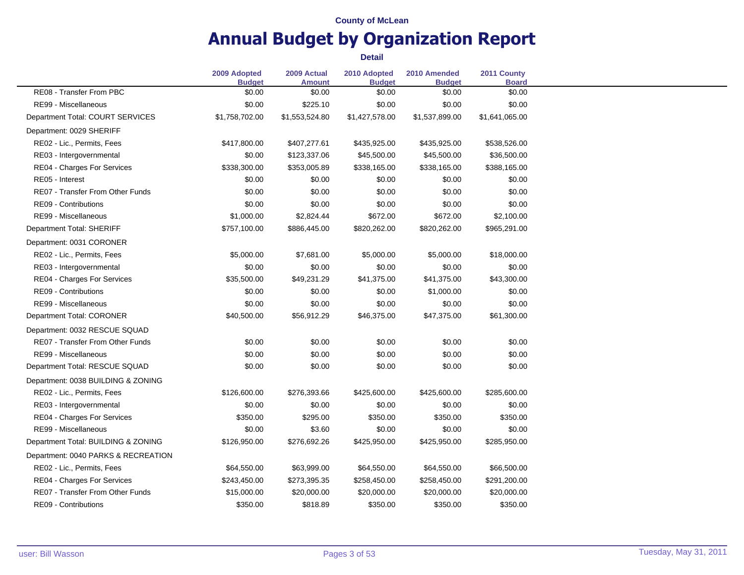County of McLean

# Annual Budget by Organization Report

**Detail**

| | 2009 Adopted Budget | 2009 Actual Amount | 2010 Adopted Budget | 2010 Amended Budget | 2011 County Board |
|---|---|---|---|---|---|
| RE08 - Transfer From PBC | $0.00 | $0.00 | $0.00 | $0.00 | $0.00 |
| RE99 - Miscellaneous | $0.00 | $225.10 | $0.00 | $0.00 | $0.00 |
| Department Total: COURT SERVICES | $1,758,702.00 | $1,553,524.80 | $1,427,578.00 | $1,537,899.00 | $1,641,065.00 |
| Department: 0029 SHERIFF | | | | | |
| RE02 - Lic., Permits, Fees | $417,800.00 | $407,277.61 | $435,925.00 | $435,925.00 | $538,526.00 |
| RE03 - Intergovernmental | $0.00 | $123,337.06 | $45,500.00 | $45,500.00 | $36,500.00 |
| RE04 - Charges For Services | $338,300.00 | $353,005.89 | $338,165.00 | $338,165.00 | $388,165.00 |
| RE05 - Interest | $0.00 | $0.00 | $0.00 | $0.00 | $0.00 |
| RE07 - Transfer From Other Funds | $0.00 | $0.00 | $0.00 | $0.00 | $0.00 |
| RE09 - Contributions | $0.00 | $0.00 | $0.00 | $0.00 | $0.00 |
| RE99 - Miscellaneous | $1,000.00 | $2,824.44 | $672.00 | $672.00 | $2,100.00 |
| Department Total: SHERIFF | $757,100.00 | $886,445.00 | $820,262.00 | $820,262.00 | $965,291.00 |
| Department: 0031 CORONER | | | | | |
| RE02 - Lic., Permits, Fees | $5,000.00 | $7,681.00 | $5,000.00 | $5,000.00 | $18,000.00 |
| RE03 - Intergovernmental | $0.00 | $0.00 | $0.00 | $0.00 | $0.00 |
| RE04 - Charges For Services | $35,500.00 | $49,231.29 | $41,375.00 | $41,375.00 | $43,300.00 |
| RE09 - Contributions | $0.00 | $0.00 | $0.00 | $1,000.00 | $0.00 |
| RE99 - Miscellaneous | $0.00 | $0.00 | $0.00 | $0.00 | $0.00 |
| Department Total: CORONER | $40,500.00 | $56,912.29 | $46,375.00 | $47,375.00 | $61,300.00 |
| Department: 0032 RESCUE SQUAD | | | | | |
| RE07 - Transfer From Other Funds | $0.00 | $0.00 | $0.00 | $0.00 | $0.00 |
| RE99 - Miscellaneous | $0.00 | $0.00 | $0.00 | $0.00 | $0.00 |
| Department Total: RESCUE SQUAD | $0.00 | $0.00 | $0.00 | $0.00 | $0.00 |
| Department: 0038 BUILDING & ZONING | | | | | |
| RE02 - Lic., Permits, Fees | $126,600.00 | $276,393.66 | $425,600.00 | $425,600.00 | $285,600.00 |
| RE03 - Intergovernmental | $0.00 | $0.00 | $0.00 | $0.00 | $0.00 |
| RE04 - Charges For Services | $350.00 | $295.00 | $350.00 | $350.00 | $350.00 |
| RE99 - Miscellaneous | $0.00 | $3.60 | $0.00 | $0.00 | $0.00 |
| Department Total: BUILDING & ZONING | $126,950.00 | $276,692.26 | $425,950.00 | $425,950.00 | $285,950.00 |
| Department: 0040 PARKS & RECREATION | | | | | |
| RE02 - Lic., Permits, Fees | $64,550.00 | $63,999.00 | $64,550.00 | $64,550.00 | $66,500.00 |
| RE04 - Charges For Services | $243,450.00 | $273,395.35 | $258,450.00 | $258,450.00 | $291,200.00 |
| RE07 - Transfer From Other Funds | $15,000.00 | $20,000.00 | $20,000.00 | $20,000.00 | $20,000.00 |
| RE09 - Contributions | $350.00 | $818.89 | $350.00 | $350.00 | $350.00 |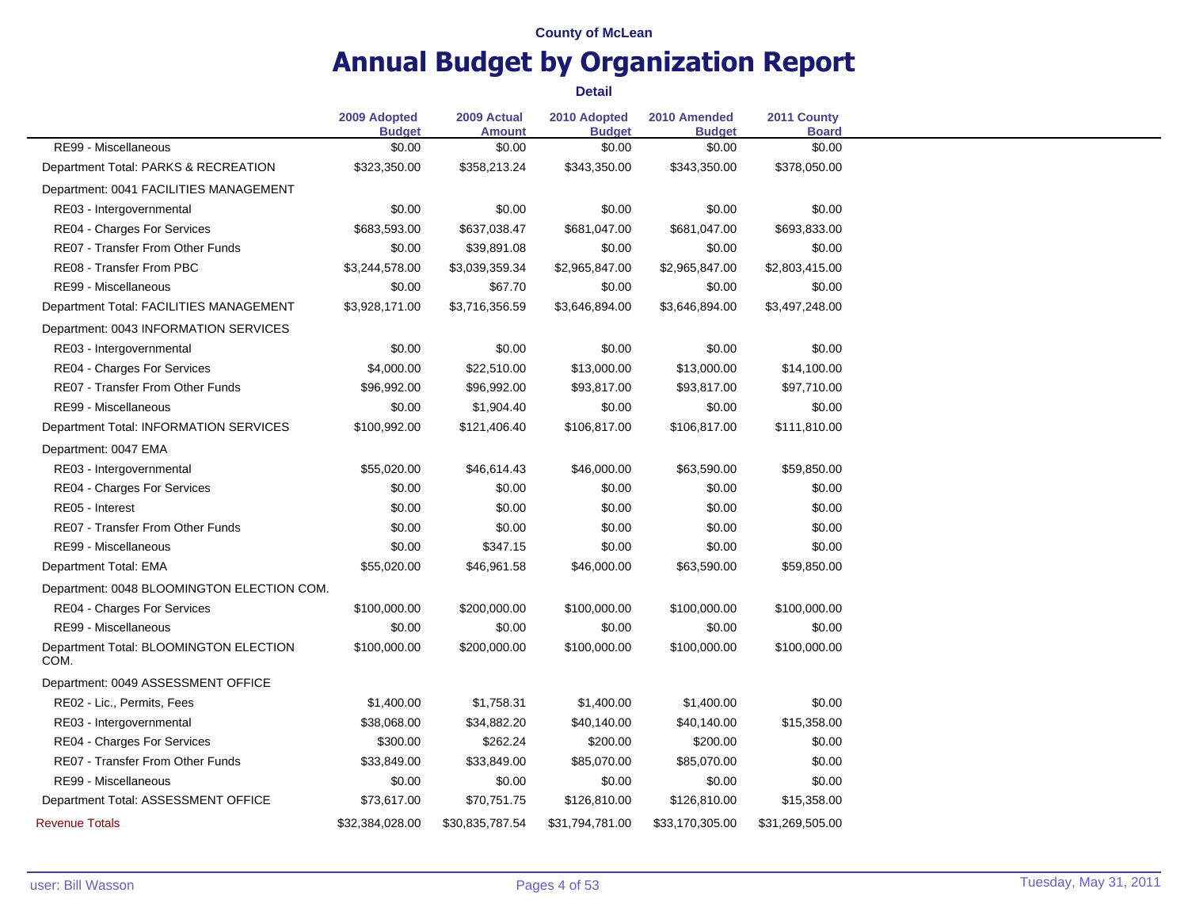**County of McLean**

# Annual Budget by Organization Report

**Detail**

| | 2009 Adopted Budget | 2009 Actual Amount | 2010 Adopted Budget | 2010 Amended Budget | 2011 County Board |
|---|---|---|---|---|---|
| RE99 - Miscellaneous | $0.00 | $0.00 | $0.00 | $0.00 | $0.00 |
| Department Total: PARKS & RECREATION | $323,350.00 | $358,213.24 | $343,350.00 | $343,350.00 | $378,050.00 |
| Department: 0041 FACILITIES MANAGEMENT | | | | | |
| RE03 - Intergovernmental | $0.00 | $0.00 | $0.00 | $0.00 | $0.00 |
| RE04 - Charges For Services | $683,593.00 | $637,038.47 | $681,047.00 | $681,047.00 | $693,833.00 |
| RE07 - Transfer From Other Funds | $0.00 | $39,891.08 | $0.00 | $0.00 | $0.00 |
| RE08 - Transfer From PBC | $3,244,578.00 | $3,039,359.34 | $2,965,847.00 | $2,965,847.00 | $2,803,415.00 |
| RE99 - Miscellaneous | $0.00 | $67.70 | $0.00 | $0.00 | $0.00 |
| Department Total: FACILITIES MANAGEMENT | $3,928,171.00 | $3,716,356.59 | $3,646,894.00 | $3,646,894.00 | $3,497,248.00 |
| Department: 0043 INFORMATION SERVICES | | | | | |
| RE03 - Intergovernmental | $0.00 | $0.00 | $0.00 | $0.00 | $0.00 |
| RE04 - Charges For Services | $4,000.00 | $22,510.00 | $13,000.00 | $13,000.00 | $14,100.00 |
| RE07 - Transfer From Other Funds | $96,992.00 | $96,992.00 | $93,817.00 | $93,817.00 | $97,710.00 |
| RE99 - Miscellaneous | $0.00 | $1,904.40 | $0.00 | $0.00 | $0.00 |
| Department Total: INFORMATION SERVICES | $100,992.00 | $121,406.40 | $106,817.00 | $106,817.00 | $111,810.00 |
| Department: 0047 EMA | | | | | |
| RE03 - Intergovernmental | $55,020.00 | $46,614.43 | $46,000.00 | $63,590.00 | $59,850.00 |
| RE04 - Charges For Services | $0.00 | $0.00 | $0.00 | $0.00 | $0.00 |
| RE05 - Interest | $0.00 | $0.00 | $0.00 | $0.00 | $0.00 |
| RE07 - Transfer From Other Funds | $0.00 | $0.00 | $0.00 | $0.00 | $0.00 |
| RE99 - Miscellaneous | $0.00 | $347.15 | $0.00 | $0.00 | $0.00 |
| Department Total: EMA | $55,020.00 | $46,961.58 | $46,000.00 | $63,590.00 | $59,850.00 |
| Department: 0048 BLOOMINGTON ELECTION COM. | | | | | |
| RE04 - Charges For Services | $100,000.00 | $200,000.00 | $100,000.00 | $100,000.00 | $100,000.00 |
| RE99 - Miscellaneous | $0.00 | $0.00 | $0.00 | $0.00 | $0.00 |
| Department Total: BLOOMINGTON ELECTION COM. | $100,000.00 | $200,000.00 | $100,000.00 | $100,000.00 | $100,000.00 |
| Department: 0049 ASSESSMENT OFFICE | | | | | |
| RE02 - Lic., Permits, Fees | $1,400.00 | $1,758.31 | $1,400.00 | $1,400.00 | $0.00 |
| RE03 - Intergovernmental | $38,068.00 | $34,882.20 | $40,140.00 | $40,140.00 | $15,358.00 |
| RE04 - Charges For Services | $300.00 | $262.24 | $200.00 | $200.00 | $0.00 |
| RE07 - Transfer From Other Funds | $33,849.00 | $33,849.00 | $85,070.00 | $85,070.00 | $0.00 |
| RE99 - Miscellaneous | $0.00 | $0.00 | $0.00 | $0.00 | $0.00 |
| Department Total: ASSESSMENT OFFICE | $73,617.00 | $70,751.75 | $126,810.00 | $126,810.00 | $15,358.00 |
| Revenue Totals | $32,384,028.00 | $30,835,787.54 | $31,794,781.00 | $33,170,305.00 | $31,269,505.00 |

user: Bill Wasson — Tuesday, May 31, 2011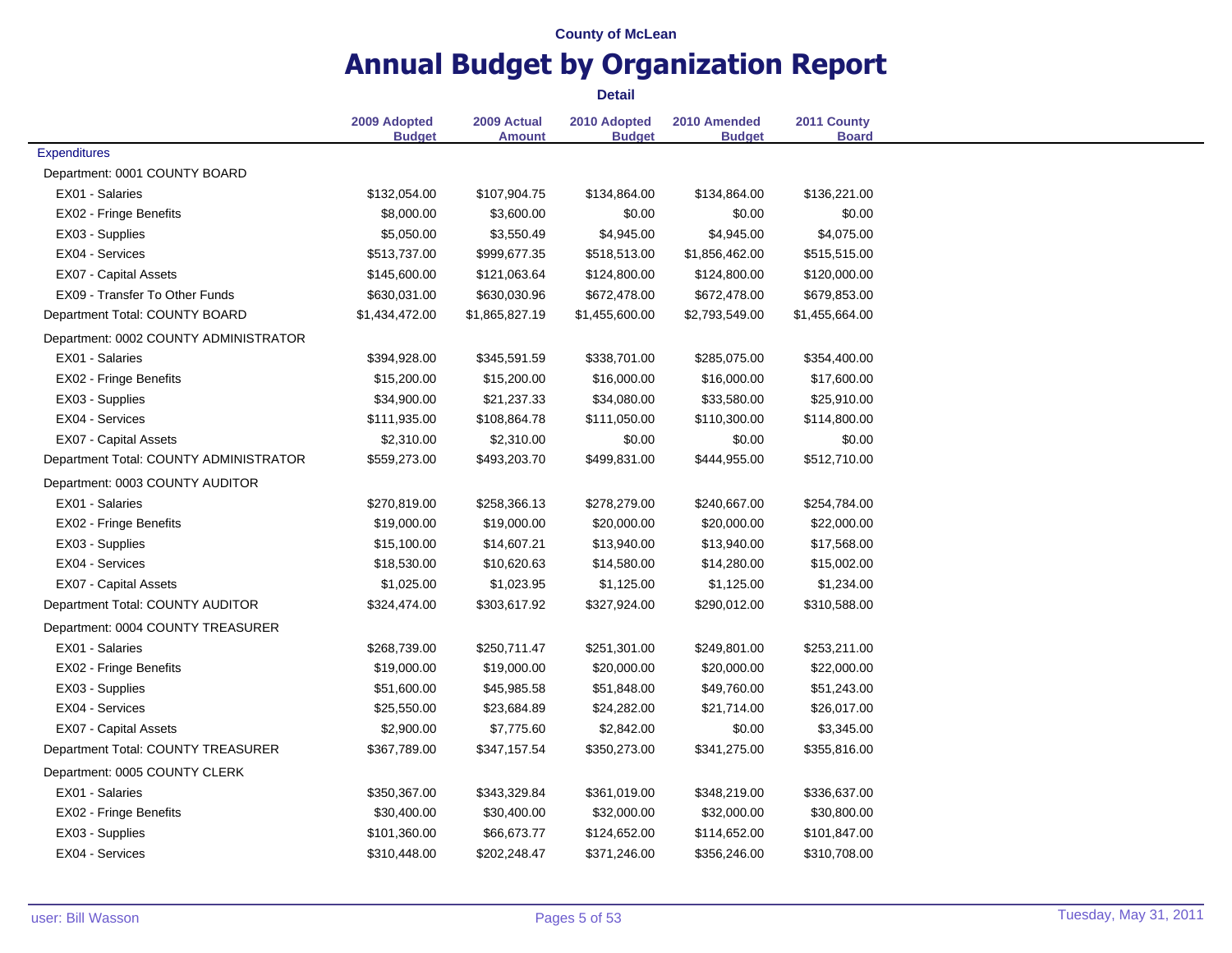County of McLean

# Annual Budget by Organization Report

**Detail**

| | 2009 Adopted Budget | 2009 Actual Amount | 2010 Adopted Budget | 2010 Amended Budget | 2011 County Board |
|---|---|---|---|---|---|
| Expenditures | | | | | |
| Department: 0001 COUNTY BOARD | | | | | |
| EX01 - Salaries | $132,054.00 | $107,904.75 | $134,864.00 | $134,864.00 | $136,221.00 |
| EX02 - Fringe Benefits | $8,000.00 | $3,600.00 | $0.00 | $0.00 | $0.00 |
| EX03 - Supplies | $5,050.00 | $3,550.49 | $4,945.00 | $4,945.00 | $4,075.00 |
| EX04 - Services | $513,737.00 | $999,677.35 | $518,513.00 | $1,856,462.00 | $515,515.00 |
| EX07 - Capital Assets | $145,600.00 | $121,063.64 | $124,800.00 | $124,800.00 | $120,000.00 |
| EX09 - Transfer To Other Funds | $630,031.00 | $630,030.96 | $672,478.00 | $672,478.00 | $679,853.00 |
| Department Total: COUNTY BOARD | $1,434,472.00 | $1,865,827.19 | $1,455,600.00 | $2,793,549.00 | $1,455,664.00 |
| Department: 0002 COUNTY ADMINISTRATOR | | | | | |
| EX01 - Salaries | $394,928.00 | $345,591.59 | $338,701.00 | $285,075.00 | $354,400.00 |
| EX02 - Fringe Benefits | $15,200.00 | $15,200.00 | $16,000.00 | $16,000.00 | $17,600.00 |
| EX03 - Supplies | $34,900.00 | $21,237.33 | $34,080.00 | $33,580.00 | $25,910.00 |
| EX04 - Services | $111,935.00 | $108,864.78 | $111,050.00 | $110,300.00 | $114,800.00 |
| EX07 - Capital Assets | $2,310.00 | $2,310.00 | $0.00 | $0.00 | $0.00 |
| Department Total: COUNTY ADMINISTRATOR | $559,273.00 | $493,203.70 | $499,831.00 | $444,955.00 | $512,710.00 |
| Department: 0003 COUNTY AUDITOR | | | | | |
| EX01 - Salaries | $270,819.00 | $258,366.13 | $278,279.00 | $240,667.00 | $254,784.00 |
| EX02 - Fringe Benefits | $19,000.00 | $19,000.00 | $20,000.00 | $20,000.00 | $22,000.00 |
| EX03 - Supplies | $15,100.00 | $14,607.21 | $13,940.00 | $13,940.00 | $17,568.00 |
| EX04 - Services | $18,530.00 | $10,620.63 | $14,580.00 | $14,280.00 | $15,002.00 |
| EX07 - Capital Assets | $1,025.00 | $1,023.95 | $1,125.00 | $1,125.00 | $1,234.00 |
| Department Total: COUNTY AUDITOR | $324,474.00 | $303,617.92 | $327,924.00 | $290,012.00 | $310,588.00 |
| Department: 0004 COUNTY TREASURER | | | | | |
| EX01 - Salaries | $268,739.00 | $250,711.47 | $251,301.00 | $249,801.00 | $253,211.00 |
| EX02 - Fringe Benefits | $19,000.00 | $19,000.00 | $20,000.00 | $20,000.00 | $22,000.00 |
| EX03 - Supplies | $51,600.00 | $45,985.58 | $51,848.00 | $49,760.00 | $51,243.00 |
| EX04 - Services | $25,550.00 | $23,684.89 | $24,282.00 | $21,714.00 | $26,017.00 |
| EX07 - Capital Assets | $2,900.00 | $7,775.60 | $2,842.00 | $0.00 | $3,345.00 |
| Department Total: COUNTY TREASURER | $367,789.00 | $347,157.54 | $350,273.00 | $341,275.00 | $355,816.00 |
| Department: 0005 COUNTY CLERK | | | | | |
| EX01 - Salaries | $350,367.00 | $343,329.84 | $361,019.00 | $348,219.00 | $336,637.00 |
| EX02 - Fringe Benefits | $30,400.00 | $30,400.00 | $32,000.00 | $32,000.00 | $30,800.00 |
| EX03 - Supplies | $101,360.00 | $66,673.77 | $124,652.00 | $114,652.00 | $101,847.00 |
| EX04 - Services | $310,448.00 | $202,248.47 | $371,246.00 | $356,246.00 | $310,708.00 |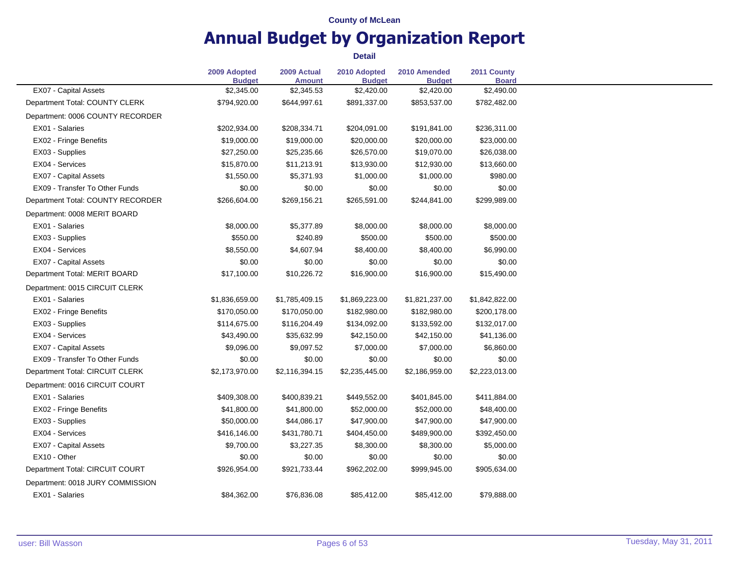County of McLean

# Annual Budget by Organization Report

**Detail**

| | 2009 Adopted Budget | 2009 Actual Amount | 2010 Adopted Budget | 2010 Amended Budget | 2011 County Board |
|---|---|---|---|---|---|
| EX07 - Capital Assets | $2,345.00 | $2,345.53 | $2,420.00 | $2,420.00 | $2,490.00 |
| Department Total: COUNTY CLERK | $794,920.00 | $644,997.61 | $891,337.00 | $853,537.00 | $782,482.00 |
| Department: 0006 COUNTY RECORDER | | | | | |
| EX01 - Salaries | $202,934.00 | $208,334.71 | $204,091.00 | $191,841.00 | $236,311.00 |
| EX02 - Fringe Benefits | $19,000.00 | $19,000.00 | $20,000.00 | $20,000.00 | $23,000.00 |
| EX03 - Supplies | $27,250.00 | $25,235.66 | $26,570.00 | $19,070.00 | $26,038.00 |
| EX04 - Services | $15,870.00 | $11,213.91 | $13,930.00 | $12,930.00 | $13,660.00 |
| EX07 - Capital Assets | $1,550.00 | $5,371.93 | $1,000.00 | $1,000.00 | $980.00 |
| EX09 - Transfer To Other Funds | $0.00 | $0.00 | $0.00 | $0.00 | $0.00 |
| Department Total: COUNTY RECORDER | $266,604.00 | $269,156.21 | $265,591.00 | $244,841.00 | $299,989.00 |
| Department: 0008 MERIT BOARD | | | | | |
| EX01 - Salaries | $8,000.00 | $5,377.89 | $8,000.00 | $8,000.00 | $8,000.00 |
| EX03 - Supplies | $550.00 | $240.89 | $500.00 | $500.00 | $500.00 |
| EX04 - Services | $8,550.00 | $4,607.94 | $8,400.00 | $8,400.00 | $6,990.00 |
| EX07 - Capital Assets | $0.00 | $0.00 | $0.00 | $0.00 | $0.00 |
| Department Total: MERIT BOARD | $17,100.00 | $10,226.72 | $16,900.00 | $16,900.00 | $15,490.00 |
| Department: 0015 CIRCUIT CLERK | | | | | |
| EX01 - Salaries | $1,836,659.00 | $1,785,409.15 | $1,869,223.00 | $1,821,237.00 | $1,842,822.00 |
| EX02 - Fringe Benefits | $170,050.00 | $170,050.00 | $182,980.00 | $182,980.00 | $200,178.00 |
| EX03 - Supplies | $114,675.00 | $116,204.49 | $134,092.00 | $133,592.00 | $132,017.00 |
| EX04 - Services | $43,490.00 | $35,632.99 | $42,150.00 | $42,150.00 | $41,136.00 |
| EX07 - Capital Assets | $9,096.00 | $9,097.52 | $7,000.00 | $7,000.00 | $6,860.00 |
| EX09 - Transfer To Other Funds | $0.00 | $0.00 | $0.00 | $0.00 | $0.00 |
| Department Total: CIRCUIT CLERK | $2,173,970.00 | $2,116,394.15 | $2,235,445.00 | $2,186,959.00 | $2,223,013.00 |
| Department: 0016 CIRCUIT COURT | | | | | |
| EX01 - Salaries | $409,308.00 | $400,839.21 | $449,552.00 | $401,845.00 | $411,884.00 |
| EX02 - Fringe Benefits | $41,800.00 | $41,800.00 | $52,000.00 | $52,000.00 | $48,400.00 |
| EX03 - Supplies | $50,000.00 | $44,086.17 | $47,900.00 | $47,900.00 | $47,900.00 |
| EX04 - Services | $416,146.00 | $431,780.71 | $404,450.00 | $489,900.00 | $392,450.00 |
| EX07 - Capital Assets | $9,700.00 | $3,227.35 | $8,300.00 | $8,300.00 | $5,000.00 |
| EX10 - Other | $0.00 | $0.00 | $0.00 | $0.00 | $0.00 |
| Department Total: CIRCUIT COURT | $926,954.00 | $921,733.44 | $962,202.00 | $999,945.00 | $905,634.00 |
| Department: 0018 JURY COMMISSION | | | | | |
| EX01 - Salaries | $84,362.00 | $76,836.08 | $85,412.00 | $85,412.00 | $79,888.00 |

user: Bill Wasson

Tuesday, May 31, 2011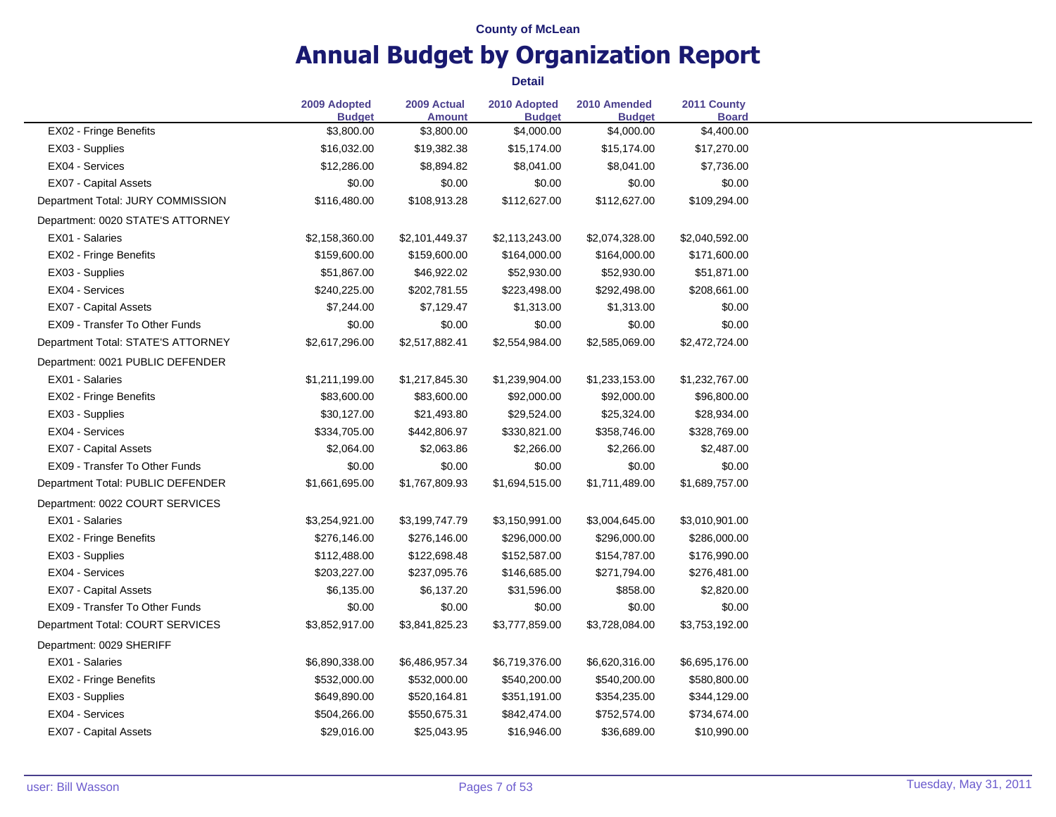County of McLean

# Annual Budget by Organization Report

**Detail**

| | 2009 Adopted Budget | 2009 Actual Amount | 2010 Adopted Budget | 2010 Amended Budget | 2011 County Board |
|---|---|---|---|---|---|
| EX02 - Fringe Benefits | $3,800.00 | $3,800.00 | $4,000.00 | $4,000.00 | $4,400.00 |
| EX03 - Supplies | $16,032.00 | $19,382.38 | $15,174.00 | $15,174.00 | $17,270.00 |
| EX04 - Services | $12,286.00 | $8,894.82 | $8,041.00 | $8,041.00 | $7,736.00 |
| EX07 - Capital Assets | $0.00 | $0.00 | $0.00 | $0.00 | $0.00 |
| Department Total: JURY COMMISSION | $116,480.00 | $108,913.28 | $112,627.00 | $112,627.00 | $109,294.00 |
| Department: 0020 STATE'S ATTORNEY | | | | | |
| EX01 - Salaries | $2,158,360.00 | $2,101,449.37 | $2,113,243.00 | $2,074,328.00 | $2,040,592.00 |
| EX02 - Fringe Benefits | $159,600.00 | $159,600.00 | $164,000.00 | $164,000.00 | $171,600.00 |
| EX03 - Supplies | $51,867.00 | $46,922.02 | $52,930.00 | $52,930.00 | $51,871.00 |
| EX04 - Services | $240,225.00 | $202,781.55 | $223,498.00 | $292,498.00 | $208,661.00 |
| EX07 - Capital Assets | $7,244.00 | $7,129.47 | $1,313.00 | $1,313.00 | $0.00 |
| EX09 - Transfer To Other Funds | $0.00 | $0.00 | $0.00 | $0.00 | $0.00 |
| Department Total: STATE'S ATTORNEY | $2,617,296.00 | $2,517,882.41 | $2,554,984.00 | $2,585,069.00 | $2,472,724.00 |
| Department: 0021 PUBLIC DEFENDER | | | | | |
| EX01 - Salaries | $1,211,199.00 | $1,217,845.30 | $1,239,904.00 | $1,233,153.00 | $1,232,767.00 |
| EX02 - Fringe Benefits | $83,600.00 | $83,600.00 | $92,000.00 | $92,000.00 | $96,800.00 |
| EX03 - Supplies | $30,127.00 | $21,493.80 | $29,524.00 | $25,324.00 | $28,934.00 |
| EX04 - Services | $334,705.00 | $442,806.97 | $330,821.00 | $358,746.00 | $328,769.00 |
| EX07 - Capital Assets | $2,064.00 | $2,063.86 | $2,266.00 | $2,266.00 | $2,487.00 |
| EX09 - Transfer To Other Funds | $0.00 | $0.00 | $0.00 | $0.00 | $0.00 |
| Department Total: PUBLIC DEFENDER | $1,661,695.00 | $1,767,809.93 | $1,694,515.00 | $1,711,489.00 | $1,689,757.00 |
| Department: 0022 COURT SERVICES | | | | | |
| EX01 - Salaries | $3,254,921.00 | $3,199,747.79 | $3,150,991.00 | $3,004,645.00 | $3,010,901.00 |
| EX02 - Fringe Benefits | $276,146.00 | $276,146.00 | $296,000.00 | $296,000.00 | $286,000.00 |
| EX03 - Supplies | $112,488.00 | $122,698.48 | $152,587.00 | $154,787.00 | $176,990.00 |
| EX04 - Services | $203,227.00 | $237,095.76 | $146,685.00 | $271,794.00 | $276,481.00 |
| EX07 - Capital Assets | $6,135.00 | $6,137.20 | $31,596.00 | $858.00 | $2,820.00 |
| EX09 - Transfer To Other Funds | $0.00 | $0.00 | $0.00 | $0.00 | $0.00 |
| Department Total: COURT SERVICES | $3,852,917.00 | $3,841,825.23 | $3,777,859.00 | $3,728,084.00 | $3,753,192.00 |
| Department: 0029 SHERIFF | | | | | |
| EX01 - Salaries | $6,890,338.00 | $6,486,957.34 | $6,719,376.00 | $6,620,316.00 | $6,695,176.00 |
| EX02 - Fringe Benefits | $532,000.00 | $532,000.00 | $540,200.00 | $540,200.00 | $580,800.00 |
| EX03 - Supplies | $649,890.00 | $520,164.81 | $351,191.00 | $354,235.00 | $344,129.00 |
| EX04 - Services | $504,266.00 | $550,675.31 | $842,474.00 | $752,574.00 | $734,674.00 |
| EX07 - Capital Assets | $29,016.00 | $25,043.95 | $16,946.00 | $36,689.00 | $10,990.00 |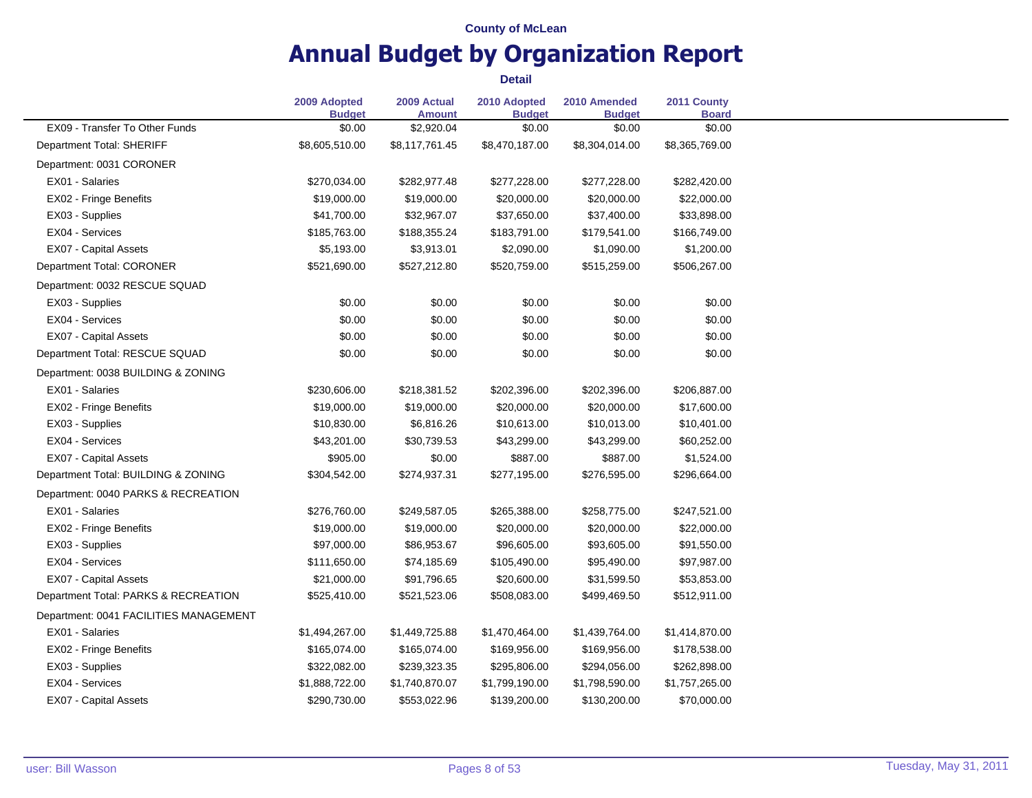County of McLean

# Annual Budget by Organization Report

**Detail**

| | 2009 Adopted Budget | 2009 Actual Amount | 2010 Adopted Budget | 2010 Amended Budget | 2011 County Board |
|---|---|---|---|---|---|
| EX09 - Transfer To Other Funds | $0.00 | $2,920.04 | $0.00 | $0.00 | $0.00 |
| Department Total: SHERIFF | $8,605,510.00 | $8,117,761.45 | $8,470,187.00 | $8,304,014.00 | $8,365,769.00 |
| Department: 0031 CORONER | | | | | |
| EX01 - Salaries | $270,034.00 | $282,977.48 | $277,228.00 | $277,228.00 | $282,420.00 |
| EX02 - Fringe Benefits | $19,000.00 | $19,000.00 | $20,000.00 | $20,000.00 | $22,000.00 |
| EX03 - Supplies | $41,700.00 | $32,967.07 | $37,650.00 | $37,400.00 | $33,898.00 |
| EX04 - Services | $185,763.00 | $188,355.24 | $183,791.00 | $179,541.00 | $166,749.00 |
| EX07 - Capital Assets | $5,193.00 | $3,913.01 | $2,090.00 | $1,090.00 | $1,200.00 |
| Department Total: CORONER | $521,690.00 | $527,212.80 | $520,759.00 | $515,259.00 | $506,267.00 |
| Department: 0032 RESCUE SQUAD | | | | | |
| EX03 - Supplies | $0.00 | $0.00 | $0.00 | $0.00 | $0.00 |
| EX04 - Services | $0.00 | $0.00 | $0.00 | $0.00 | $0.00 |
| EX07 - Capital Assets | $0.00 | $0.00 | $0.00 | $0.00 | $0.00 |
| Department Total: RESCUE SQUAD | $0.00 | $0.00 | $0.00 | $0.00 | $0.00 |
| Department: 0038 BUILDING & ZONING | | | | | |
| EX01 - Salaries | $230,606.00 | $218,381.52 | $202,396.00 | $202,396.00 | $206,887.00 |
| EX02 - Fringe Benefits | $19,000.00 | $19,000.00 | $20,000.00 | $20,000.00 | $17,600.00 |
| EX03 - Supplies | $10,830.00 | $6,816.26 | $10,613.00 | $10,013.00 | $10,401.00 |
| EX04 - Services | $43,201.00 | $30,739.53 | $43,299.00 | $43,299.00 | $60,252.00 |
| EX07 - Capital Assets | $905.00 | $0.00 | $887.00 | $887.00 | $1,524.00 |
| Department Total: BUILDING & ZONING | $304,542.00 | $274,937.31 | $277,195.00 | $276,595.00 | $296,664.00 |
| Department: 0040 PARKS & RECREATION | | | | | |
| EX01 - Salaries | $276,760.00 | $249,587.05 | $265,388.00 | $258,775.00 | $247,521.00 |
| EX02 - Fringe Benefits | $19,000.00 | $19,000.00 | $20,000.00 | $20,000.00 | $22,000.00 |
| EX03 - Supplies | $97,000.00 | $86,953.67 | $96,605.00 | $93,605.00 | $91,550.00 |
| EX04 - Services | $111,650.00 | $74,185.69 | $105,490.00 | $95,490.00 | $97,987.00 |
| EX07 - Capital Assets | $21,000.00 | $91,796.65 | $20,600.00 | $31,599.50 | $53,853.00 |
| Department Total: PARKS & RECREATION | $525,410.00 | $521,523.06 | $508,083.00 | $499,469.50 | $512,911.00 |
| Department: 0041 FACILITIES MANAGEMENT | | | | | |
| EX01 - Salaries | $1,494,267.00 | $1,449,725.88 | $1,470,464.00 | $1,439,764.00 | $1,414,870.00 |
| EX02 - Fringe Benefits | $165,074.00 | $165,074.00 | $169,956.00 | $169,956.00 | $178,538.00 |
| EX03 - Supplies | $322,082.00 | $239,323.35 | $295,806.00 | $294,056.00 | $262,898.00 |
| EX04 - Services | $1,888,722.00 | $1,740,870.07 | $1,799,190.00 | $1,798,590.00 | $1,757,265.00 |
| EX07 - Capital Assets | $290,730.00 | $553,022.96 | $139,200.00 | $130,200.00 | $70,000.00 |

user: Bill Wasson

Tuesday, May 31, 2011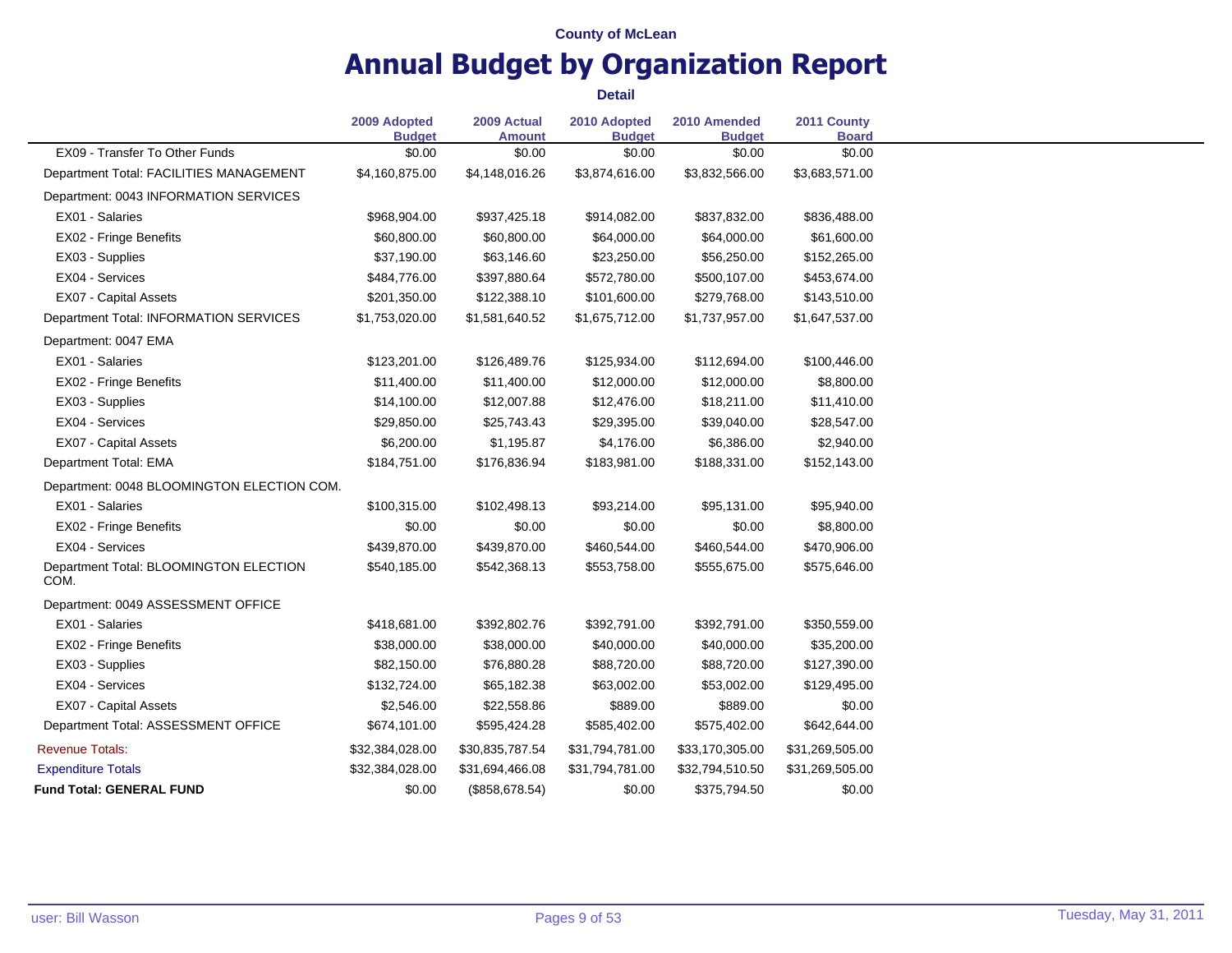County of McLean

# Annual Budget by Organization Report

**Detail**

| | 2009 Adopted Budget | 2009 Actual Amount | 2010 Adopted Budget | 2010 Amended Budget | 2011 County Board |
|---|---|---|---|---|---|
| EX09 - Transfer To Other Funds | $0.00 | $0.00 | $0.00 | $0.00 | $0.00 |
| Department Total: FACILITIES MANAGEMENT | $4,160,875.00 | $4,148,016.26 | $3,874,616.00 | $3,832,566.00 | $3,683,571.00 |
| Department: 0043 INFORMATION SERVICES | | | | | |
| EX01 - Salaries | $968,904.00 | $937,425.18 | $914,082.00 | $837,832.00 | $836,488.00 |
| EX02 - Fringe Benefits | $60,800.00 | $60,800.00 | $64,000.00 | $64,000.00 | $61,600.00 |
| EX03 - Supplies | $37,190.00 | $63,146.60 | $23,250.00 | $56,250.00 | $152,265.00 |
| EX04 - Services | $484,776.00 | $397,880.64 | $572,780.00 | $500,107.00 | $453,674.00 |
| EX07 - Capital Assets | $201,350.00 | $122,388.10 | $101,600.00 | $279,768.00 | $143,510.00 |
| Department Total: INFORMATION SERVICES | $1,753,020.00 | $1,581,640.52 | $1,675,712.00 | $1,737,957.00 | $1,647,537.00 |
| Department: 0047 EMA | | | | | |
| EX01 - Salaries | $123,201.00 | $126,489.76 | $125,934.00 | $112,694.00 | $100,446.00 |
| EX02 - Fringe Benefits | $11,400.00 | $11,400.00 | $12,000.00 | $12,000.00 | $8,800.00 |
| EX03 - Supplies | $14,100.00 | $12,007.88 | $12,476.00 | $18,211.00 | $11,410.00 |
| EX04 - Services | $29,850.00 | $25,743.43 | $29,395.00 | $39,040.00 | $28,547.00 |
| EX07 - Capital Assets | $6,200.00 | $1,195.87 | $4,176.00 | $6,386.00 | $2,940.00 |
| Department Total: EMA | $184,751.00 | $176,836.94 | $183,981.00 | $188,331.00 | $152,143.00 |
| Department: 0048 BLOOMINGTON ELECTION COM. | | | | | |
| EX01 - Salaries | $100,315.00 | $102,498.13 | $93,214.00 | $95,131.00 | $95,940.00 |
| EX02 - Fringe Benefits | $0.00 | $0.00 | $0.00 | $0.00 | $8,800.00 |
| EX04 - Services | $439,870.00 | $439,870.00 | $460,544.00 | $460,544.00 | $470,906.00 |
| Department Total: BLOOMINGTON ELECTION COM. | $540,185.00 | $542,368.13 | $553,758.00 | $555,675.00 | $575,646.00 |
| Department: 0049 ASSESSMENT OFFICE | | | | | |
| EX01 - Salaries | $418,681.00 | $392,802.76 | $392,791.00 | $392,791.00 | $350,559.00 |
| EX02 - Fringe Benefits | $38,000.00 | $38,000.00 | $40,000.00 | $40,000.00 | $35,200.00 |
| EX03 - Supplies | $82,150.00 | $76,880.28 | $88,720.00 | $88,720.00 | $127,390.00 |
| EX04 - Services | $132,724.00 | $65,182.38 | $63,002.00 | $53,002.00 | $129,495.00 |
| EX07 - Capital Assets | $2,546.00 | $22,558.86 | $889.00 | $889.00 | $0.00 |
| Department Total: ASSESSMENT OFFICE | $674,101.00 | $595,424.28 | $585,402.00 | $575,402.00 | $642,644.00 |
| Revenue Totals: | $32,384,028.00 | $30,835,787.54 | $31,794,781.00 | $33,170,305.00 | $31,269,505.00 |
| Expenditure Totals | $32,384,028.00 | $31,694,466.08 | $31,794,781.00 | $32,794,510.50 | $31,269,505.00 |
| **Fund Total: GENERAL FUND** | $0.00 | ($858,678.54) | $0.00 | $375,794.50 | $0.00 |

user: Bill Wasson | Tuesday, May 31, 2011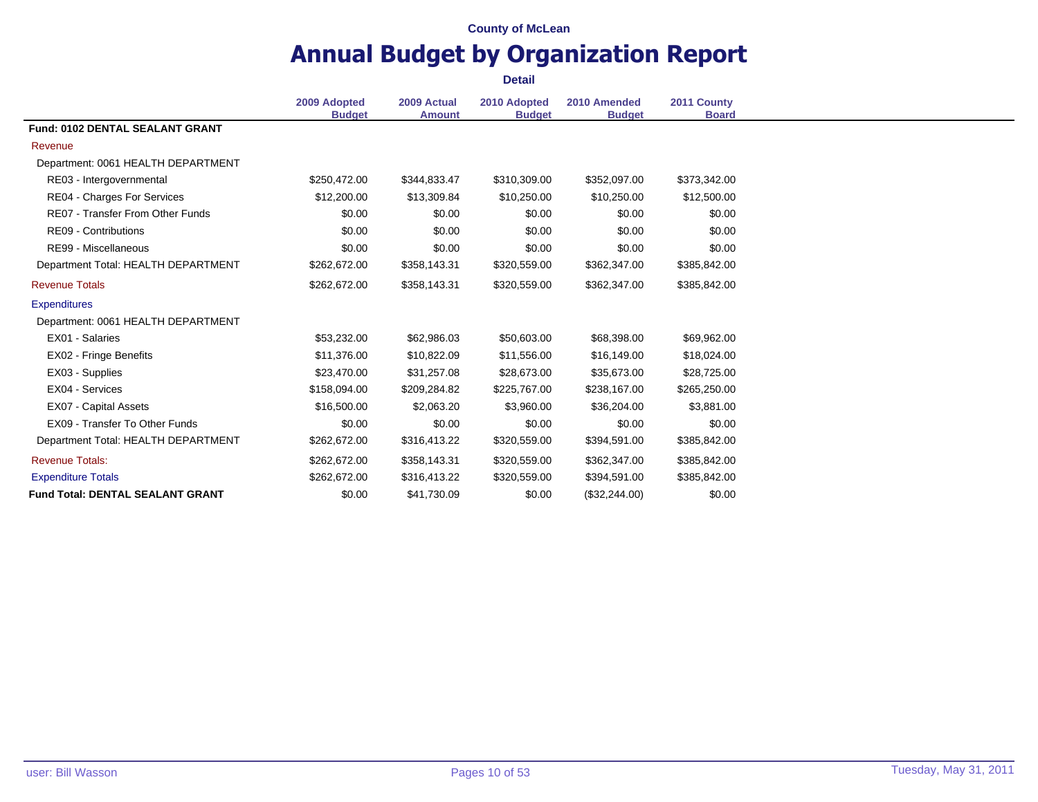County of McLean

# Annual Budget by Organization Report

**Detail**

| | 2009 Adopted Budget | 2009 Actual Amount | 2010 Adopted Budget | 2010 Amended Budget | 2011 County Board |
|---|---|---|---|---|---|
| **Fund: 0102 DENTAL SEALANT GRANT** | | | | | |
| Revenue | | | | | |
| Department: 0061 HEALTH DEPARTMENT | | | | | |
| RE03 - Intergovernmental | $250,472.00 | $344,833.47 | $310,309.00 | $352,097.00 | $373,342.00 |
| RE04 - Charges For Services | $12,200.00 | $13,309.84 | $10,250.00 | $10,250.00 | $12,500.00 |
| RE07 - Transfer From Other Funds | $0.00 | $0.00 | $0.00 | $0.00 | $0.00 |
| RE09 - Contributions | $0.00 | $0.00 | $0.00 | $0.00 | $0.00 |
| RE99 - Miscellaneous | $0.00 | $0.00 | $0.00 | $0.00 | $0.00 |
| Department Total: HEALTH DEPARTMENT | $262,672.00 | $358,143.31 | $320,559.00 | $362,347.00 | $385,842.00 |
| Revenue Totals | $262,672.00 | $358,143.31 | $320,559.00 | $362,347.00 | $385,842.00 |
| Expenditures | | | | | |
| Department: 0061 HEALTH DEPARTMENT | | | | | |
| EX01 - Salaries | $53,232.00 | $62,986.03 | $50,603.00 | $68,398.00 | $69,962.00 |
| EX02 - Fringe Benefits | $11,376.00 | $10,822.09 | $11,556.00 | $16,149.00 | $18,024.00 |
| EX03 - Supplies | $23,470.00 | $31,257.08 | $28,673.00 | $35,673.00 | $28,725.00 |
| EX04 - Services | $158,094.00 | $209,284.82 | $225,767.00 | $238,167.00 | $265,250.00 |
| EX07 - Capital Assets | $16,500.00 | $2,063.20 | $3,960.00 | $36,204.00 | $3,881.00 |
| EX09 - Transfer To Other Funds | $0.00 | $0.00 | $0.00 | $0.00 | $0.00 |
| Department Total: HEALTH DEPARTMENT | $262,672.00 | $316,413.22 | $320,559.00 | $394,591.00 | $385,842.00 |
| Revenue Totals: | $262,672.00 | $358,143.31 | $320,559.00 | $362,347.00 | $385,842.00 |
| Expenditure Totals | $262,672.00 | $316,413.22 | $320,559.00 | $394,591.00 | $385,842.00 |
| **Fund Total: DENTAL SEALANT GRANT** | $0.00 | $41,730.09 | $0.00 | ($32,244.00) | $0.00 |

user: Bill Wasson

Tuesday, May 31, 2011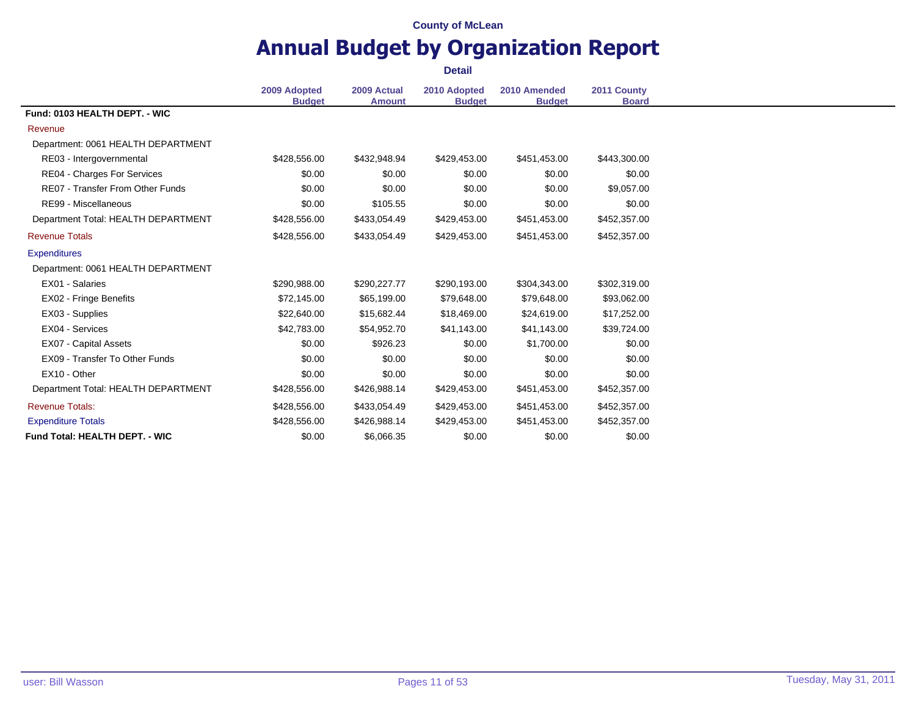County of McLean

# Annual Budget by Organization Report

**Detail**

| | 2009 Adopted Budget | 2009 Actual Amount | 2010 Adopted Budget | 2010 Amended Budget | 2011 County Board |
|---|---|---|---|---|---|
| **Fund: 0103 HEALTH DEPT. - WIC** | | | | | |
| Revenue | | | | | |
| Department: 0061 HEALTH DEPARTMENT | | | | | |
| RE03 - Intergovernmental | $428,556.00 | $432,948.94 | $429,453.00 | $451,453.00 | $443,300.00 |
| RE04 - Charges For Services | $0.00 | $0.00 | $0.00 | $0.00 | $0.00 |
| RE07 - Transfer From Other Funds | $0.00 | $0.00 | $0.00 | $0.00 | $9,057.00 |
| RE99 - Miscellaneous | $0.00 | $105.55 | $0.00 | $0.00 | $0.00 |
| Department Total: HEALTH DEPARTMENT | $428,556.00 | $433,054.49 | $429,453.00 | $451,453.00 | $452,357.00 |
| Revenue Totals | $428,556.00 | $433,054.49 | $429,453.00 | $451,453.00 | $452,357.00 |
| Expenditures | | | | | |
| Department: 0061 HEALTH DEPARTMENT | | | | | |
| EX01 - Salaries | $290,988.00 | $290,227.77 | $290,193.00 | $304,343.00 | $302,319.00 |
| EX02 - Fringe Benefits | $72,145.00 | $65,199.00 | $79,648.00 | $79,648.00 | $93,062.00 |
| EX03 - Supplies | $22,640.00 | $15,682.44 | $18,469.00 | $24,619.00 | $17,252.00 |
| EX04 - Services | $42,783.00 | $54,952.70 | $41,143.00 | $41,143.00 | $39,724.00 |
| EX07 - Capital Assets | $0.00 | $926.23 | $0.00 | $1,700.00 | $0.00 |
| EX09 - Transfer To Other Funds | $0.00 | $0.00 | $0.00 | $0.00 | $0.00 |
| EX10 - Other | $0.00 | $0.00 | $0.00 | $0.00 | $0.00 |
| Department Total: HEALTH DEPARTMENT | $428,556.00 | $426,988.14 | $429,453.00 | $451,453.00 | $452,357.00 |
| Revenue Totals: | $428,556.00 | $433,054.49 | $429,453.00 | $451,453.00 | $452,357.00 |
| Expenditure Totals | $428,556.00 | $426,988.14 | $429,453.00 | $451,453.00 | $452,357.00 |
| **Fund Total: HEALTH DEPT. - WIC** | $0.00 | $6,066.35 | $0.00 | $0.00 | $0.00 |

user: Bill Wasson

Tuesday, May 31, 2011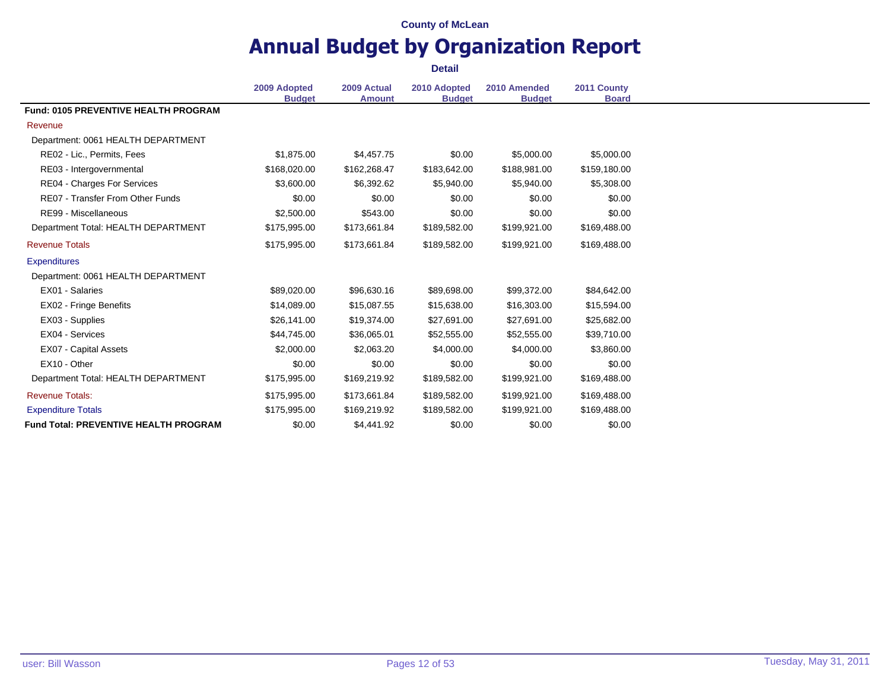County of McLean

# Annual Budget by Organization Report

**Detail**

| | 2009 Adopted Budget | 2009 Actual Amount | 2010 Adopted Budget | 2010 Amended Budget | 2011 County Board |
|---|---|---|---|---|---|
| **Fund: 0105 PREVENTIVE HEALTH PROGRAM** | | | | | |
| Revenue | | | | | |
| Department: 0061 HEALTH DEPARTMENT | | | | | |
| RE02 - Lic., Permits, Fees | $1,875.00 | $4,457.75 | $0.00 | $5,000.00 | $5,000.00 |
| RE03 - Intergovernmental | $168,020.00 | $162,268.47 | $183,642.00 | $188,981.00 | $159,180.00 |
| RE04 - Charges For Services | $3,600.00 | $6,392.62 | $5,940.00 | $5,940.00 | $5,308.00 |
| RE07 - Transfer From Other Funds | $0.00 | $0.00 | $0.00 | $0.00 | $0.00 |
| RE99 - Miscellaneous | $2,500.00 | $543.00 | $0.00 | $0.00 | $0.00 |
| Department Total: HEALTH DEPARTMENT | $175,995.00 | $173,661.84 | $189,582.00 | $199,921.00 | $169,488.00 |
| Revenue Totals | $175,995.00 | $173,661.84 | $189,582.00 | $199,921.00 | $169,488.00 |
| Expenditures | | | | | |
| Department: 0061 HEALTH DEPARTMENT | | | | | |
| EX01 - Salaries | $89,020.00 | $96,630.16 | $89,698.00 | $99,372.00 | $84,642.00 |
| EX02 - Fringe Benefits | $14,089.00 | $15,087.55 | $15,638.00 | $16,303.00 | $15,594.00 |
| EX03 - Supplies | $26,141.00 | $19,374.00 | $27,691.00 | $27,691.00 | $25,682.00 |
| EX04 - Services | $44,745.00 | $36,065.01 | $52,555.00 | $52,555.00 | $39,710.00 |
| EX07 - Capital Assets | $2,000.00 | $2,063.20 | $4,000.00 | $4,000.00 | $3,860.00 |
| EX10 - Other | $0.00 | $0.00 | $0.00 | $0.00 | $0.00 |
| Department Total: HEALTH DEPARTMENT | $175,995.00 | $169,219.92 | $189,582.00 | $199,921.00 | $169,488.00 |
| Revenue Totals: | $175,995.00 | $173,661.84 | $189,582.00 | $199,921.00 | $169,488.00 |
| Expenditure Totals | $175,995.00 | $169,219.92 | $189,582.00 | $199,921.00 | $169,488.00 |
| **Fund Total: PREVENTIVE HEALTH PROGRAM** | $0.00 | $4,441.92 | $0.00 | $0.00 | $0.00 |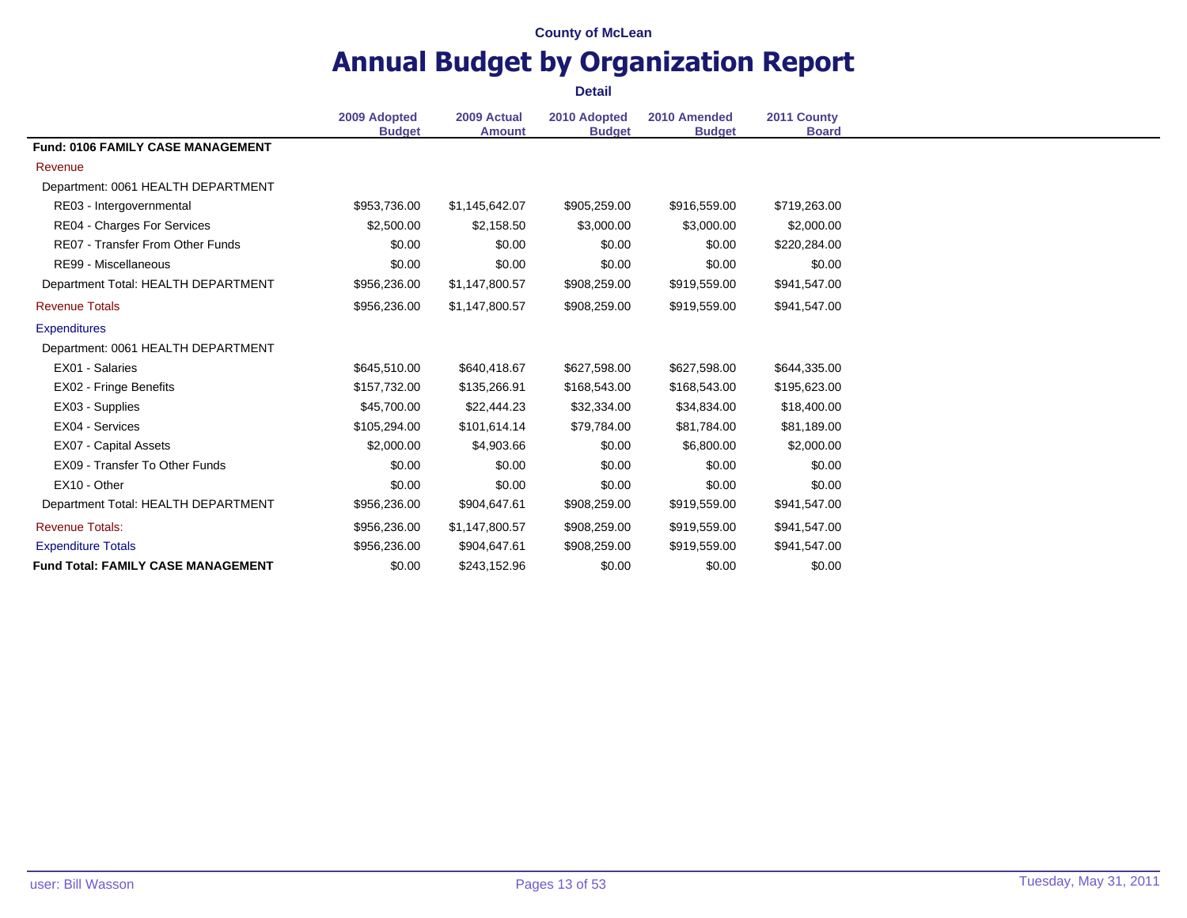County of McLean

# Annual Budget by Organization Report

**Detail**

| | 2009 Adopted Budget | 2009 Actual Amount | 2010 Adopted Budget | 2010 Amended Budget | 2011 County Board |
|---|---|---|---|---|---|
| **Fund: 0106 FAMILY CASE MANAGEMENT** | | | | | |
| Revenue | | | | | |
| Department: 0061 HEALTH DEPARTMENT | | | | | |
| RE03 - Intergovernmental | $953,736.00 | $1,145,642.07 | $905,259.00 | $916,559.00 | $719,263.00 |
| RE04 - Charges For Services | $2,500.00 | $2,158.50 | $3,000.00 | $3,000.00 | $2,000.00 |
| RE07 - Transfer From Other Funds | $0.00 | $0.00 | $0.00 | $0.00 | $220,284.00 |
| RE99 - Miscellaneous | $0.00 | $0.00 | $0.00 | $0.00 | $0.00 |
| Department Total: HEALTH DEPARTMENT | $956,236.00 | $1,147,800.57 | $908,259.00 | $919,559.00 | $941,547.00 |
| Revenue Totals | $956,236.00 | $1,147,800.57 | $908,259.00 | $919,559.00 | $941,547.00 |
| Expenditures | | | | | |
| Department: 0061 HEALTH DEPARTMENT | | | | | |
| EX01 - Salaries | $645,510.00 | $640,418.67 | $627,598.00 | $627,598.00 | $644,335.00 |
| EX02 - Fringe Benefits | $157,732.00 | $135,266.91 | $168,543.00 | $168,543.00 | $195,623.00 |
| EX03 - Supplies | $45,700.00 | $22,444.23 | $32,334.00 | $34,834.00 | $18,400.00 |
| EX04 - Services | $105,294.00 | $101,614.14 | $79,784.00 | $81,784.00 | $81,189.00 |
| EX07 - Capital Assets | $2,000.00 | $4,903.66 | $0.00 | $6,800.00 | $2,000.00 |
| EX09 - Transfer To Other Funds | $0.00 | $0.00 | $0.00 | $0.00 | $0.00 |
| EX10 - Other | $0.00 | $0.00 | $0.00 | $0.00 | $0.00 |
| Department Total: HEALTH DEPARTMENT | $956,236.00 | $904,647.61 | $908,259.00 | $919,559.00 | $941,547.00 |
| Revenue Totals: | $956,236.00 | $1,147,800.57 | $908,259.00 | $919,559.00 | $941,547.00 |
| Expenditure Totals | $956,236.00 | $904,647.61 | $908,259.00 | $919,559.00 | $941,547.00 |
| **Fund Total: FAMILY CASE MANAGEMENT** | $0.00 | $243,152.96 | $0.00 | $0.00 | $0.00 |

user: Bill Wasson

Tuesday, May 31, 2011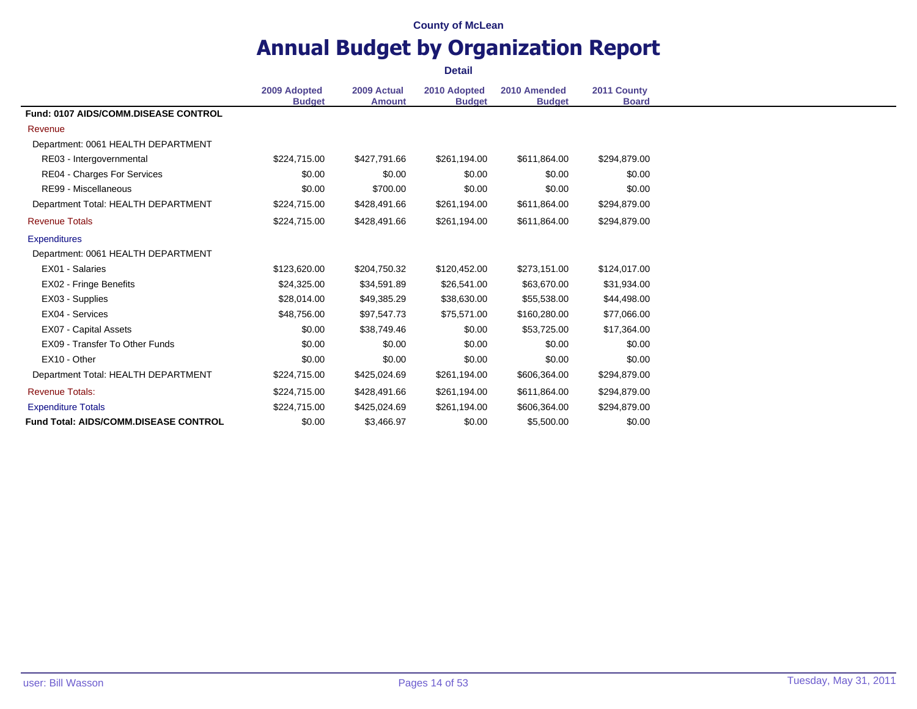County of McLean

# Annual Budget by Organization Report

**Detail**

| | 2009 Adopted Budget | 2009 Actual Amount | 2010 Adopted Budget | 2010 Amended Budget | 2011 County Board |
|---|---|---|---|---|---|
| **Fund: 0107 AIDS/COMM.DISEASE CONTROL** | | | | | |
| Revenue | | | | | |
| Department: 0061 HEALTH DEPARTMENT | | | | | |
| RE03 - Intergovernmental | $224,715.00 | $427,791.66 | $261,194.00 | $611,864.00 | $294,879.00 |
| RE04 - Charges For Services | $0.00 | $0.00 | $0.00 | $0.00 | $0.00 |
| RE99 - Miscellaneous | $0.00 | $700.00 | $0.00 | $0.00 | $0.00 |
| Department Total: HEALTH DEPARTMENT | $224,715.00 | $428,491.66 | $261,194.00 | $611,864.00 | $294,879.00 |
| Revenue Totals | $224,715.00 | $428,491.66 | $261,194.00 | $611,864.00 | $294,879.00 |
| Expenditures | | | | | |
| Department: 0061 HEALTH DEPARTMENT | | | | | |
| EX01 - Salaries | $123,620.00 | $204,750.32 | $120,452.00 | $273,151.00 | $124,017.00 |
| EX02 - Fringe Benefits | $24,325.00 | $34,591.89 | $26,541.00 | $63,670.00 | $31,934.00 |
| EX03 - Supplies | $28,014.00 | $49,385.29 | $38,630.00 | $55,538.00 | $44,498.00 |
| EX04 - Services | $48,756.00 | $97,547.73 | $75,571.00 | $160,280.00 | $77,066.00 |
| EX07 - Capital Assets | $0.00 | $38,749.46 | $0.00 | $53,725.00 | $17,364.00 |
| EX09 - Transfer To Other Funds | $0.00 | $0.00 | $0.00 | $0.00 | $0.00 |
| EX10 - Other | $0.00 | $0.00 | $0.00 | $0.00 | $0.00 |
| Department Total: HEALTH DEPARTMENT | $224,715.00 | $425,024.69 | $261,194.00 | $606,364.00 | $294,879.00 |
| Revenue Totals: | $224,715.00 | $428,491.66 | $261,194.00 | $611,864.00 | $294,879.00 |
| Expenditure Totals | $224,715.00 | $425,024.69 | $261,194.00 | $606,364.00 | $294,879.00 |
| **Fund Total: AIDS/COMM.DISEASE CONTROL** | $0.00 | $3,466.97 | $0.00 | $5,500.00 | $0.00 |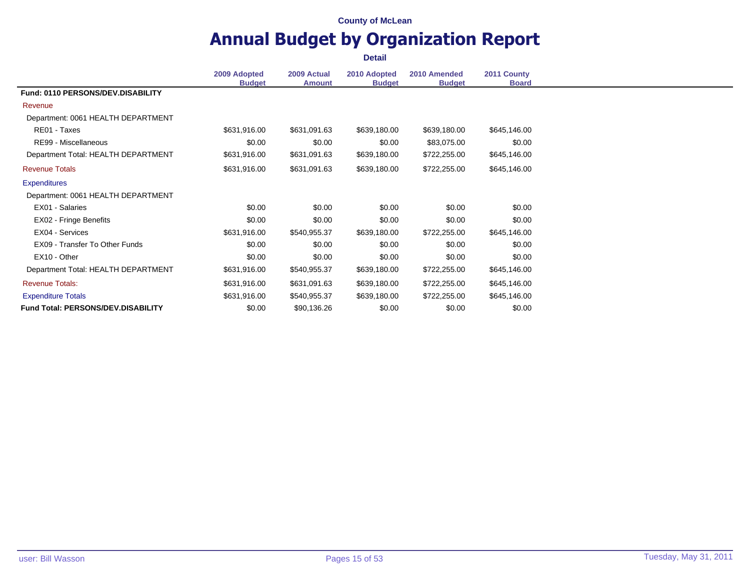County of McLean

# Annual Budget by Organization Report

**Detail**

| | 2009 Adopted Budget | 2009 Actual Amount | 2010 Adopted Budget | 2010 Amended Budget | 2011 County Board |
|---|---|---|---|---|---|
| **Fund: 0110 PERSONS/DEV.DISABILITY** | | | | | |
| Revenue | | | | | |
| Department: 0061 HEALTH DEPARTMENT | | | | | |
| RE01 - Taxes | $631,916.00 | $631,091.63 | $639,180.00 | $639,180.00 | $645,146.00 |
| RE99 - Miscellaneous | $0.00 | $0.00 | $0.00 | $83,075.00 | $0.00 |
| Department Total: HEALTH DEPARTMENT | $631,916.00 | $631,091.63 | $639,180.00 | $722,255.00 | $645,146.00 |
| Revenue Totals | $631,916.00 | $631,091.63 | $639,180.00 | $722,255.00 | $645,146.00 |
| Expenditures | | | | | |
| Department: 0061 HEALTH DEPARTMENT | | | | | |
| EX01 - Salaries | $0.00 | $0.00 | $0.00 | $0.00 | $0.00 |
| EX02 - Fringe Benefits | $0.00 | $0.00 | $0.00 | $0.00 | $0.00 |
| EX04 - Services | $631,916.00 | $540,955.37 | $639,180.00 | $722,255.00 | $645,146.00 |
| EX09 - Transfer To Other Funds | $0.00 | $0.00 | $0.00 | $0.00 | $0.00 |
| EX10 - Other | $0.00 | $0.00 | $0.00 | $0.00 | $0.00 |
| Department Total: HEALTH DEPARTMENT | $631,916.00 | $540,955.37 | $639,180.00 | $722,255.00 | $645,146.00 |
| Revenue Totals: | $631,916.00 | $631,091.63 | $639,180.00 | $722,255.00 | $645,146.00 |
| Expenditure Totals | $631,916.00 | $540,955.37 | $639,180.00 | $722,255.00 | $645,146.00 |
| **Fund Total: PERSONS/DEV.DISABILITY** | $0.00 | $90,136.26 | $0.00 | $0.00 | $0.00 |

user: Bill Wasson — Tuesday, May 31, 2011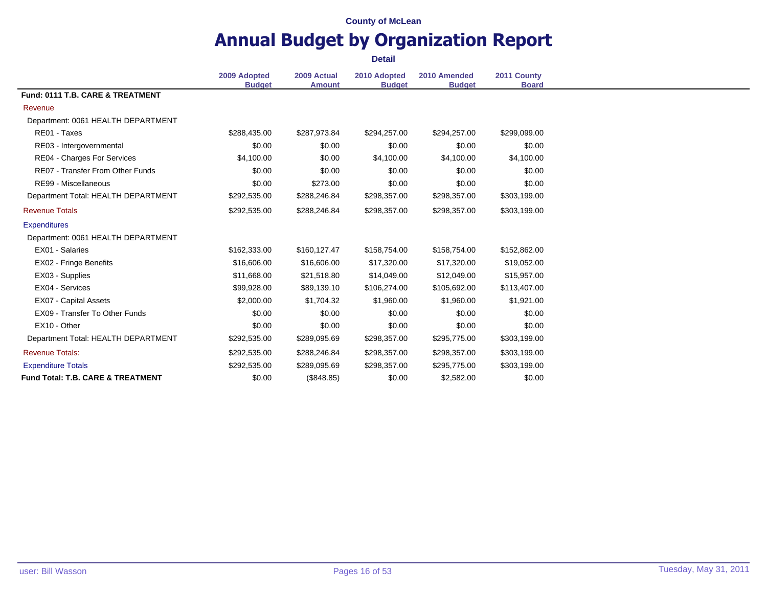County of McLean

# Annual Budget by Organization Report

**Detail**

| | 2009 Adopted Budget | 2009 Actual Amount | 2010 Adopted Budget | 2010 Amended Budget | 2011 County Board |
|---|---|---|---|---|---|
| **Fund: 0111 T.B. CARE & TREATMENT** | | | | | |
| Revenue | | | | | |
| Department: 0061 HEALTH DEPARTMENT | | | | | |
| RE01 - Taxes | $288,435.00 | $287,973.84 | $294,257.00 | $294,257.00 | $299,099.00 |
| RE03 - Intergovernmental | $0.00 | $0.00 | $0.00 | $0.00 | $0.00 |
| RE04 - Charges For Services | $4,100.00 | $0.00 | $4,100.00 | $4,100.00 | $4,100.00 |
| RE07 - Transfer From Other Funds | $0.00 | $0.00 | $0.00 | $0.00 | $0.00 |
| RE99 - Miscellaneous | $0.00 | $273.00 | $0.00 | $0.00 | $0.00 |
| Department Total: HEALTH DEPARTMENT | $292,535.00 | $288,246.84 | $298,357.00 | $298,357.00 | $303,199.00 |
| Revenue Totals | $292,535.00 | $288,246.84 | $298,357.00 | $298,357.00 | $303,199.00 |
| Expenditures | | | | | |
| Department: 0061 HEALTH DEPARTMENT | | | | | |
| EX01 - Salaries | $162,333.00 | $160,127.47 | $158,754.00 | $158,754.00 | $152,862.00 |
| EX02 - Fringe Benefits | $16,606.00 | $16,606.00 | $17,320.00 | $17,320.00 | $19,052.00 |
| EX03 - Supplies | $11,668.00 | $21,518.80 | $14,049.00 | $12,049.00 | $15,957.00 |
| EX04 - Services | $99,928.00 | $89,139.10 | $106,274.00 | $105,692.00 | $113,407.00 |
| EX07 - Capital Assets | $2,000.00 | $1,704.32 | $1,960.00 | $1,960.00 | $1,921.00 |
| EX09 - Transfer To Other Funds | $0.00 | $0.00 | $0.00 | $0.00 | $0.00 |
| EX10 - Other | $0.00 | $0.00 | $0.00 | $0.00 | $0.00 |
| Department Total: HEALTH DEPARTMENT | $292,535.00 | $289,095.69 | $298,357.00 | $295,775.00 | $303,199.00 |
| Revenue Totals: | $292,535.00 | $288,246.84 | $298,357.00 | $298,357.00 | $303,199.00 |
| Expenditure Totals | $292,535.00 | $289,095.69 | $298,357.00 | $295,775.00 | $303,199.00 |
| **Fund Total: T.B. CARE & TREATMENT** | $0.00 | ($848.85) | $0.00 | $2,582.00 | $0.00 |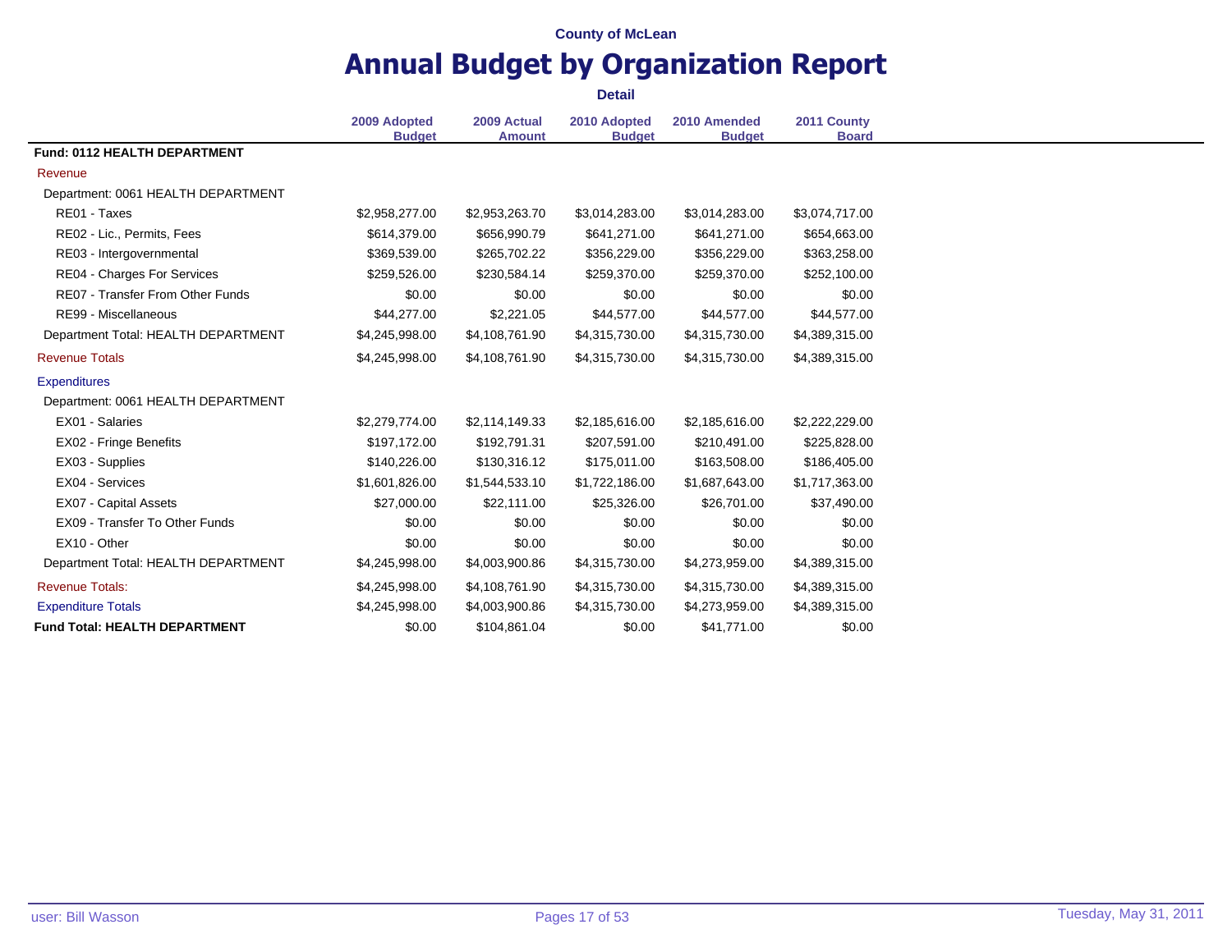County of McLean

# Annual Budget by Organization Report

**Detail**

| | 2009 Adopted Budget | 2009 Actual Amount | 2010 Adopted Budget | 2010 Amended Budget | 2011 County Board |
|---|---|---|---|---|---|
| **Fund: 0112 HEALTH DEPARTMENT** | | | | | |
| Revenue | | | | | |
| Department: 0061 HEALTH DEPARTMENT | | | | | |
| RE01 - Taxes | $2,958,277.00 | $2,953,263.70 | $3,014,283.00 | $3,014,283.00 | $3,074,717.00 |
| RE02 - Lic., Permits, Fees | $614,379.00 | $656,990.79 | $641,271.00 | $641,271.00 | $654,663.00 |
| RE03 - Intergovernmental | $369,539.00 | $265,702.22 | $356,229.00 | $356,229.00 | $363,258.00 |
| RE04 - Charges For Services | $259,526.00 | $230,584.14 | $259,370.00 | $259,370.00 | $252,100.00 |
| RE07 - Transfer From Other Funds | $0.00 | $0.00 | $0.00 | $0.00 | $0.00 |
| RE99 - Miscellaneous | $44,277.00 | $2,221.05 | $44,577.00 | $44,577.00 | $44,577.00 |
| Department Total: HEALTH DEPARTMENT | $4,245,998.00 | $4,108,761.90 | $4,315,730.00 | $4,315,730.00 | $4,389,315.00 |
| Revenue Totals | $4,245,998.00 | $4,108,761.90 | $4,315,730.00 | $4,315,730.00 | $4,389,315.00 |
| Expenditures | | | | | |
| Department: 0061 HEALTH DEPARTMENT | | | | | |
| EX01 - Salaries | $2,279,774.00 | $2,114,149.33 | $2,185,616.00 | $2,185,616.00 | $2,222,229.00 |
| EX02 - Fringe Benefits | $197,172.00 | $192,791.31 | $207,591.00 | $210,491.00 | $225,828.00 |
| EX03 - Supplies | $140,226.00 | $130,316.12 | $175,011.00 | $163,508.00 | $186,405.00 |
| EX04 - Services | $1,601,826.00 | $1,544,533.10 | $1,722,186.00 | $1,687,643.00 | $1,717,363.00 |
| EX07 - Capital Assets | $27,000.00 | $22,111.00 | $25,326.00 | $26,701.00 | $37,490.00 |
| EX09 - Transfer To Other Funds | $0.00 | $0.00 | $0.00 | $0.00 | $0.00 |
| EX10 - Other | $0.00 | $0.00 | $0.00 | $0.00 | $0.00 |
| Department Total: HEALTH DEPARTMENT | $4,245,998.00 | $4,003,900.86 | $4,315,730.00 | $4,273,959.00 | $4,389,315.00 |
| Revenue Totals: | $4,245,998.00 | $4,108,761.90 | $4,315,730.00 | $4,315,730.00 | $4,389,315.00 |
| Expenditure Totals | $4,245,998.00 | $4,003,900.86 | $4,315,730.00 | $4,273,959.00 | $4,389,315.00 |
| **Fund Total: HEALTH DEPARTMENT** | $0.00 | $104,861.04 | $0.00 | $41,771.00 | $0.00 |

user: Bill Wasson

Tuesday, May 31, 2011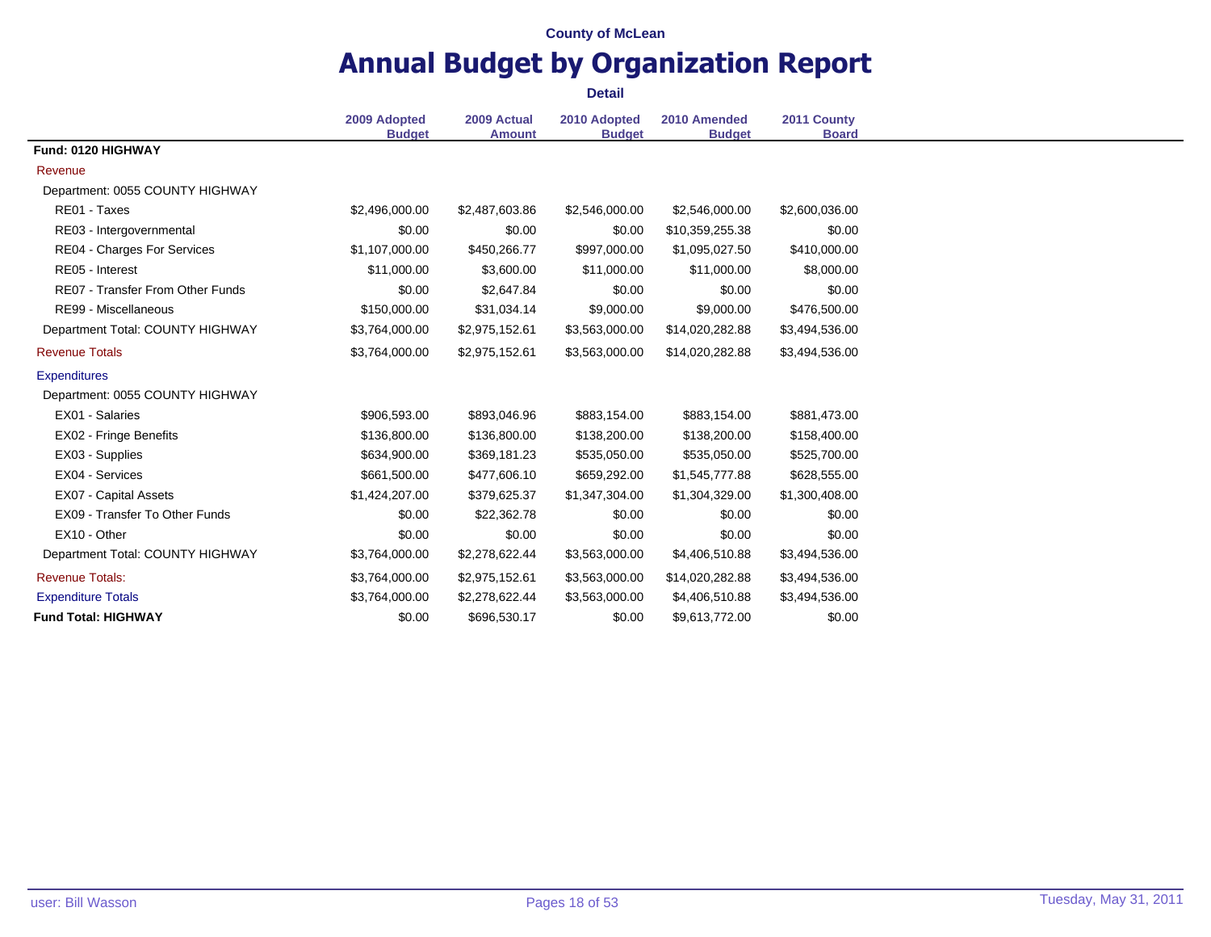County of McLean

# Annual Budget by Organization Report

**Detail**

| | 2009 Adopted Budget | 2009 Actual Amount | 2010 Adopted Budget | 2010 Amended Budget | 2011 County Board |
|---|---|---|---|---|---|
| **Fund: 0120 HIGHWAY** | | | | | |
| Revenue | | | | | |
| Department: 0055 COUNTY HIGHWAY | | | | | |
| RE01 - Taxes | $2,496,000.00 | $2,487,603.86 | $2,546,000.00 | $2,546,000.00 | $2,600,036.00 |
| RE03 - Intergovernmental | $0.00 | $0.00 | $0.00 | $10,359,255.38 | $0.00 |
| RE04 - Charges For Services | $1,107,000.00 | $450,266.77 | $997,000.00 | $1,095,027.50 | $410,000.00 |
| RE05 - Interest | $11,000.00 | $3,600.00 | $11,000.00 | $11,000.00 | $8,000.00 |
| RE07 - Transfer From Other Funds | $0.00 | $2,647.84 | $0.00 | $0.00 | $0.00 |
| RE99 - Miscellaneous | $150,000.00 | $31,034.14 | $9,000.00 | $9,000.00 | $476,500.00 |
| Department Total: COUNTY HIGHWAY | $3,764,000.00 | $2,975,152.61 | $3,563,000.00 | $14,020,282.88 | $3,494,536.00 |
| Revenue Totals | $3,764,000.00 | $2,975,152.61 | $3,563,000.00 | $14,020,282.88 | $3,494,536.00 |
| Expenditures | | | | | |
| Department: 0055 COUNTY HIGHWAY | | | | | |
| EX01 - Salaries | $906,593.00 | $893,046.96 | $883,154.00 | $883,154.00 | $881,473.00 |
| EX02 - Fringe Benefits | $136,800.00 | $136,800.00 | $138,200.00 | $138,200.00 | $158,400.00 |
| EX03 - Supplies | $634,900.00 | $369,181.23 | $535,050.00 | $535,050.00 | $525,700.00 |
| EX04 - Services | $661,500.00 | $477,606.10 | $659,292.00 | $1,545,777.88 | $628,555.00 |
| EX07 - Capital Assets | $1,424,207.00 | $379,625.37 | $1,347,304.00 | $1,304,329.00 | $1,300,408.00 |
| EX09 - Transfer To Other Funds | $0.00 | $22,362.78 | $0.00 | $0.00 | $0.00 |
| EX10 - Other | $0.00 | $0.00 | $0.00 | $0.00 | $0.00 |
| Department Total: COUNTY HIGHWAY | $3,764,000.00 | $2,278,622.44 | $3,563,000.00 | $4,406,510.88 | $3,494,536.00 |
| Revenue Totals: | $3,764,000.00 | $2,975,152.61 | $3,563,000.00 | $14,020,282.88 | $3,494,536.00 |
| Expenditure Totals | $3,764,000.00 | $2,278,622.44 | $3,563,000.00 | $4,406,510.88 | $3,494,536.00 |
| **Fund Total: HIGHWAY** | $0.00 | $696,530.17 | $0.00 | $9,613,772.00 | $0.00 |

user: Bill Wasson

Tuesday, May 31, 2011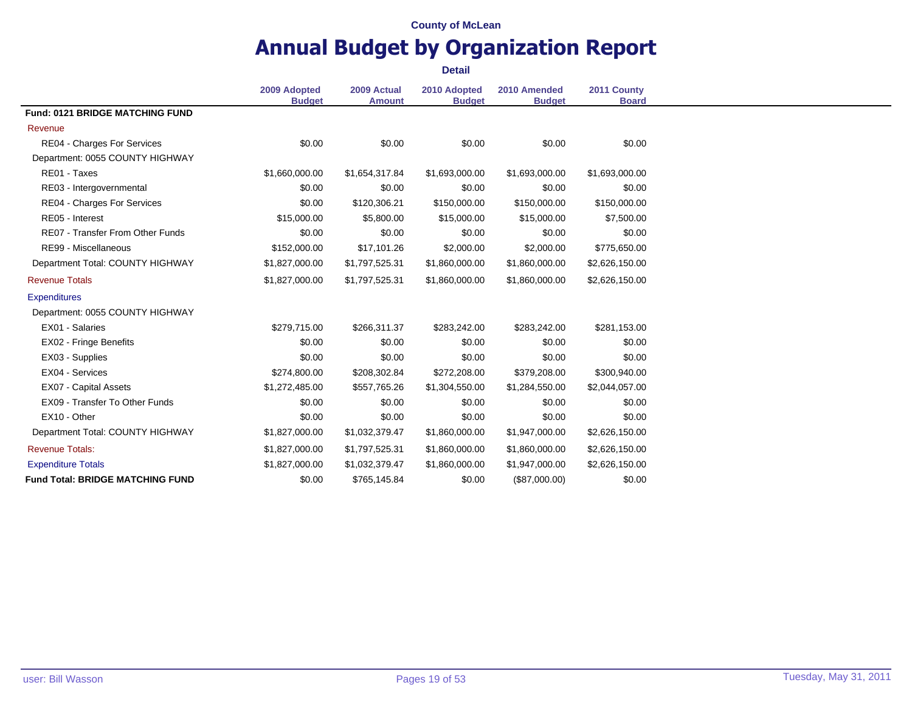County of McLean

# Annual Budget by Organization Report

**Detail**

| | 2009 Adopted Budget | 2009 Actual Amount | 2010 Adopted Budget | 2010 Amended Budget | 2011 County Board |
|---|---|---|---|---|---|
| **Fund: 0121 BRIDGE MATCHING FUND** | | | | | |
| Revenue | | | | | |
| RE04 - Charges For Services | $0.00 | $0.00 | $0.00 | $0.00 | $0.00 |
| Department: 0055 COUNTY HIGHWAY | | | | | |
| RE01 - Taxes | $1,660,000.00 | $1,654,317.84 | $1,693,000.00 | $1,693,000.00 | $1,693,000.00 |
| RE03 - Intergovernmental | $0.00 | $0.00 | $0.00 | $0.00 | $0.00 |
| RE04 - Charges For Services | $0.00 | $120,306.21 | $150,000.00 | $150,000.00 | $150,000.00 |
| RE05 - Interest | $15,000.00 | $5,800.00 | $15,000.00 | $15,000.00 | $7,500.00 |
| RE07 - Transfer From Other Funds | $0.00 | $0.00 | $0.00 | $0.00 | $0.00 |
| RE99 - Miscellaneous | $152,000.00 | $17,101.26 | $2,000.00 | $2,000.00 | $775,650.00 |
| Department Total: COUNTY HIGHWAY | $1,827,000.00 | $1,797,525.31 | $1,860,000.00 | $1,860,000.00 | $2,626,150.00 |
| Revenue Totals | $1,827,000.00 | $1,797,525.31 | $1,860,000.00 | $1,860,000.00 | $2,626,150.00 |
| Expenditures | | | | | |
| Department: 0055 COUNTY HIGHWAY | | | | | |
| EX01 - Salaries | $279,715.00 | $266,311.37 | $283,242.00 | $283,242.00 | $281,153.00 |
| EX02 - Fringe Benefits | $0.00 | $0.00 | $0.00 | $0.00 | $0.00 |
| EX03 - Supplies | $0.00 | $0.00 | $0.00 | $0.00 | $0.00 |
| EX04 - Services | $274,800.00 | $208,302.84 | $272,208.00 | $379,208.00 | $300,940.00 |
| EX07 - Capital Assets | $1,272,485.00 | $557,765.26 | $1,304,550.00 | $1,284,550.00 | $2,044,057.00 |
| EX09 - Transfer To Other Funds | $0.00 | $0.00 | $0.00 | $0.00 | $0.00 |
| EX10 - Other | $0.00 | $0.00 | $0.00 | $0.00 | $0.00 |
| Department Total: COUNTY HIGHWAY | $1,827,000.00 | $1,032,379.47 | $1,860,000.00 | $1,947,000.00 | $2,626,150.00 |
| Revenue Totals: | $1,827,000.00 | $1,797,525.31 | $1,860,000.00 | $1,860,000.00 | $2,626,150.00 |
| Expenditure Totals | $1,827,000.00 | $1,032,379.47 | $1,860,000.00 | $1,947,000.00 | $2,626,150.00 |
| **Fund Total: BRIDGE MATCHING FUND** | $0.00 | $765,145.84 | $0.00 | ($87,000.00) | $0.00 |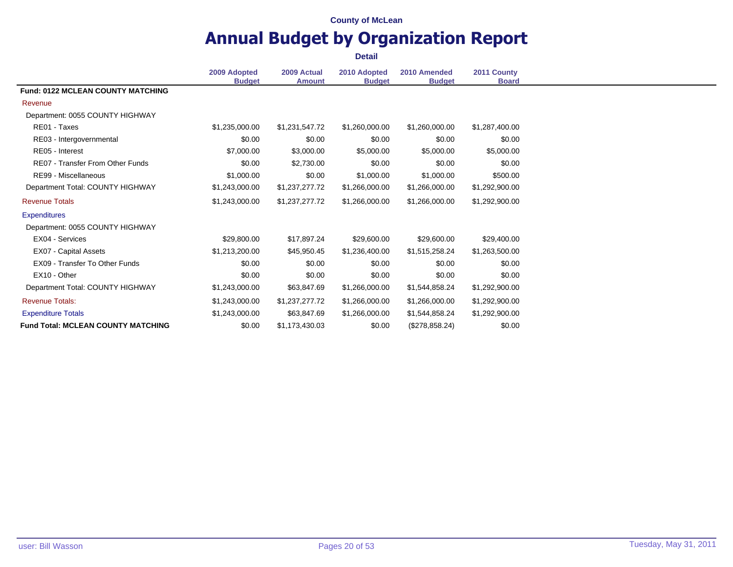County of McLean

# Annual Budget by Organization Report

**Detail**

| | 2009 Adopted Budget | 2009 Actual Amount | 2010 Adopted Budget | 2010 Amended Budget | 2011 County Board |
|---|---|---|---|---|---|
| **Fund: 0122 MCLEAN COUNTY MATCHING** | | | | | |
| Revenue | | | | | |
| Department: 0055 COUNTY HIGHWAY | | | | | |
| RE01 - Taxes | $1,235,000.00 | $1,231,547.72 | $1,260,000.00 | $1,260,000.00 | $1,287,400.00 |
| RE03 - Intergovernmental | $0.00 | $0.00 | $0.00 | $0.00 | $0.00 |
| RE05 - Interest | $7,000.00 | $3,000.00 | $5,000.00 | $5,000.00 | $5,000.00 |
| RE07 - Transfer From Other Funds | $0.00 | $2,730.00 | $0.00 | $0.00 | $0.00 |
| RE99 - Miscellaneous | $1,000.00 | $0.00 | $1,000.00 | $1,000.00 | $500.00 |
| Department Total: COUNTY HIGHWAY | $1,243,000.00 | $1,237,277.72 | $1,266,000.00 | $1,266,000.00 | $1,292,900.00 |
| Revenue Totals | $1,243,000.00 | $1,237,277.72 | $1,266,000.00 | $1,266,000.00 | $1,292,900.00 |
| Expenditures | | | | | |
| Department: 0055 COUNTY HIGHWAY | | | | | |
| EX04 - Services | $29,800.00 | $17,897.24 | $29,600.00 | $29,600.00 | $29,400.00 |
| EX07 - Capital Assets | $1,213,200.00 | $45,950.45 | $1,236,400.00 | $1,515,258.24 | $1,263,500.00 |
| EX09 - Transfer To Other Funds | $0.00 | $0.00 | $0.00 | $0.00 | $0.00 |
| EX10 - Other | $0.00 | $0.00 | $0.00 | $0.00 | $0.00 |
| Department Total: COUNTY HIGHWAY | $1,243,000.00 | $63,847.69 | $1,266,000.00 | $1,544,858.24 | $1,292,900.00 |
| Revenue Totals: | $1,243,000.00 | $1,237,277.72 | $1,266,000.00 | $1,266,000.00 | $1,292,900.00 |
| Expenditure Totals | $1,243,000.00 | $63,847.69 | $1,266,000.00 | $1,544,858.24 | $1,292,900.00 |
| **Fund Total: MCLEAN COUNTY MATCHING** | $0.00 | $1,173,430.03 | $0.00 | ($278,858.24) | $0.00 |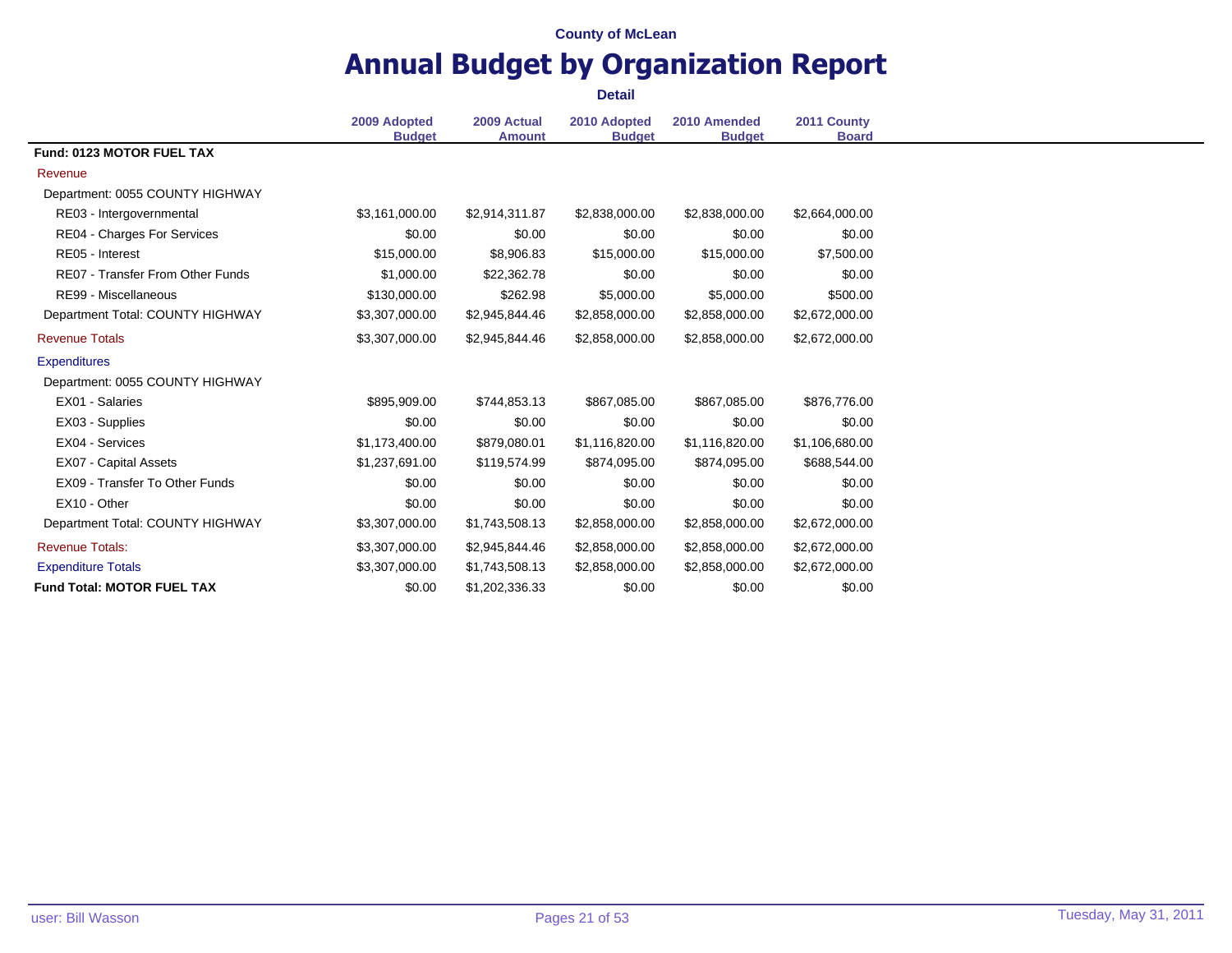County of McLean

# Annual Budget by Organization Report

**Detail**

| | 2009 Adopted Budget | 2009 Actual Amount | 2010 Adopted Budget | 2010 Amended Budget | 2011 County Board |
|---|---|---|---|---|---|
| **Fund: 0123 MOTOR FUEL TAX** | | | | | |
| Revenue | | | | | |
| Department: 0055 COUNTY HIGHWAY | | | | | |
| RE03 - Intergovernmental | $3,161,000.00 | $2,914,311.87 | $2,838,000.00 | $2,838,000.00 | $2,664,000.00 |
| RE04 - Charges For Services | $0.00 | $0.00 | $0.00 | $0.00 | $0.00 |
| RE05 - Interest | $15,000.00 | $8,906.83 | $15,000.00 | $15,000.00 | $7,500.00 |
| RE07 - Transfer From Other Funds | $1,000.00 | $22,362.78 | $0.00 | $0.00 | $0.00 |
| RE99 - Miscellaneous | $130,000.00 | $262.98 | $5,000.00 | $5,000.00 | $500.00 |
| Department Total: COUNTY HIGHWAY | $3,307,000.00 | $2,945,844.46 | $2,858,000.00 | $2,858,000.00 | $2,672,000.00 |
| Revenue Totals | $3,307,000.00 | $2,945,844.46 | $2,858,000.00 | $2,858,000.00 | $2,672,000.00 |
| Expenditures | | | | | |
| Department: 0055 COUNTY HIGHWAY | | | | | |
| EX01 - Salaries | $895,909.00 | $744,853.13 | $867,085.00 | $867,085.00 | $876,776.00 |
| EX03 - Supplies | $0.00 | $0.00 | $0.00 | $0.00 | $0.00 |
| EX04 - Services | $1,173,400.00 | $879,080.01 | $1,116,820.00 | $1,116,820.00 | $1,106,680.00 |
| EX07 - Capital Assets | $1,237,691.00 | $119,574.99 | $874,095.00 | $874,095.00 | $688,544.00 |
| EX09 - Transfer To Other Funds | $0.00 | $0.00 | $0.00 | $0.00 | $0.00 |
| EX10 - Other | $0.00 | $0.00 | $0.00 | $0.00 | $0.00 |
| Department Total: COUNTY HIGHWAY | $3,307,000.00 | $1,743,508.13 | $2,858,000.00 | $2,858,000.00 | $2,672,000.00 |
| Revenue Totals: | $3,307,000.00 | $2,945,844.46 | $2,858,000.00 | $2,858,000.00 | $2,672,000.00 |
| Expenditure Totals | $3,307,000.00 | $1,743,508.13 | $2,858,000.00 | $2,858,000.00 | $2,672,000.00 |
| **Fund Total: MOTOR FUEL TAX** | $0.00 | $1,202,336.33 | $0.00 | $0.00 | $0.00 |

user: Bill Wasson

Tuesday, May 31, 2011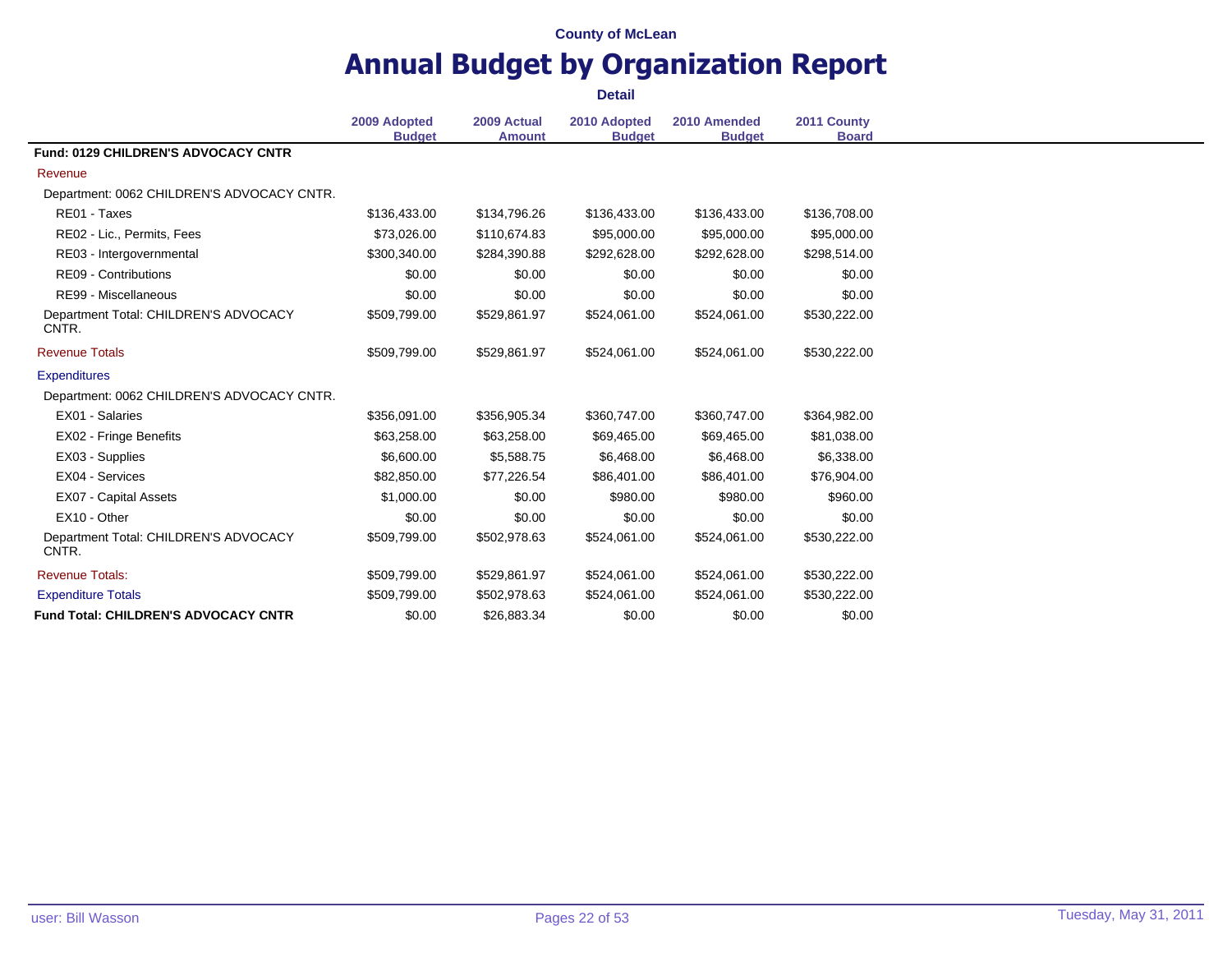County of McLean

# Annual Budget by Organization Report

**Detail**

| | 2009 Adopted Budget | 2009 Actual Amount | 2010 Adopted Budget | 2010 Amended Budget | 2011 County Board |
|---|---|---|---|---|---|
| **Fund: 0129 CHILDREN'S ADVOCACY CNTR** | | | | | |
| Revenue | | | | | |
| Department: 0062 CHILDREN'S ADVOCACY CNTR. | | | | | |
| RE01 - Taxes | $136,433.00 | $134,796.26 | $136,433.00 | $136,433.00 | $136,708.00 |
| RE02 - Lic., Permits, Fees | $73,026.00 | $110,674.83 | $95,000.00 | $95,000.00 | $95,000.00 |
| RE03 - Intergovernmental | $300,340.00 | $284,390.88 | $292,628.00 | $292,628.00 | $298,514.00 |
| RE09 - Contributions | $0.00 | $0.00 | $0.00 | $0.00 | $0.00 |
| RE99 - Miscellaneous | $0.00 | $0.00 | $0.00 | $0.00 | $0.00 |
| Department Total: CHILDREN'S ADVOCACY CNTR. | $509,799.00 | $529,861.97 | $524,061.00 | $524,061.00 | $530,222.00 |
| Revenue Totals | $509,799.00 | $529,861.97 | $524,061.00 | $524,061.00 | $530,222.00 |
| Expenditures | | | | | |
| Department: 0062 CHILDREN'S ADVOCACY CNTR. | | | | | |
| EX01 - Salaries | $356,091.00 | $356,905.34 | $360,747.00 | $360,747.00 | $364,982.00 |
| EX02 - Fringe Benefits | $63,258.00 | $63,258.00 | $69,465.00 | $69,465.00 | $81,038.00 |
| EX03 - Supplies | $6,600.00 | $5,588.75 | $6,468.00 | $6,468.00 | $6,338.00 |
| EX04 - Services | $82,850.00 | $77,226.54 | $86,401.00 | $86,401.00 | $76,904.00 |
| EX07 - Capital Assets | $1,000.00 | $0.00 | $980.00 | $980.00 | $960.00 |
| EX10 - Other | $0.00 | $0.00 | $0.00 | $0.00 | $0.00 |
| Department Total: CHILDREN'S ADVOCACY CNTR. | $509,799.00 | $502,978.63 | $524,061.00 | $524,061.00 | $530,222.00 |
| Revenue Totals: | $509,799.00 | $529,861.97 | $524,061.00 | $524,061.00 | $530,222.00 |
| Expenditure Totals | $509,799.00 | $502,978.63 | $524,061.00 | $524,061.00 | $530,222.00 |
| **Fund Total: CHILDREN'S ADVOCACY CNTR** | $0.00 | $26,883.34 | $0.00 | $0.00 | $0.00 |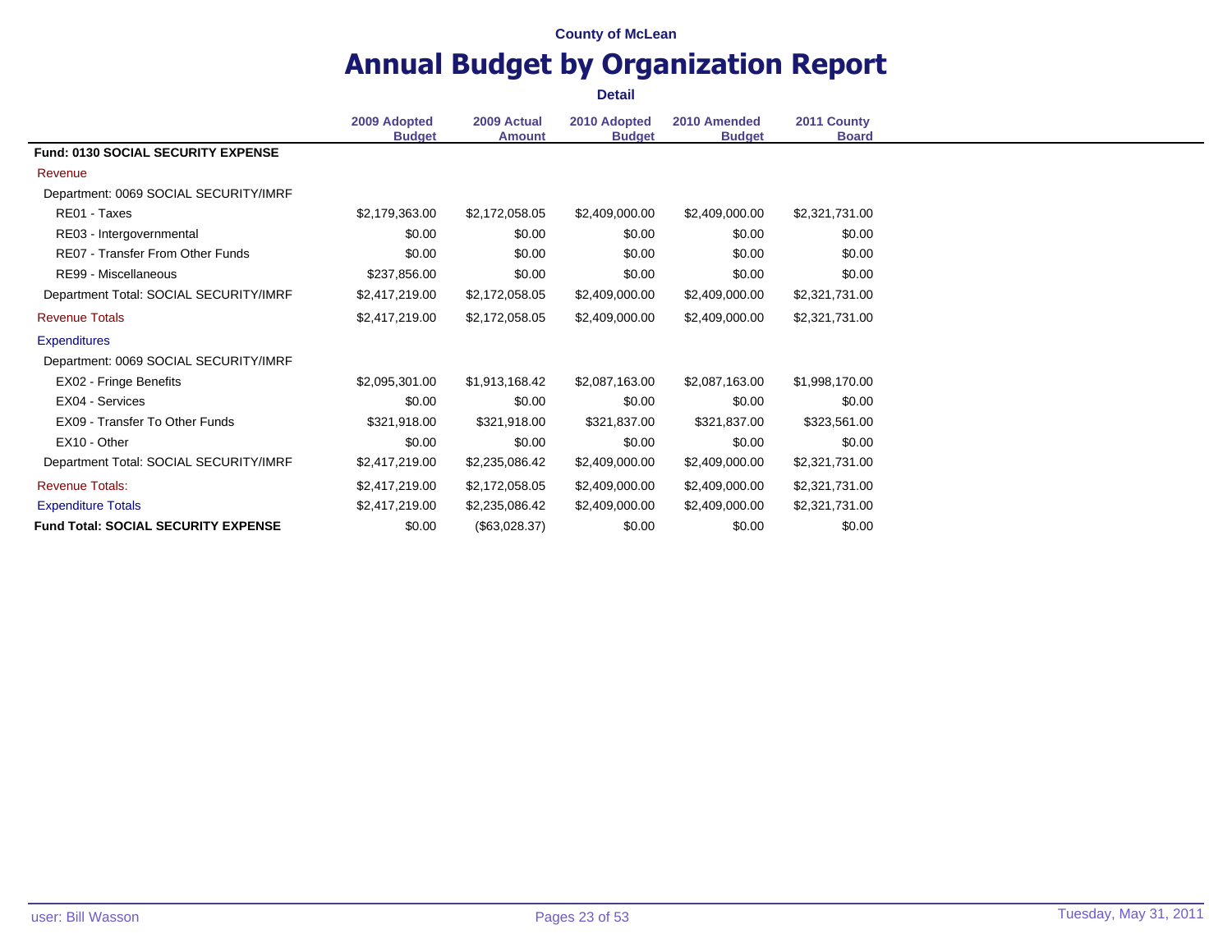County of McLean

# Annual Budget by Organization Report

**Detail**

| | 2009 Adopted Budget | 2009 Actual Amount | 2010 Adopted Budget | 2010 Amended Budget | 2011 County Board |
|---|---|---|---|---|---|
| **Fund: 0130 SOCIAL SECURITY EXPENSE** | | | | | |
| Revenue | | | | | |
| Department: 0069 SOCIAL SECURITY/IMRF | | | | | |
| RE01 - Taxes | $2,179,363.00 | $2,172,058.05 | $2,409,000.00 | $2,409,000.00 | $2,321,731.00 |
| RE03 - Intergovernmental | $0.00 | $0.00 | $0.00 | $0.00 | $0.00 |
| RE07 - Transfer From Other Funds | $0.00 | $0.00 | $0.00 | $0.00 | $0.00 |
| RE99 - Miscellaneous | $237,856.00 | $0.00 | $0.00 | $0.00 | $0.00 |
| Department Total: SOCIAL SECURITY/IMRF | $2,417,219.00 | $2,172,058.05 | $2,409,000.00 | $2,409,000.00 | $2,321,731.00 |
| Revenue Totals | $2,417,219.00 | $2,172,058.05 | $2,409,000.00 | $2,409,000.00 | $2,321,731.00 |
| Expenditures | | | | | |
| Department: 0069 SOCIAL SECURITY/IMRF | | | | | |
| EX02 - Fringe Benefits | $2,095,301.00 | $1,913,168.42 | $2,087,163.00 | $2,087,163.00 | $1,998,170.00 |
| EX04 - Services | $0.00 | $0.00 | $0.00 | $0.00 | $0.00 |
| EX09 - Transfer To Other Funds | $321,918.00 | $321,918.00 | $321,837.00 | $321,837.00 | $323,561.00 |
| EX10 - Other | $0.00 | $0.00 | $0.00 | $0.00 | $0.00 |
| Department Total: SOCIAL SECURITY/IMRF | $2,417,219.00 | $2,235,086.42 | $2,409,000.00 | $2,409,000.00 | $2,321,731.00 |
| Revenue Totals: | $2,417,219.00 | $2,172,058.05 | $2,409,000.00 | $2,409,000.00 | $2,321,731.00 |
| Expenditure Totals | $2,417,219.00 | $2,235,086.42 | $2,409,000.00 | $2,409,000.00 | $2,321,731.00 |
| **Fund Total: SOCIAL SECURITY EXPENSE** | $0.00 | ($63,028.37) | $0.00 | $0.00 | $0.00 |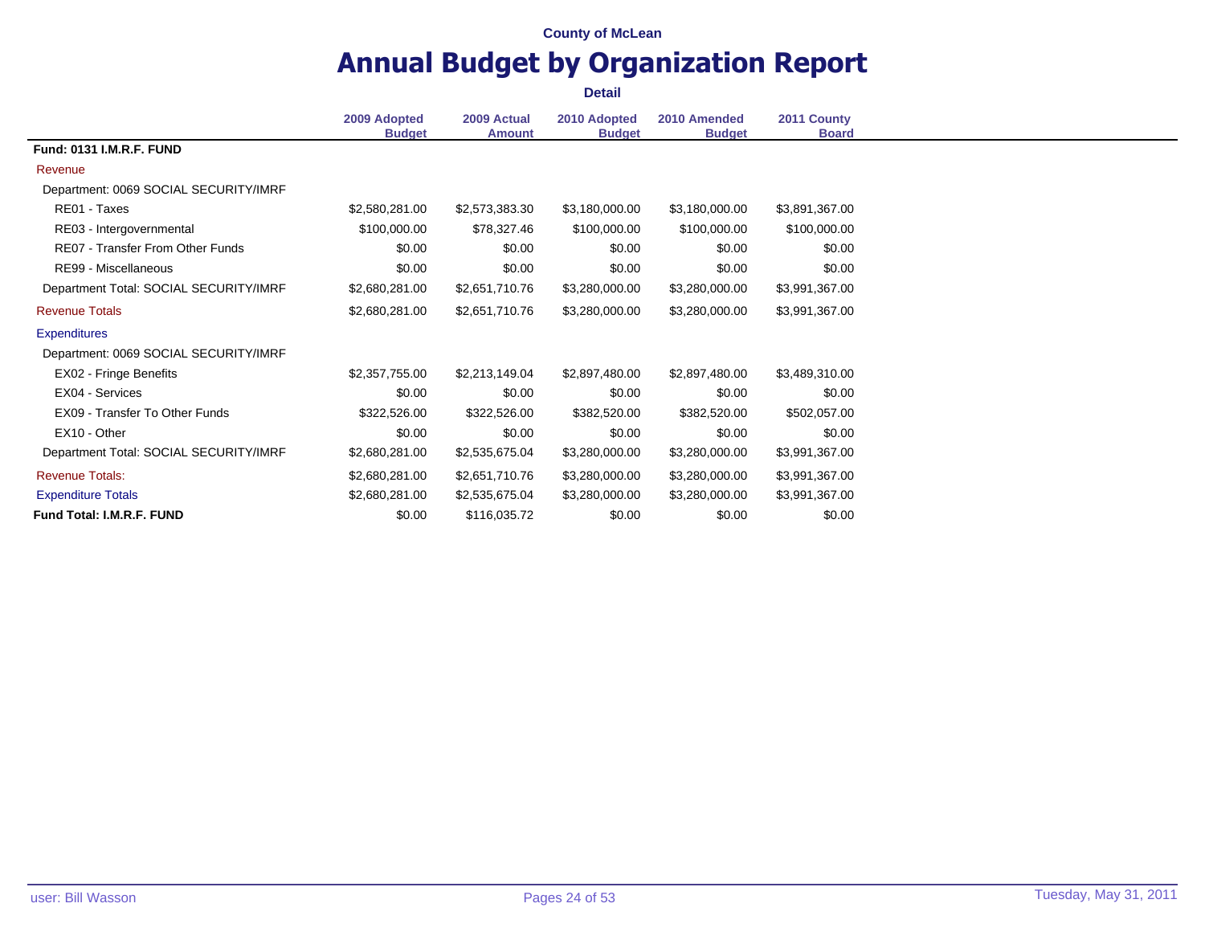County of McLean

# Annual Budget by Organization Report

**Detail**

| | 2009 Adopted Budget | 2009 Actual Amount | 2010 Adopted Budget | 2010 Amended Budget | 2011 County Board |
|---|---|---|---|---|---|
| **Fund: 0131 I.M.R.F. FUND** | | | | | |
| Revenue | | | | | |
| Department: 0069 SOCIAL SECURITY/IMRF | | | | | |
| RE01 - Taxes | $2,580,281.00 | $2,573,383.30 | $3,180,000.00 | $3,180,000.00 | $3,891,367.00 |
| RE03 - Intergovernmental | $100,000.00 | $78,327.46 | $100,000.00 | $100,000.00 | $100,000.00 |
| RE07 - Transfer From Other Funds | $0.00 | $0.00 | $0.00 | $0.00 | $0.00 |
| RE99 - Miscellaneous | $0.00 | $0.00 | $0.00 | $0.00 | $0.00 |
| Department Total: SOCIAL SECURITY/IMRF | $2,680,281.00 | $2,651,710.76 | $3,280,000.00 | $3,280,000.00 | $3,991,367.00 |
| Revenue Totals | $2,680,281.00 | $2,651,710.76 | $3,280,000.00 | $3,280,000.00 | $3,991,367.00 |
| Expenditures | | | | | |
| Department: 0069 SOCIAL SECURITY/IMRF | | | | | |
| EX02 - Fringe Benefits | $2,357,755.00 | $2,213,149.04 | $2,897,480.00 | $2,897,480.00 | $3,489,310.00 |
| EX04 - Services | $0.00 | $0.00 | $0.00 | $0.00 | $0.00 |
| EX09 - Transfer To Other Funds | $322,526.00 | $322,526.00 | $382,520.00 | $382,520.00 | $502,057.00 |
| EX10 - Other | $0.00 | $0.00 | $0.00 | $0.00 | $0.00 |
| Department Total: SOCIAL SECURITY/IMRF | $2,680,281.00 | $2,535,675.04 | $3,280,000.00 | $3,280,000.00 | $3,991,367.00 |
| Revenue Totals: | $2,680,281.00 | $2,651,710.76 | $3,280,000.00 | $3,280,000.00 | $3,991,367.00 |
| Expenditure Totals | $2,680,281.00 | $2,535,675.04 | $3,280,000.00 | $3,280,000.00 | $3,991,367.00 |
| **Fund Total: I.M.R.F. FUND** | $0.00 | $116,035.72 | $0.00 | $0.00 | $0.00 |

user: Bill Wasson

Tuesday, May 31, 2011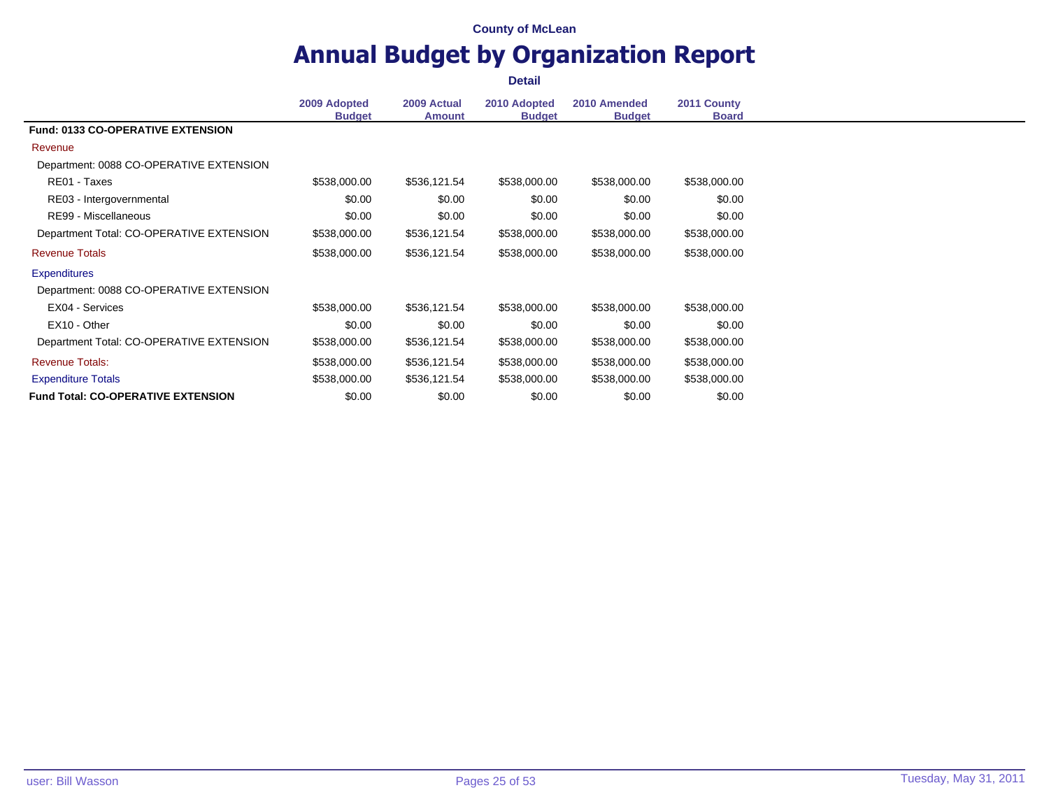County of McLean

# Annual Budget by Organization Report

**Detail**

| | 2009 Adopted Budget | 2009 Actual Amount | 2010 Adopted Budget | 2010 Amended Budget | 2011 County Board |
|---|---|---|---|---|---|
| **Fund: 0133 CO-OPERATIVE EXTENSION** | | | | | |
| Revenue | | | | | |
| Department: 0088 CO-OPERATIVE EXTENSION | | | | | |
| RE01 - Taxes | $538,000.00 | $536,121.54 | $538,000.00 | $538,000.00 | $538,000.00 |
| RE03 - Intergovernmental | $0.00 | $0.00 | $0.00 | $0.00 | $0.00 |
| RE99 - Miscellaneous | $0.00 | $0.00 | $0.00 | $0.00 | $0.00 |
| Department Total: CO-OPERATIVE EXTENSION | $538,000.00 | $536,121.54 | $538,000.00 | $538,000.00 | $538,000.00 |
| Revenue Totals | $538,000.00 | $536,121.54 | $538,000.00 | $538,000.00 | $538,000.00 |
| Expenditures | | | | | |
| Department: 0088 CO-OPERATIVE EXTENSION | | | | | |
| EX04 - Services | $538,000.00 | $536,121.54 | $538,000.00 | $538,000.00 | $538,000.00 |
| EX10 - Other | $0.00 | $0.00 | $0.00 | $0.00 | $0.00 |
| Department Total: CO-OPERATIVE EXTENSION | $538,000.00 | $536,121.54 | $538,000.00 | $538,000.00 | $538,000.00 |
| Revenue Totals: | $538,000.00 | $536,121.54 | $538,000.00 | $538,000.00 | $538,000.00 |
| Expenditure Totals | $538,000.00 | $536,121.54 | $538,000.00 | $538,000.00 | $538,000.00 |
| **Fund Total: CO-OPERATIVE EXTENSION** | $0.00 | $0.00 | $0.00 | $0.00 | $0.00 |

user: Bill Wasson

Tuesday, May 31, 2011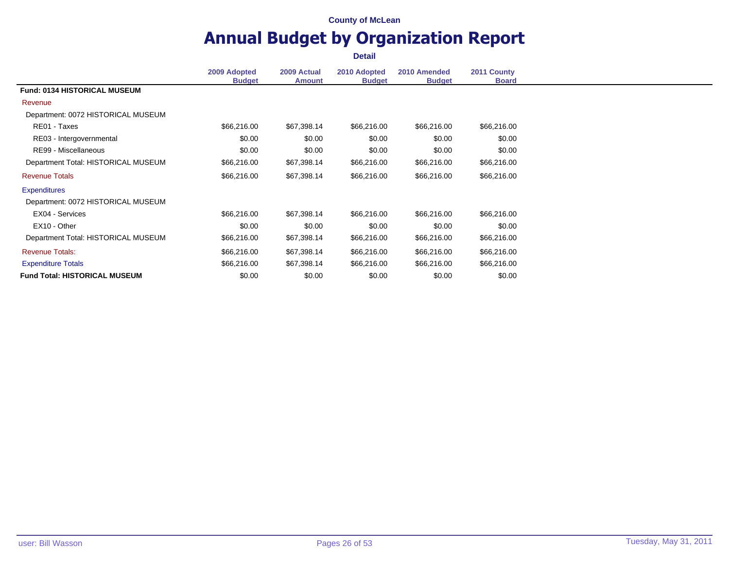County of McLean

# Annual Budget by Organization Report

**Detail**

| | 2009 Adopted Budget | 2009 Actual Amount | 2010 Adopted Budget | 2010 Amended Budget | 2011 County Board |
|---|---|---|---|---|---|
| **Fund: 0134 HISTORICAL MUSEUM** | | | | | |
| Revenue | | | | | |
| Department: 0072 HISTORICAL MUSEUM | | | | | |
| RE01 - Taxes | $66,216.00 | $67,398.14 | $66,216.00 | $66,216.00 | $66,216.00 |
| RE03 - Intergovernmental | $0.00 | $0.00 | $0.00 | $0.00 | $0.00 |
| RE99 - Miscellaneous | $0.00 | $0.00 | $0.00 | $0.00 | $0.00 |
| Department Total: HISTORICAL MUSEUM | $66,216.00 | $67,398.14 | $66,216.00 | $66,216.00 | $66,216.00 |
| Revenue Totals | $66,216.00 | $67,398.14 | $66,216.00 | $66,216.00 | $66,216.00 |
| Expenditures | | | | | |
| Department: 0072 HISTORICAL MUSEUM | | | | | |
| EX04 - Services | $66,216.00 | $67,398.14 | $66,216.00 | $66,216.00 | $66,216.00 |
| EX10 - Other | $0.00 | $0.00 | $0.00 | $0.00 | $0.00 |
| Department Total: HISTORICAL MUSEUM | $66,216.00 | $67,398.14 | $66,216.00 | $66,216.00 | $66,216.00 |
| Revenue Totals: | $66,216.00 | $67,398.14 | $66,216.00 | $66,216.00 | $66,216.00 |
| Expenditure Totals | $66,216.00 | $67,398.14 | $66,216.00 | $66,216.00 | $66,216.00 |
| **Fund Total: HISTORICAL MUSEUM** | $0.00 | $0.00 | $0.00 | $0.00 | $0.00 |

user: Bill Wasson

Tuesday, May 31, 2011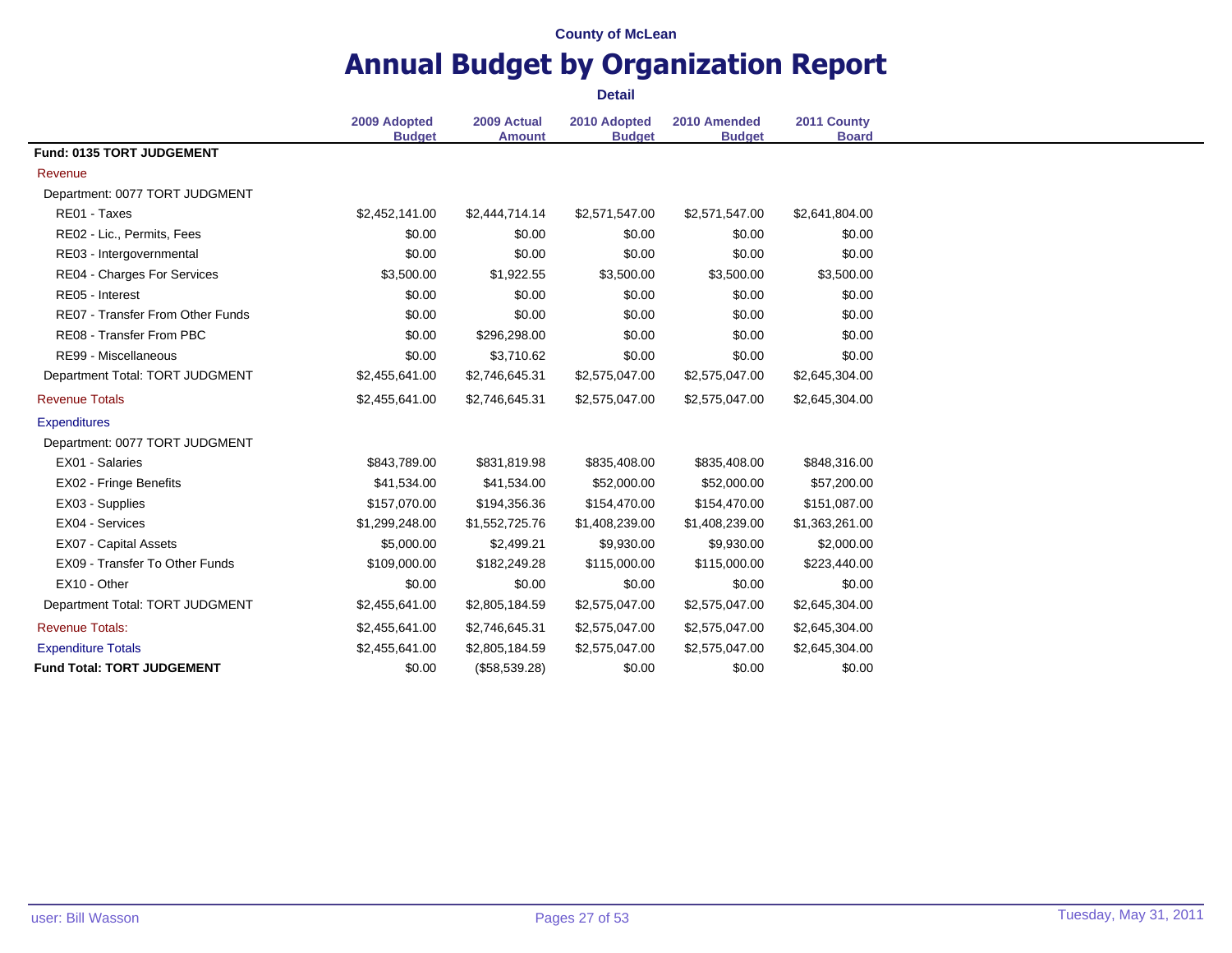County of McLean

# Annual Budget by Organization Report

**Detail**

| | 2009 Adopted Budget | 2009 Actual Amount | 2010 Adopted Budget | 2010 Amended Budget | 2011 County Board |
|---|---|---|---|---|---|
| **Fund: 0135 TORT JUDGEMENT** | | | | | |
| Revenue | | | | | |
| Department: 0077 TORT JUDGMENT | | | | | |
| RE01 - Taxes | $2,452,141.00 | $2,444,714.14 | $2,571,547.00 | $2,571,547.00 | $2,641,804.00 |
| RE02 - Lic., Permits, Fees | $0.00 | $0.00 | $0.00 | $0.00 | $0.00 |
| RE03 - Intergovernmental | $0.00 | $0.00 | $0.00 | $0.00 | $0.00 |
| RE04 - Charges For Services | $3,500.00 | $1,922.55 | $3,500.00 | $3,500.00 | $3,500.00 |
| RE05 - Interest | $0.00 | $0.00 | $0.00 | $0.00 | $0.00 |
| RE07 - Transfer From Other Funds | $0.00 | $0.00 | $0.00 | $0.00 | $0.00 |
| RE08 - Transfer From PBC | $0.00 | $296,298.00 | $0.00 | $0.00 | $0.00 |
| RE99 - Miscellaneous | $0.00 | $3,710.62 | $0.00 | $0.00 | $0.00 |
| Department Total: TORT JUDGMENT | $2,455,641.00 | $2,746,645.31 | $2,575,047.00 | $2,575,047.00 | $2,645,304.00 |
| Revenue Totals | $2,455,641.00 | $2,746,645.31 | $2,575,047.00 | $2,575,047.00 | $2,645,304.00 |
| Expenditures | | | | | |
| Department: 0077 TORT JUDGMENT | | | | | |
| EX01 - Salaries | $843,789.00 | $831,819.98 | $835,408.00 | $835,408.00 | $848,316.00 |
| EX02 - Fringe Benefits | $41,534.00 | $41,534.00 | $52,000.00 | $52,000.00 | $57,200.00 |
| EX03 - Supplies | $157,070.00 | $194,356.36 | $154,470.00 | $154,470.00 | $151,087.00 |
| EX04 - Services | $1,299,248.00 | $1,552,725.76 | $1,408,239.00 | $1,408,239.00 | $1,363,261.00 |
| EX07 - Capital Assets | $5,000.00 | $2,499.21 | $9,930.00 | $9,930.00 | $2,000.00 |
| EX09 - Transfer To Other Funds | $109,000.00 | $182,249.28 | $115,000.00 | $115,000.00 | $223,440.00 |
| EX10 - Other | $0.00 | $0.00 | $0.00 | $0.00 | $0.00 |
| Department Total: TORT JUDGMENT | $2,455,641.00 | $2,805,184.59 | $2,575,047.00 | $2,575,047.00 | $2,645,304.00 |
| Revenue Totals: | $2,455,641.00 | $2,746,645.31 | $2,575,047.00 | $2,575,047.00 | $2,645,304.00 |
| Expenditure Totals | $2,455,641.00 | $2,805,184.59 | $2,575,047.00 | $2,575,047.00 | $2,645,304.00 |
| **Fund Total: TORT JUDGEMENT** | $0.00 | ($58,539.28) | $0.00 | $0.00 | $0.00 |

user: Bill Wasson

Tuesday, May 31, 2011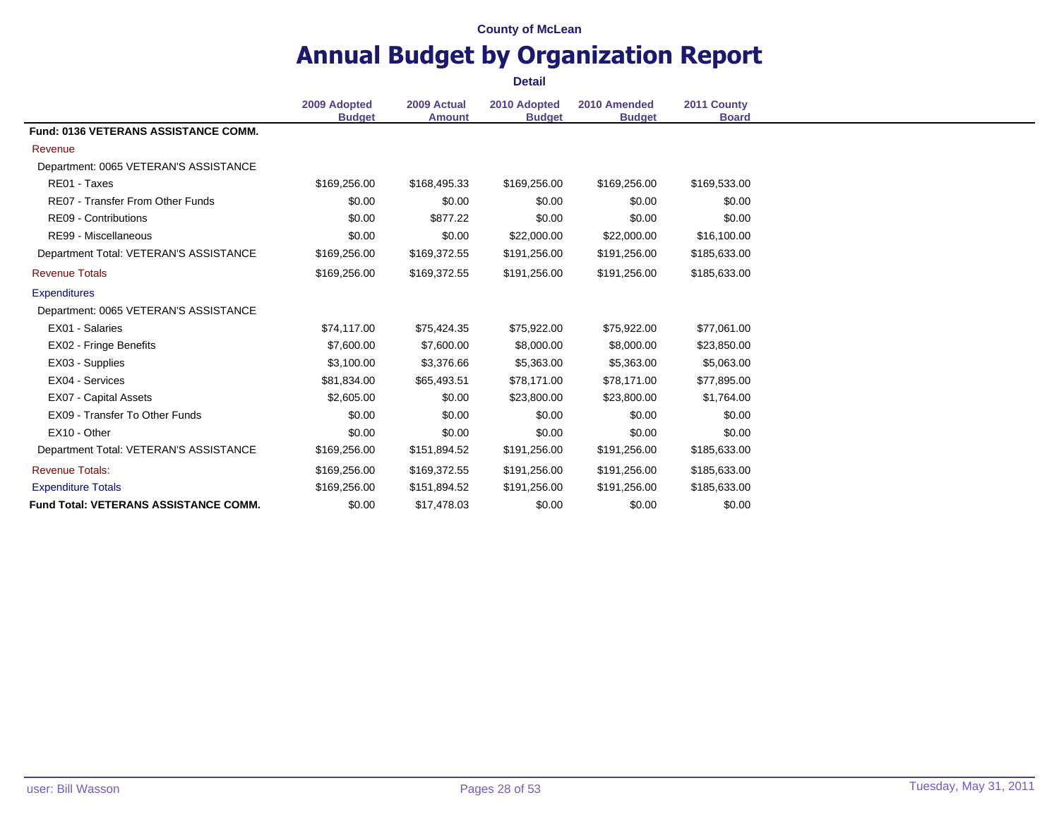County of McLean

# Annual Budget by Organization Report

**Detail**

| | 2009 Adopted Budget | 2009 Actual Amount | 2010 Adopted Budget | 2010 Amended Budget | 2011 County Board |
|---|---|---|---|---|---|
| **Fund: 0136 VETERANS ASSISTANCE COMM.** | | | | | |
| Revenue | | | | | |
| Department: 0065 VETERAN'S ASSISTANCE | | | | | |
| RE01 - Taxes | $169,256.00 | $168,495.33 | $169,256.00 | $169,256.00 | $169,533.00 |
| RE07 - Transfer From Other Funds | $0.00 | $0.00 | $0.00 | $0.00 | $0.00 |
| RE09 - Contributions | $0.00 | $877.22 | $0.00 | $0.00 | $0.00 |
| RE99 - Miscellaneous | $0.00 | $0.00 | $22,000.00 | $22,000.00 | $16,100.00 |
| Department Total: VETERAN'S ASSISTANCE | $169,256.00 | $169,372.55 | $191,256.00 | $191,256.00 | $185,633.00 |
| Revenue Totals | $169,256.00 | $169,372.55 | $191,256.00 | $191,256.00 | $185,633.00 |
| Expenditures | | | | | |
| Department: 0065 VETERAN'S ASSISTANCE | | | | | |
| EX01 - Salaries | $74,117.00 | $75,424.35 | $75,922.00 | $75,922.00 | $77,061.00 |
| EX02 - Fringe Benefits | $7,600.00 | $7,600.00 | $8,000.00 | $8,000.00 | $23,850.00 |
| EX03 - Supplies | $3,100.00 | $3,376.66 | $5,363.00 | $5,363.00 | $5,063.00 |
| EX04 - Services | $81,834.00 | $65,493.51 | $78,171.00 | $78,171.00 | $77,895.00 |
| EX07 - Capital Assets | $2,605.00 | $0.00 | $23,800.00 | $23,800.00 | $1,764.00 |
| EX09 - Transfer To Other Funds | $0.00 | $0.00 | $0.00 | $0.00 | $0.00 |
| EX10 - Other | $0.00 | $0.00 | $0.00 | $0.00 | $0.00 |
| Department Total: VETERAN'S ASSISTANCE | $169,256.00 | $151,894.52 | $191,256.00 | $191,256.00 | $185,633.00 |
| Revenue Totals: | $169,256.00 | $169,372.55 | $191,256.00 | $191,256.00 | $185,633.00 |
| Expenditure Totals | $169,256.00 | $151,894.52 | $191,256.00 | $191,256.00 | $185,633.00 |
| **Fund Total: VETERANS ASSISTANCE COMM.** | $0.00 | $17,478.03 | $0.00 | $0.00 | $0.00 |

user: Bill Wasson

Tuesday, May 31, 2011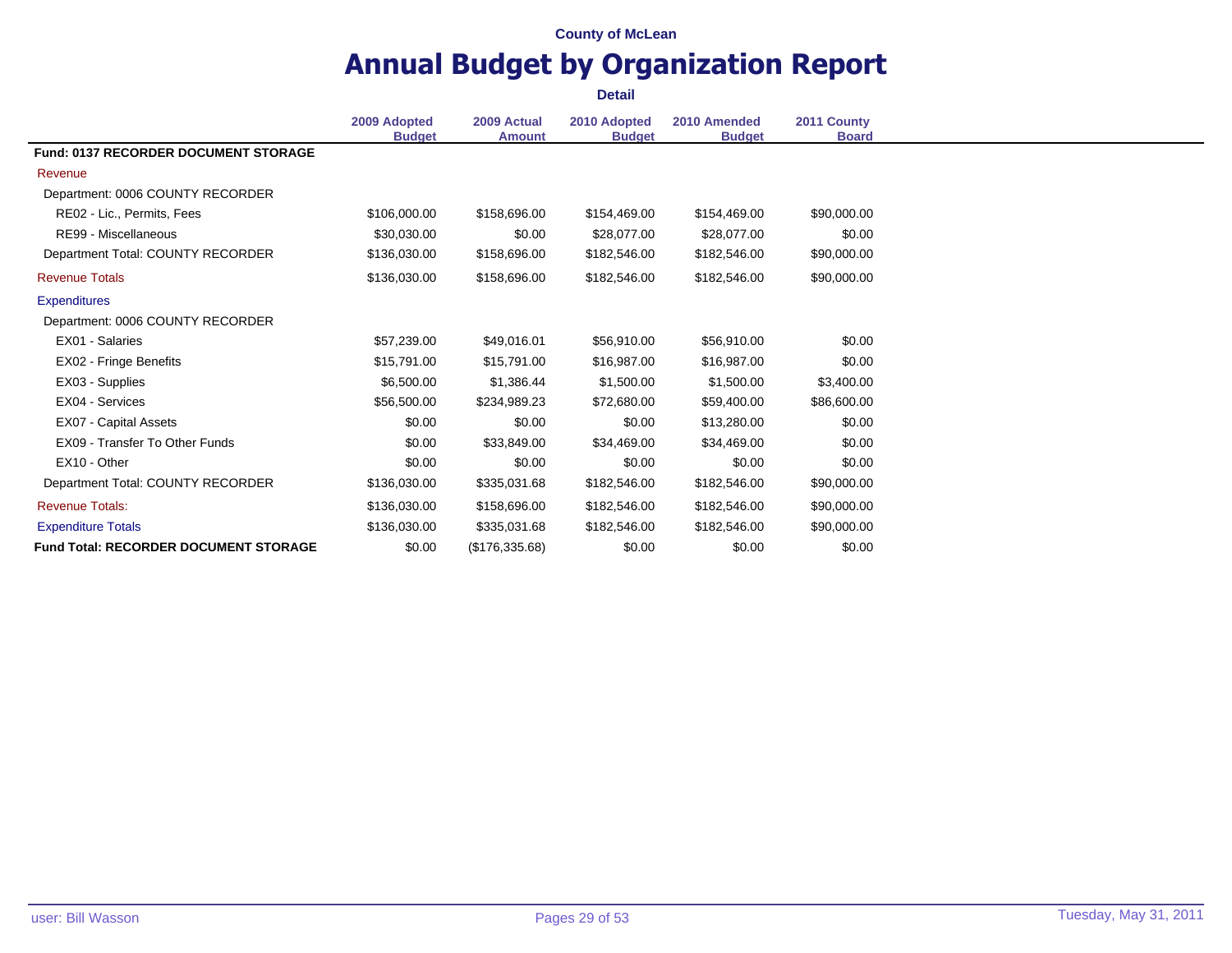County of McLean

# Annual Budget by Organization Report

**Detail**

| | 2009 Adopted Budget | 2009 Actual Amount | 2010 Adopted Budget | 2010 Amended Budget | 2011 County Board |
|---|---|---|---|---|---|
| **Fund: 0137 RECORDER DOCUMENT STORAGE** | | | | | |
| Revenue | | | | | |
| Department: 0006 COUNTY RECORDER | | | | | |
| RE02 - Lic., Permits, Fees | $106,000.00 | $158,696.00 | $154,469.00 | $154,469.00 | $90,000.00 |
| RE99 - Miscellaneous | $30,030.00 | $0.00 | $28,077.00 | $28,077.00 | $0.00 |
| Department Total: COUNTY RECORDER | $136,030.00 | $158,696.00 | $182,546.00 | $182,546.00 | $90,000.00 |
| Revenue Totals | $136,030.00 | $158,696.00 | $182,546.00 | $182,546.00 | $90,000.00 |
| Expenditures | | | | | |
| Department: 0006 COUNTY RECORDER | | | | | |
| EX01 - Salaries | $57,239.00 | $49,016.01 | $56,910.00 | $56,910.00 | $0.00 |
| EX02 - Fringe Benefits | $15,791.00 | $15,791.00 | $16,987.00 | $16,987.00 | $0.00 |
| EX03 - Supplies | $6,500.00 | $1,386.44 | $1,500.00 | $1,500.00 | $3,400.00 |
| EX04 - Services | $56,500.00 | $234,989.23 | $72,680.00 | $59,400.00 | $86,600.00 |
| EX07 - Capital Assets | $0.00 | $0.00 | $0.00 | $13,280.00 | $0.00 |
| EX09 - Transfer To Other Funds | $0.00 | $33,849.00 | $34,469.00 | $34,469.00 | $0.00 |
| EX10 - Other | $0.00 | $0.00 | $0.00 | $0.00 | $0.00 |
| Department Total: COUNTY RECORDER | $136,030.00 | $335,031.68 | $182,546.00 | $182,546.00 | $90,000.00 |
| Revenue Totals: | $136,030.00 | $158,696.00 | $182,546.00 | $182,546.00 | $90,000.00 |
| Expenditure Totals | $136,030.00 | $335,031.68 | $182,546.00 | $182,546.00 | $90,000.00 |
| **Fund Total: RECORDER DOCUMENT STORAGE** | $0.00 | ($176,335.68) | $0.00 | $0.00 | $0.00 |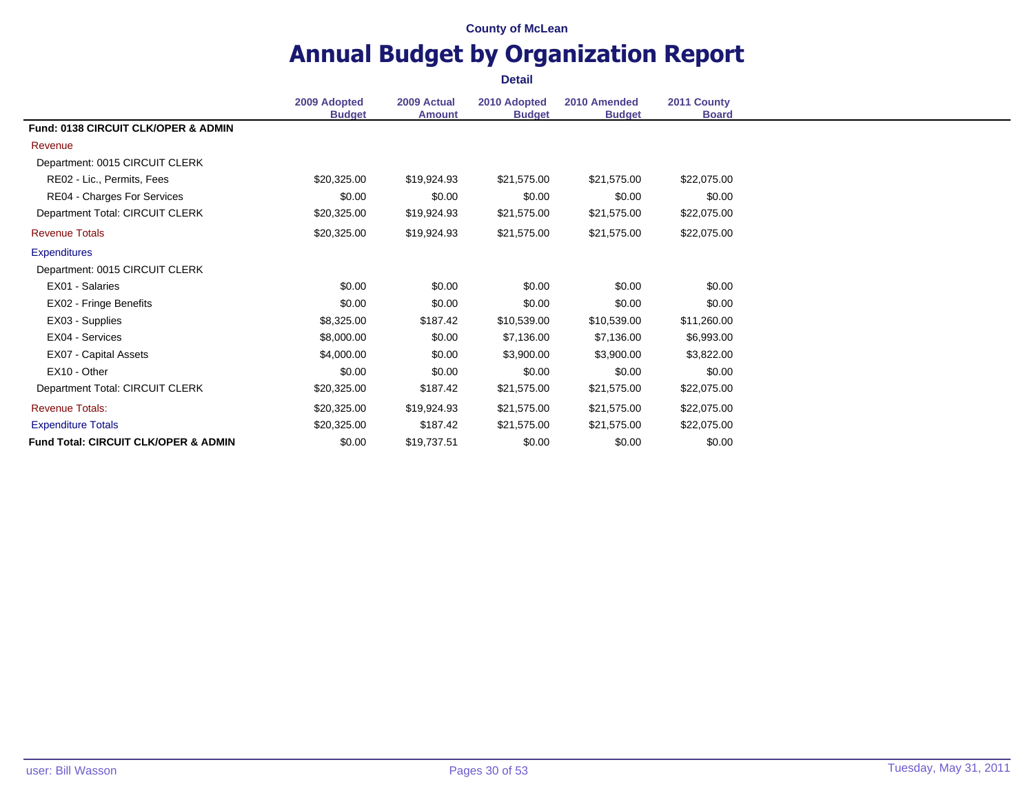County of McLean

# Annual Budget by Organization Report

**Detail**

| | 2009 Adopted Budget | 2009 Actual Amount | 2010 Adopted Budget | 2010 Amended Budget | 2011 County Board |
|---|---|---|---|---|---|
| **Fund: 0138 CIRCUIT CLK/OPER & ADMIN** | | | | | |
| Revenue | | | | | |
| Department: 0015 CIRCUIT CLERK | | | | | |
| RE02 - Lic., Permits, Fees | $20,325.00 | $19,924.93 | $21,575.00 | $21,575.00 | $22,075.00 |
| RE04 - Charges For Services | $0.00 | $0.00 | $0.00 | $0.00 | $0.00 |
| Department Total: CIRCUIT CLERK | $20,325.00 | $19,924.93 | $21,575.00 | $21,575.00 | $22,075.00 |
| Revenue Totals | $20,325.00 | $19,924.93 | $21,575.00 | $21,575.00 | $22,075.00 |
| Expenditures | | | | | |
| Department: 0015 CIRCUIT CLERK | | | | | |
| EX01 - Salaries | $0.00 | $0.00 | $0.00 | $0.00 | $0.00 |
| EX02 - Fringe Benefits | $0.00 | $0.00 | $0.00 | $0.00 | $0.00 |
| EX03 - Supplies | $8,325.00 | $187.42 | $10,539.00 | $10,539.00 | $11,260.00 |
| EX04 - Services | $8,000.00 | $0.00 | $7,136.00 | $7,136.00 | $6,993.00 |
| EX07 - Capital Assets | $4,000.00 | $0.00 | $3,900.00 | $3,900.00 | $3,822.00 |
| EX10 - Other | $0.00 | $0.00 | $0.00 | $0.00 | $0.00 |
| Department Total: CIRCUIT CLERK | $20,325.00 | $187.42 | $21,575.00 | $21,575.00 | $22,075.00 |
| Revenue Totals: | $20,325.00 | $19,924.93 | $21,575.00 | $21,575.00 | $22,075.00 |
| Expenditure Totals | $20,325.00 | $187.42 | $21,575.00 | $21,575.00 | $22,075.00 |
| **Fund Total: CIRCUIT CLK/OPER & ADMIN** | $0.00 | $19,737.51 | $0.00 | $0.00 | $0.00 |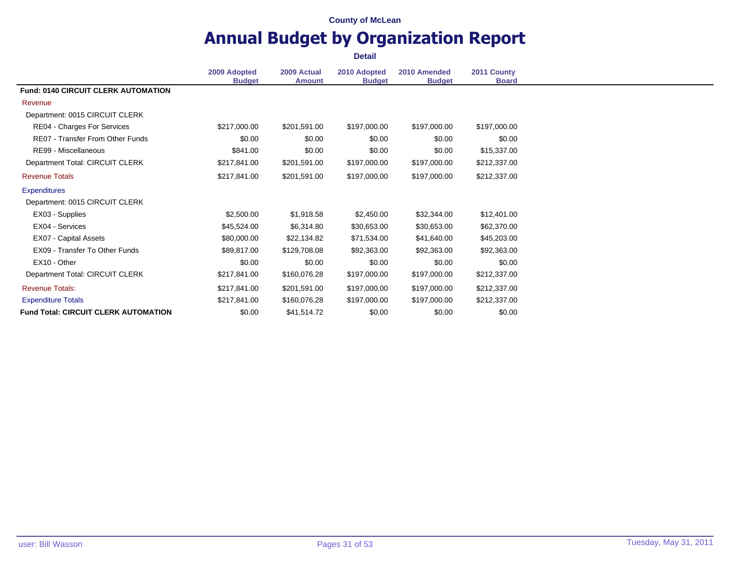County of McLean

# Annual Budget by Organization Report

**Detail**

| | 2009 Adopted Budget | 2009 Actual Amount | 2010 Adopted Budget | 2010 Amended Budget | 2011 County Board |
|---|---|---|---|---|---|
| **Fund: 0140 CIRCUIT CLERK AUTOMATION** | | | | | |
| Revenue | | | | | |
| Department: 0015 CIRCUIT CLERK | | | | | |
| RE04 - Charges For Services | $217,000.00 | $201,591.00 | $197,000.00 | $197,000.00 | $197,000.00 |
| RE07 - Transfer From Other Funds | $0.00 | $0.00 | $0.00 | $0.00 | $0.00 |
| RE99 - Miscellaneous | $841.00 | $0.00 | $0.00 | $0.00 | $15,337.00 |
| Department Total: CIRCUIT CLERK | $217,841.00 | $201,591.00 | $197,000.00 | $197,000.00 | $212,337.00 |
| Revenue Totals | $217,841.00 | $201,591.00 | $197,000.00 | $197,000.00 | $212,337.00 |
| Expenditures | | | | | |
| Department: 0015 CIRCUIT CLERK | | | | | |
| EX03 - Supplies | $2,500.00 | $1,918.58 | $2,450.00 | $32,344.00 | $12,401.00 |
| EX04 - Services | $45,524.00 | $6,314.80 | $30,653.00 | $30,653.00 | $62,370.00 |
| EX07 - Capital Assets | $80,000.00 | $22,134.82 | $71,534.00 | $41,640.00 | $45,203.00 |
| EX09 - Transfer To Other Funds | $89,817.00 | $129,708.08 | $92,363.00 | $92,363.00 | $92,363.00 |
| EX10 - Other | $0.00 | $0.00 | $0.00 | $0.00 | $0.00 |
| Department Total: CIRCUIT CLERK | $217,841.00 | $160,076.28 | $197,000.00 | $197,000.00 | $212,337.00 |
| Revenue Totals: | $217,841.00 | $201,591.00 | $197,000.00 | $197,000.00 | $212,337.00 |
| Expenditure Totals | $217,841.00 | $160,076.28 | $197,000.00 | $197,000.00 | $212,337.00 |
| **Fund Total: CIRCUIT CLERK AUTOMATION** | $0.00 | $41,514.72 | $0.00 | $0.00 | $0.00 |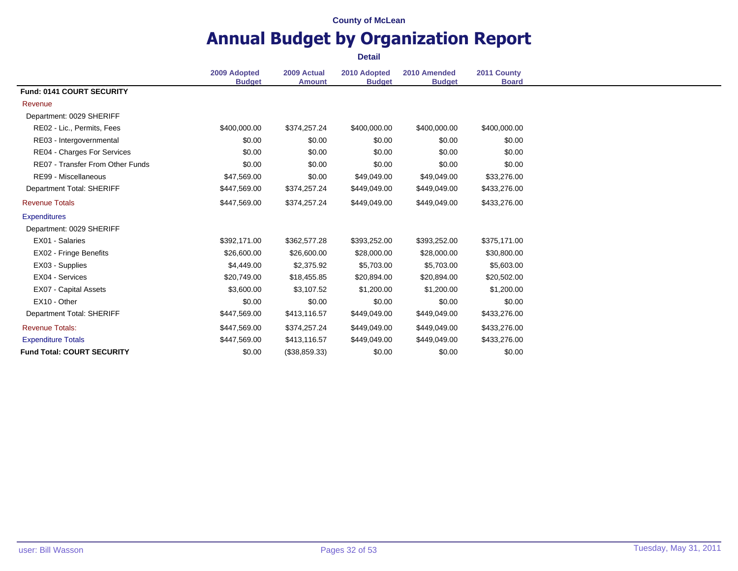County of McLean

# Annual Budget by Organization Report

**Detail**

| | 2009 Adopted Budget | 2009 Actual Amount | 2010 Adopted Budget | 2010 Amended Budget | 2011 County Board |
|---|---|---|---|---|---|
| **Fund: 0141 COURT SECURITY** | | | | | |
| Revenue | | | | | |
| Department: 0029 SHERIFF | | | | | |
| RE02 - Lic., Permits, Fees | $400,000.00 | $374,257.24 | $400,000.00 | $400,000.00 | $400,000.00 |
| RE03 - Intergovernmental | $0.00 | $0.00 | $0.00 | $0.00 | $0.00 |
| RE04 - Charges For Services | $0.00 | $0.00 | $0.00 | $0.00 | $0.00 |
| RE07 - Transfer From Other Funds | $0.00 | $0.00 | $0.00 | $0.00 | $0.00 |
| RE99 - Miscellaneous | $47,569.00 | $0.00 | $49,049.00 | $49,049.00 | $33,276.00 |
| Department Total: SHERIFF | $447,569.00 | $374,257.24 | $449,049.00 | $449,049.00 | $433,276.00 |
| Revenue Totals | $447,569.00 | $374,257.24 | $449,049.00 | $449,049.00 | $433,276.00 |
| Expenditures | | | | | |
| Department: 0029 SHERIFF | | | | | |
| EX01 - Salaries | $392,171.00 | $362,577.28 | $393,252.00 | $393,252.00 | $375,171.00 |
| EX02 - Fringe Benefits | $26,600.00 | $26,600.00 | $28,000.00 | $28,000.00 | $30,800.00 |
| EX03 - Supplies | $4,449.00 | $2,375.92 | $5,703.00 | $5,703.00 | $5,603.00 |
| EX04 - Services | $20,749.00 | $18,455.85 | $20,894.00 | $20,894.00 | $20,502.00 |
| EX07 - Capital Assets | $3,600.00 | $3,107.52 | $1,200.00 | $1,200.00 | $1,200.00 |
| EX10 - Other | $0.00 | $0.00 | $0.00 | $0.00 | $0.00 |
| Department Total: SHERIFF | $447,569.00 | $413,116.57 | $449,049.00 | $449,049.00 | $433,276.00 |
| Revenue Totals: | $447,569.00 | $374,257.24 | $449,049.00 | $449,049.00 | $433,276.00 |
| Expenditure Totals | $447,569.00 | $413,116.57 | $449,049.00 | $449,049.00 | $433,276.00 |
| **Fund Total: COURT SECURITY** | $0.00 | ($38,859.33) | $0.00 | $0.00 | $0.00 |

user: Bill Wasson

Tuesday, May 31, 2011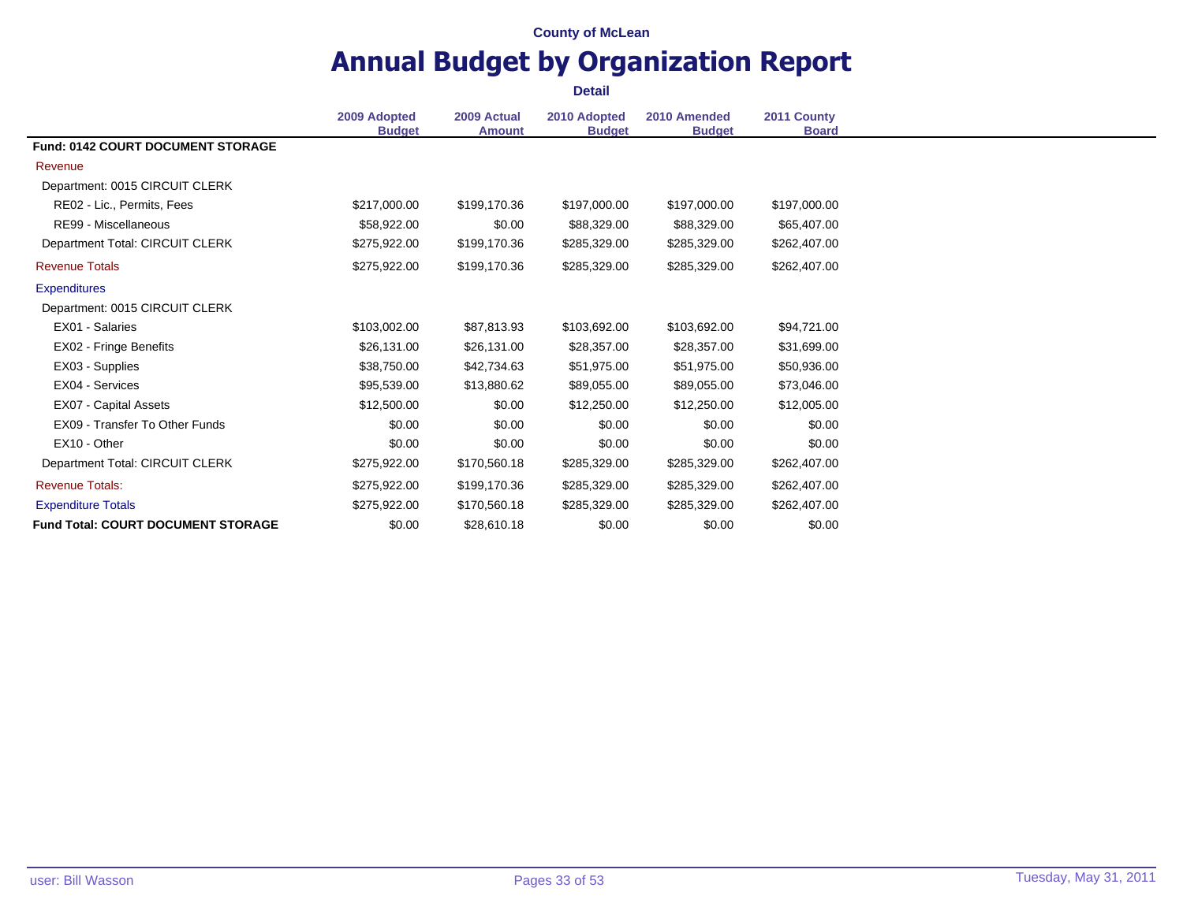County of McLean

# Annual Budget by Organization Report

**Detail**

| | 2009 Adopted Budget | 2009 Actual Amount | 2010 Adopted Budget | 2010 Amended Budget | 2011 County Board |
|---|---|---|---|---|---|
| **Fund: 0142 COURT DOCUMENT STORAGE** | | | | | |
| Revenue | | | | | |
| Department: 0015 CIRCUIT CLERK | | | | | |
| RE02 - Lic., Permits, Fees | $217,000.00 | $199,170.36 | $197,000.00 | $197,000.00 | $197,000.00 |
| RE99 - Miscellaneous | $58,922.00 | $0.00 | $88,329.00 | $88,329.00 | $65,407.00 |
| Department Total: CIRCUIT CLERK | $275,922.00 | $199,170.36 | $285,329.00 | $285,329.00 | $262,407.00 |
| Revenue Totals | $275,922.00 | $199,170.36 | $285,329.00 | $285,329.00 | $262,407.00 |
| Expenditures | | | | | |
| Department: 0015 CIRCUIT CLERK | | | | | |
| EX01 - Salaries | $103,002.00 | $87,813.93 | $103,692.00 | $103,692.00 | $94,721.00 |
| EX02 - Fringe Benefits | $26,131.00 | $26,131.00 | $28,357.00 | $28,357.00 | $31,699.00 |
| EX03 - Supplies | $38,750.00 | $42,734.63 | $51,975.00 | $51,975.00 | $50,936.00 |
| EX04 - Services | $95,539.00 | $13,880.62 | $89,055.00 | $89,055.00 | $73,046.00 |
| EX07 - Capital Assets | $12,500.00 | $0.00 | $12,250.00 | $12,250.00 | $12,005.00 |
| EX09 - Transfer To Other Funds | $0.00 | $0.00 | $0.00 | $0.00 | $0.00 |
| EX10 - Other | $0.00 | $0.00 | $0.00 | $0.00 | $0.00 |
| Department Total: CIRCUIT CLERK | $275,922.00 | $170,560.18 | $285,329.00 | $285,329.00 | $262,407.00 |
| Revenue Totals: | $275,922.00 | $199,170.36 | $285,329.00 | $285,329.00 | $262,407.00 |
| Expenditure Totals | $275,922.00 | $170,560.18 | $285,329.00 | $285,329.00 | $262,407.00 |
| **Fund Total: COURT DOCUMENT STORAGE** | $0.00 | $28,610.18 | $0.00 | $0.00 | $0.00 |

user: Bill Wasson

Tuesday, May 31, 2011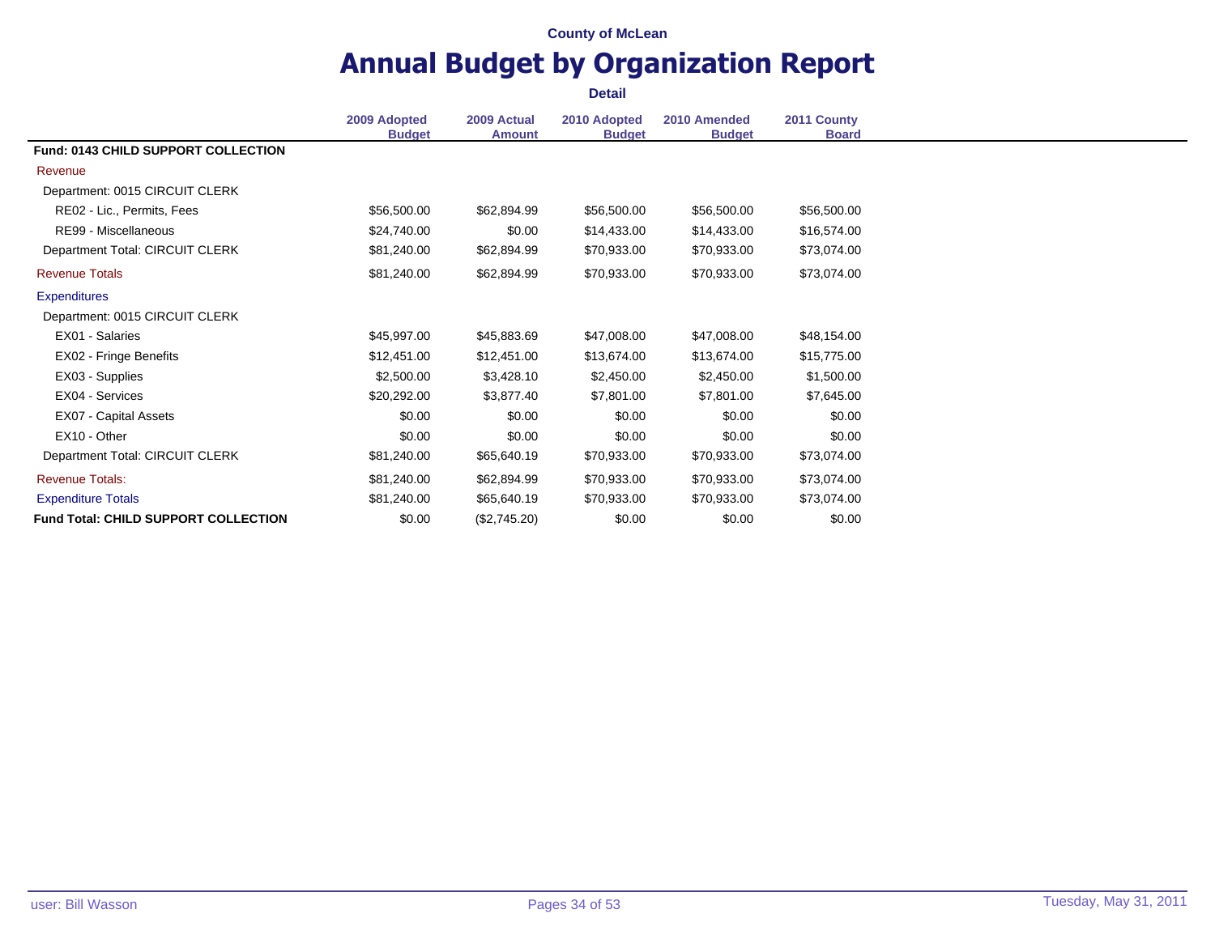County of McLean

# Annual Budget by Organization Report

**Detail**

| | 2009 Adopted Budget | 2009 Actual Amount | 2010 Adopted Budget | 2010 Amended Budget | 2011 County Board |
|---|---|---|---|---|---|
| **Fund: 0143 CHILD SUPPORT COLLECTION** | | | | | |
| Revenue | | | | | |
| Department: 0015 CIRCUIT CLERK | | | | | |
| RE02 - Lic., Permits, Fees | $56,500.00 | $62,894.99 | $56,500.00 | $56,500.00 | $56,500.00 |
| RE99 - Miscellaneous | $24,740.00 | $0.00 | $14,433.00 | $14,433.00 | $16,574.00 |
| Department Total: CIRCUIT CLERK | $81,240.00 | $62,894.99 | $70,933.00 | $70,933.00 | $73,074.00 |
| Revenue Totals | $81,240.00 | $62,894.99 | $70,933.00 | $70,933.00 | $73,074.00 |
| Expenditures | | | | | |
| Department: 0015 CIRCUIT CLERK | | | | | |
| EX01 - Salaries | $45,997.00 | $45,883.69 | $47,008.00 | $47,008.00 | $48,154.00 |
| EX02 - Fringe Benefits | $12,451.00 | $12,451.00 | $13,674.00 | $13,674.00 | $15,775.00 |
| EX03 - Supplies | $2,500.00 | $3,428.10 | $2,450.00 | $2,450.00 | $1,500.00 |
| EX04 - Services | $20,292.00 | $3,877.40 | $7,801.00 | $7,801.00 | $7,645.00 |
| EX07 - Capital Assets | $0.00 | $0.00 | $0.00 | $0.00 | $0.00 |
| EX10 - Other | $0.00 | $0.00 | $0.00 | $0.00 | $0.00 |
| Department Total: CIRCUIT CLERK | $81,240.00 | $65,640.19 | $70,933.00 | $70,933.00 | $73,074.00 |
| Revenue Totals: | $81,240.00 | $62,894.99 | $70,933.00 | $70,933.00 | $73,074.00 |
| Expenditure Totals | $81,240.00 | $65,640.19 | $70,933.00 | $70,933.00 | $73,074.00 |
| **Fund Total: CHILD SUPPORT COLLECTION** | $0.00 | ($2,745.20) | $0.00 | $0.00 | $0.00 |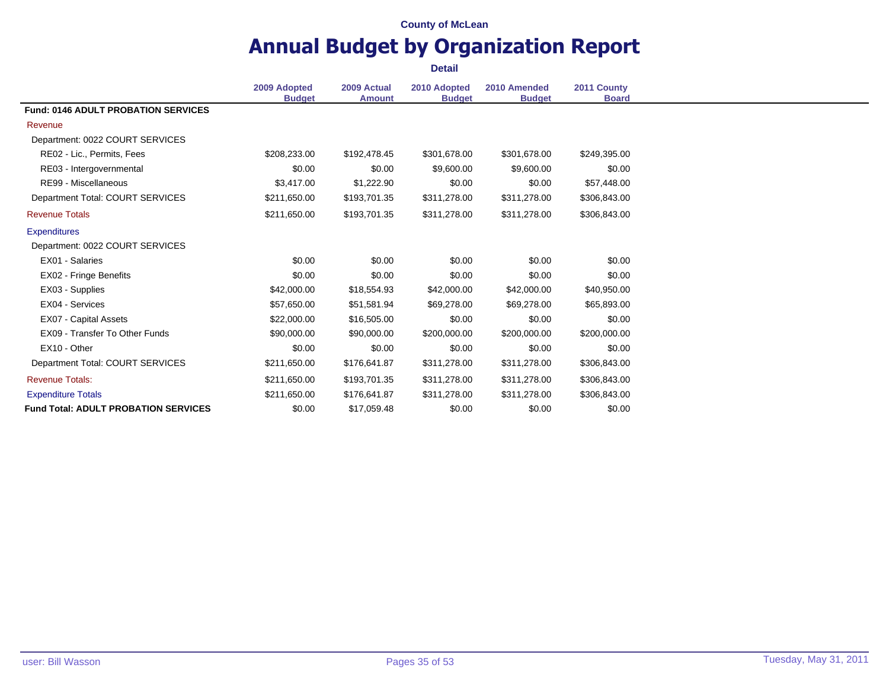County of McLean

# Annual Budget by Organization Report

**Detail**

| | 2009 Adopted Budget | 2009 Actual Amount | 2010 Adopted Budget | 2010 Amended Budget | 2011 County Board |
|---|---|---|---|---|---|
| **Fund: 0146 ADULT PROBATION SERVICES** | | | | | |
| Revenue | | | | | |
| Department: 0022 COURT SERVICES | | | | | |
| RE02 - Lic., Permits, Fees | $208,233.00 | $192,478.45 | $301,678.00 | $301,678.00 | $249,395.00 |
| RE03 - Intergovernmental | $0.00 | $0.00 | $9,600.00 | $9,600.00 | $0.00 |
| RE99 - Miscellaneous | $3,417.00 | $1,222.90 | $0.00 | $0.00 | $57,448.00 |
| Department Total: COURT SERVICES | $211,650.00 | $193,701.35 | $311,278.00 | $311,278.00 | $306,843.00 |
| Revenue Totals | $211,650.00 | $193,701.35 | $311,278.00 | $311,278.00 | $306,843.00 |
| Expenditures | | | | | |
| Department: 0022 COURT SERVICES | | | | | |
| EX01 - Salaries | $0.00 | $0.00 | $0.00 | $0.00 | $0.00 |
| EX02 - Fringe Benefits | $0.00 | $0.00 | $0.00 | $0.00 | $0.00 |
| EX03 - Supplies | $42,000.00 | $18,554.93 | $42,000.00 | $42,000.00 | $40,950.00 |
| EX04 - Services | $57,650.00 | $51,581.94 | $69,278.00 | $69,278.00 | $65,893.00 |
| EX07 - Capital Assets | $22,000.00 | $16,505.00 | $0.00 | $0.00 | $0.00 |
| EX09 - Transfer To Other Funds | $90,000.00 | $90,000.00 | $200,000.00 | $200,000.00 | $200,000.00 |
| EX10 - Other | $0.00 | $0.00 | $0.00 | $0.00 | $0.00 |
| Department Total: COURT SERVICES | $211,650.00 | $176,641.87 | $311,278.00 | $311,278.00 | $306,843.00 |
| Revenue Totals: | $211,650.00 | $193,701.35 | $311,278.00 | $311,278.00 | $306,843.00 |
| Expenditure Totals | $211,650.00 | $176,641.87 | $311,278.00 | $311,278.00 | $306,843.00 |
| **Fund Total: ADULT PROBATION SERVICES** | $0.00 | $17,059.48 | $0.00 | $0.00 | $0.00 |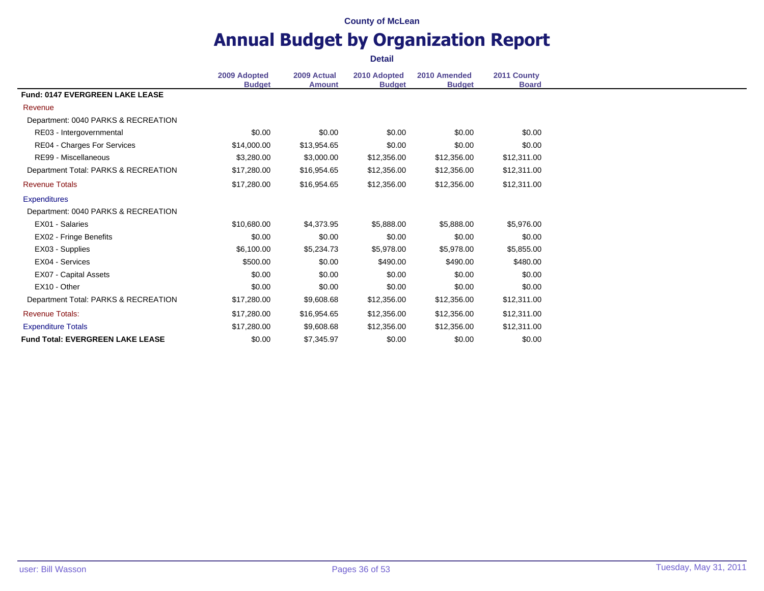County of McLean

# Annual Budget by Organization Report

**Detail**

| | 2009 Adopted Budget | 2009 Actual Amount | 2010 Adopted Budget | 2010 Amended Budget | 2011 County Board |
|---|---|---|---|---|---|
| **Fund: 0147 EVERGREEN LAKE LEASE** | | | | | |
| Revenue | | | | | |
| Department: 0040 PARKS & RECREATION | | | | | |
| RE03 - Intergovernmental | $0.00 | $0.00 | $0.00 | $0.00 | $0.00 |
| RE04 - Charges For Services | $14,000.00 | $13,954.65 | $0.00 | $0.00 | $0.00 |
| RE99 - Miscellaneous | $3,280.00 | $3,000.00 | $12,356.00 | $12,356.00 | $12,311.00 |
| Department Total: PARKS & RECREATION | $17,280.00 | $16,954.65 | $12,356.00 | $12,356.00 | $12,311.00 |
| Revenue Totals | $17,280.00 | $16,954.65 | $12,356.00 | $12,356.00 | $12,311.00 |
| Expenditures | | | | | |
| Department: 0040 PARKS & RECREATION | | | | | |
| EX01 - Salaries | $10,680.00 | $4,373.95 | $5,888.00 | $5,888.00 | $5,976.00 |
| EX02 - Fringe Benefits | $0.00 | $0.00 | $0.00 | $0.00 | $0.00 |
| EX03 - Supplies | $6,100.00 | $5,234.73 | $5,978.00 | $5,978.00 | $5,855.00 |
| EX04 - Services | $500.00 | $0.00 | $490.00 | $490.00 | $480.00 |
| EX07 - Capital Assets | $0.00 | $0.00 | $0.00 | $0.00 | $0.00 |
| EX10 - Other | $0.00 | $0.00 | $0.00 | $0.00 | $0.00 |
| Department Total: PARKS & RECREATION | $17,280.00 | $9,608.68 | $12,356.00 | $12,356.00 | $12,311.00 |
| Revenue Totals: | $17,280.00 | $16,954.65 | $12,356.00 | $12,356.00 | $12,311.00 |
| Expenditure Totals | $17,280.00 | $9,608.68 | $12,356.00 | $12,356.00 | $12,311.00 |
| **Fund Total: EVERGREEN LAKE LEASE** | $0.00 | $7,345.97 | $0.00 | $0.00 | $0.00 |

user: Bill Wasson

Tuesday, May 31, 2011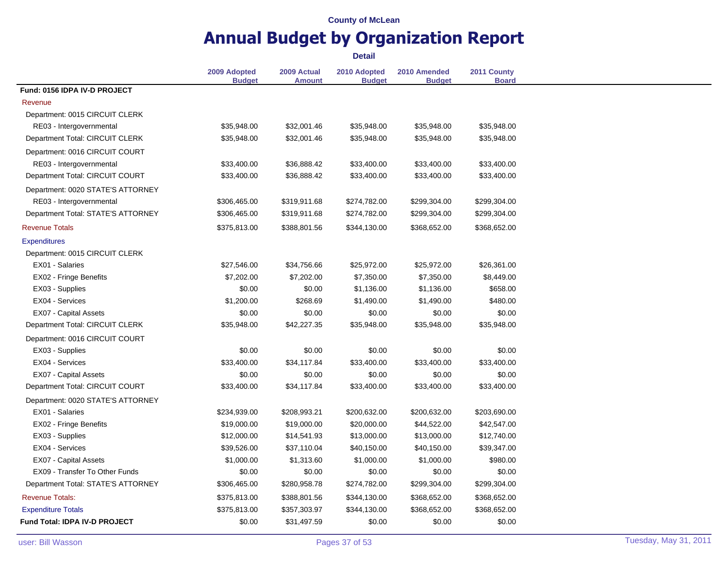County of McLean

# Annual Budget by Organization Report

**Detail**

| | 2009 Adopted Budget | 2009 Actual Amount | 2010 Adopted Budget | 2010 Amended Budget | 2011 County Board |
|---|---|---|---|---|---|
| **Fund: 0156 IDPA IV-D PROJECT** | | | | | |
| Revenue | | | | | |
| Department: 0015 CIRCUIT CLERK | | | | | |
| RE03 - Intergovernmental | $35,948.00 | $32,001.46 | $35,948.00 | $35,948.00 | $35,948.00 |
| Department Total: CIRCUIT CLERK | $35,948.00 | $32,001.46 | $35,948.00 | $35,948.00 | $35,948.00 |
| Department: 0016 CIRCUIT COURT | | | | | |
| RE03 - Intergovernmental | $33,400.00 | $36,888.42 | $33,400.00 | $33,400.00 | $33,400.00 |
| Department Total: CIRCUIT COURT | $33,400.00 | $36,888.42 | $33,400.00 | $33,400.00 | $33,400.00 |
| Department: 0020 STATE'S ATTORNEY | | | | | |
| RE03 - Intergovernmental | $306,465.00 | $319,911.68 | $274,782.00 | $299,304.00 | $299,304.00 |
| Department Total: STATE'S ATTORNEY | $306,465.00 | $319,911.68 | $274,782.00 | $299,304.00 | $299,304.00 |
| Revenue Totals | $375,813.00 | $388,801.56 | $344,130.00 | $368,652.00 | $368,652.00 |
| Expenditures | | | | | |
| Department: 0015 CIRCUIT CLERK | | | | | |
| EX01 - Salaries | $27,546.00 | $34,756.66 | $25,972.00 | $25,972.00 | $26,361.00 |
| EX02 - Fringe Benefits | $7,202.00 | $7,202.00 | $7,350.00 | $7,350.00 | $8,449.00 |
| EX03 - Supplies | $0.00 | $0.00 | $1,136.00 | $1,136.00 | $658.00 |
| EX04 - Services | $1,200.00 | $268.69 | $1,490.00 | $1,490.00 | $480.00 |
| EX07 - Capital Assets | $0.00 | $0.00 | $0.00 | $0.00 | $0.00 |
| Department Total: CIRCUIT CLERK | $35,948.00 | $42,227.35 | $35,948.00 | $35,948.00 | $35,948.00 |
| Department: 0016 CIRCUIT COURT | | | | | |
| EX03 - Supplies | $0.00 | $0.00 | $0.00 | $0.00 | $0.00 |
| EX04 - Services | $33,400.00 | $34,117.84 | $33,400.00 | $33,400.00 | $33,400.00 |
| EX07 - Capital Assets | $0.00 | $0.00 | $0.00 | $0.00 | $0.00 |
| Department Total: CIRCUIT COURT | $33,400.00 | $34,117.84 | $33,400.00 | $33,400.00 | $33,400.00 |
| Department: 0020 STATE'S ATTORNEY | | | | | |
| EX01 - Salaries | $234,939.00 | $208,993.21 | $200,632.00 | $200,632.00 | $203,690.00 |
| EX02 - Fringe Benefits | $19,000.00 | $19,000.00 | $20,000.00 | $44,522.00 | $42,547.00 |
| EX03 - Supplies | $12,000.00 | $14,541.93 | $13,000.00 | $13,000.00 | $12,740.00 |
| EX04 - Services | $39,526.00 | $37,110.04 | $40,150.00 | $40,150.00 | $39,347.00 |
| EX07 - Capital Assets | $1,000.00 | $1,313.60 | $1,000.00 | $1,000.00 | $980.00 |
| EX09 - Transfer To Other Funds | $0.00 | $0.00 | $0.00 | $0.00 | $0.00 |
| Department Total: STATE'S ATTORNEY | $306,465.00 | $280,958.78 | $274,782.00 | $299,304.00 | $299,304.00 |
| Revenue Totals: | $375,813.00 | $388,801.56 | $344,130.00 | $368,652.00 | $368,652.00 |
| Expenditure Totals | $375,813.00 | $357,303.97 | $344,130.00 | $368,652.00 | $368,652.00 |
| **Fund Total: IDPA IV-D PROJECT** | $0.00 | $31,497.59 | $0.00 | $0.00 | $0.00 |

user: Bill Wasson — Tuesday, May 31, 2011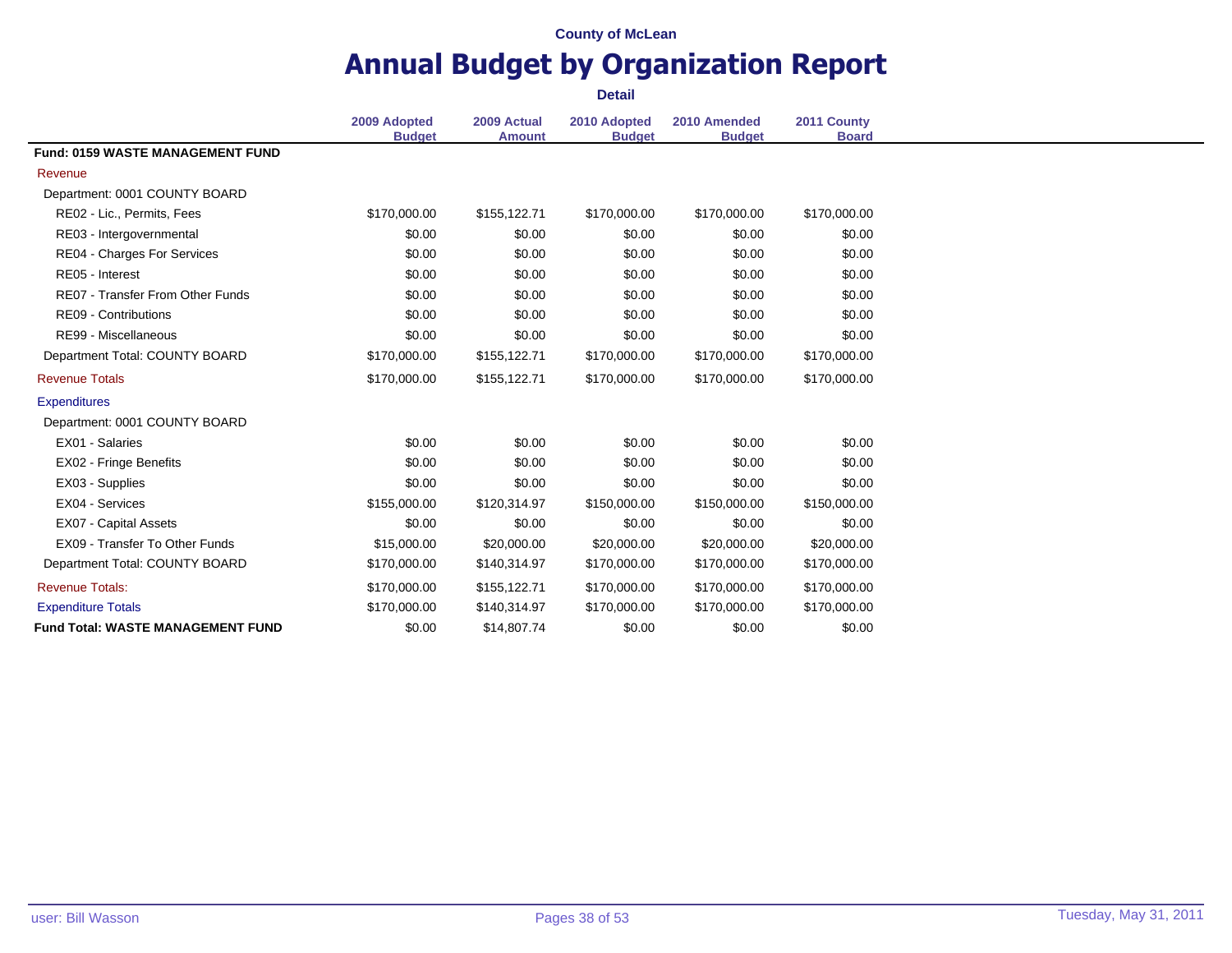County of McLean

# Annual Budget by Organization Report

**Detail**

| | 2009 Adopted Budget | 2009 Actual Amount | 2010 Adopted Budget | 2010 Amended Budget | 2011 County Board |
|---|---|---|---|---|---|
| **Fund: 0159 WASTE MANAGEMENT FUND** | | | | | |
| Revenue | | | | | |
| Department: 0001 COUNTY BOARD | | | | | |
| RE02 - Lic., Permits, Fees | $170,000.00 | $155,122.71 | $170,000.00 | $170,000.00 | $170,000.00 |
| RE03 - Intergovernmental | $0.00 | $0.00 | $0.00 | $0.00 | $0.00 |
| RE04 - Charges For Services | $0.00 | $0.00 | $0.00 | $0.00 | $0.00 |
| RE05 - Interest | $0.00 | $0.00 | $0.00 | $0.00 | $0.00 |
| RE07 - Transfer From Other Funds | $0.00 | $0.00 | $0.00 | $0.00 | $0.00 |
| RE09 - Contributions | $0.00 | $0.00 | $0.00 | $0.00 | $0.00 |
| RE99 - Miscellaneous | $0.00 | $0.00 | $0.00 | $0.00 | $0.00 |
| Department Total: COUNTY BOARD | $170,000.00 | $155,122.71 | $170,000.00 | $170,000.00 | $170,000.00 |
| Revenue Totals | $170,000.00 | $155,122.71 | $170,000.00 | $170,000.00 | $170,000.00 |
| Expenditures | | | | | |
| Department: 0001 COUNTY BOARD | | | | | |
| EX01 - Salaries | $0.00 | $0.00 | $0.00 | $0.00 | $0.00 |
| EX02 - Fringe Benefits | $0.00 | $0.00 | $0.00 | $0.00 | $0.00 |
| EX03 - Supplies | $0.00 | $0.00 | $0.00 | $0.00 | $0.00 |
| EX04 - Services | $155,000.00 | $120,314.97 | $150,000.00 | $150,000.00 | $150,000.00 |
| EX07 - Capital Assets | $0.00 | $0.00 | $0.00 | $0.00 | $0.00 |
| EX09 - Transfer To Other Funds | $15,000.00 | $20,000.00 | $20,000.00 | $20,000.00 | $20,000.00 |
| Department Total: COUNTY BOARD | $170,000.00 | $140,314.97 | $170,000.00 | $170,000.00 | $170,000.00 |
| Revenue Totals: | $170,000.00 | $155,122.71 | $170,000.00 | $170,000.00 | $170,000.00 |
| Expenditure Totals | $170,000.00 | $140,314.97 | $170,000.00 | $170,000.00 | $170,000.00 |
| **Fund Total: WASTE MANAGEMENT FUND** | $0.00 | $14,807.74 | $0.00 | $0.00 | $0.00 |

user: Bill Wasson

Tuesday, May 31, 2011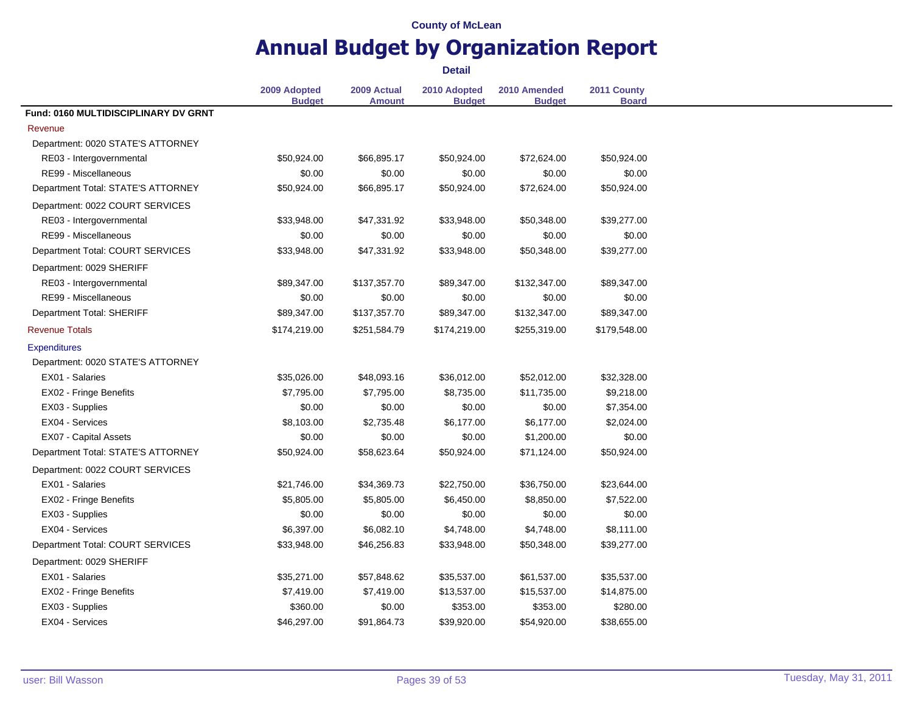County of McLean

# Annual Budget by Organization Report

**Detail**

| | 2009 Adopted Budget | 2009 Actual Amount | 2010 Adopted Budget | 2010 Amended Budget | 2011 County Board |
|---|---|---|---|---|---|
| **Fund: 0160 MULTIDISCIPLINARY DV GRNT** | | | | | |
| Revenue | | | | | |
| Department: 0020 STATE'S ATTORNEY | | | | | |
| RE03 - Intergovernmental | $50,924.00 | $66,895.17 | $50,924.00 | $72,624.00 | $50,924.00 |
| RE99 - Miscellaneous | $0.00 | $0.00 | $0.00 | $0.00 | $0.00 |
| Department Total: STATE'S ATTORNEY | $50,924.00 | $66,895.17 | $50,924.00 | $72,624.00 | $50,924.00 |
| Department: 0022 COURT SERVICES | | | | | |
| RE03 - Intergovernmental | $33,948.00 | $47,331.92 | $33,948.00 | $50,348.00 | $39,277.00 |
| RE99 - Miscellaneous | $0.00 | $0.00 | $0.00 | $0.00 | $0.00 |
| Department Total: COURT SERVICES | $33,948.00 | $47,331.92 | $33,948.00 | $50,348.00 | $39,277.00 |
| Department: 0029 SHERIFF | | | | | |
| RE03 - Intergovernmental | $89,347.00 | $137,357.70 | $89,347.00 | $132,347.00 | $89,347.00 |
| RE99 - Miscellaneous | $0.00 | $0.00 | $0.00 | $0.00 | $0.00 |
| Department Total: SHERIFF | $89,347.00 | $137,357.70 | $89,347.00 | $132,347.00 | $89,347.00 |
| Revenue Totals | $174,219.00 | $251,584.79 | $174,219.00 | $255,319.00 | $179,548.00 |
| Expenditures | | | | | |
| Department: 0020 STATE'S ATTORNEY | | | | | |
| EX01 - Salaries | $35,026.00 | $48,093.16 | $36,012.00 | $52,012.00 | $32,328.00 |
| EX02 - Fringe Benefits | $7,795.00 | $7,795.00 | $8,735.00 | $11,735.00 | $9,218.00 |
| EX03 - Supplies | $0.00 | $0.00 | $0.00 | $0.00 | $7,354.00 |
| EX04 - Services | $8,103.00 | $2,735.48 | $6,177.00 | $6,177.00 | $2,024.00 |
| EX07 - Capital Assets | $0.00 | $0.00 | $0.00 | $1,200.00 | $0.00 |
| Department Total: STATE'S ATTORNEY | $50,924.00 | $58,623.64 | $50,924.00 | $71,124.00 | $50,924.00 |
| Department: 0022 COURT SERVICES | | | | | |
| EX01 - Salaries | $21,746.00 | $34,369.73 | $22,750.00 | $36,750.00 | $23,644.00 |
| EX02 - Fringe Benefits | $5,805.00 | $5,805.00 | $6,450.00 | $8,850.00 | $7,522.00 |
| EX03 - Supplies | $0.00 | $0.00 | $0.00 | $0.00 | $0.00 |
| EX04 - Services | $6,397.00 | $6,082.10 | $4,748.00 | $4,748.00 | $8,111.00 |
| Department Total: COURT SERVICES | $33,948.00 | $46,256.83 | $33,948.00 | $50,348.00 | $39,277.00 |
| Department: 0029 SHERIFF | | | | | |
| EX01 - Salaries | $35,271.00 | $57,848.62 | $35,537.00 | $61,537.00 | $35,537.00 |
| EX02 - Fringe Benefits | $7,419.00 | $7,419.00 | $13,537.00 | $15,537.00 | $14,875.00 |
| EX03 - Supplies | $360.00 | $0.00 | $353.00 | $353.00 | $280.00 |
| EX04 - Services | $46,297.00 | $91,864.73 | $39,920.00 | $54,920.00 | $38,655.00 |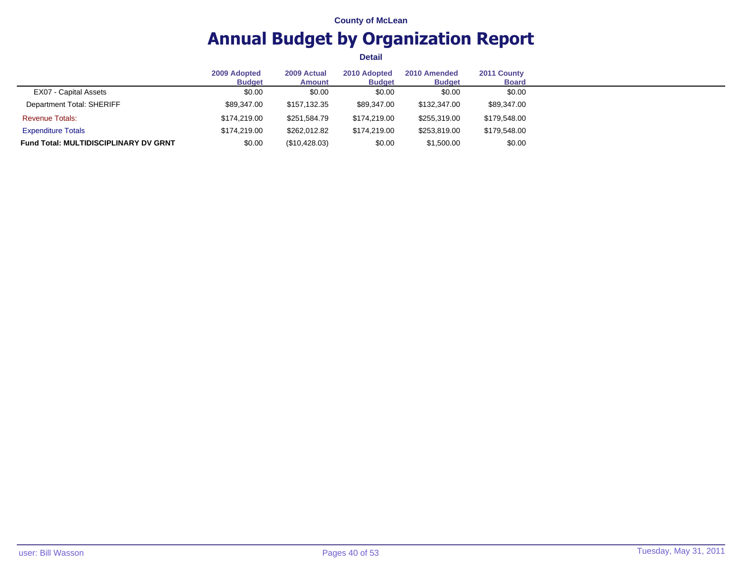County of McLean

# Annual Budget by Organization Report

**Detail**

| | 2009 Adopted Budget | 2009 Actual Amount | 2010 Adopted Budget | 2010 Amended Budget | 2011 County Board |
|---|---|---|---|---|---|
| EX07 - Capital Assets | $0.00 | $0.00 | $0.00 | $0.00 | $0.00 |
| Department Total: SHERIFF | $89,347.00 | $157,132.35 | $89,347.00 | $132,347.00 | $89,347.00 |
| Revenue Totals: | $174,219.00 | $251,584.79 | $174,219.00 | $255,319.00 | $179,548.00 |
| Expenditure Totals | $174,219.00 | $262,012.82 | $174,219.00 | $253,819.00 | $179,548.00 |
| **Fund Total: MULTIDISCIPLINARY DV GRNT** | $0.00 | ($10,428.03) | $0.00 | $1,500.00 | $0.00 |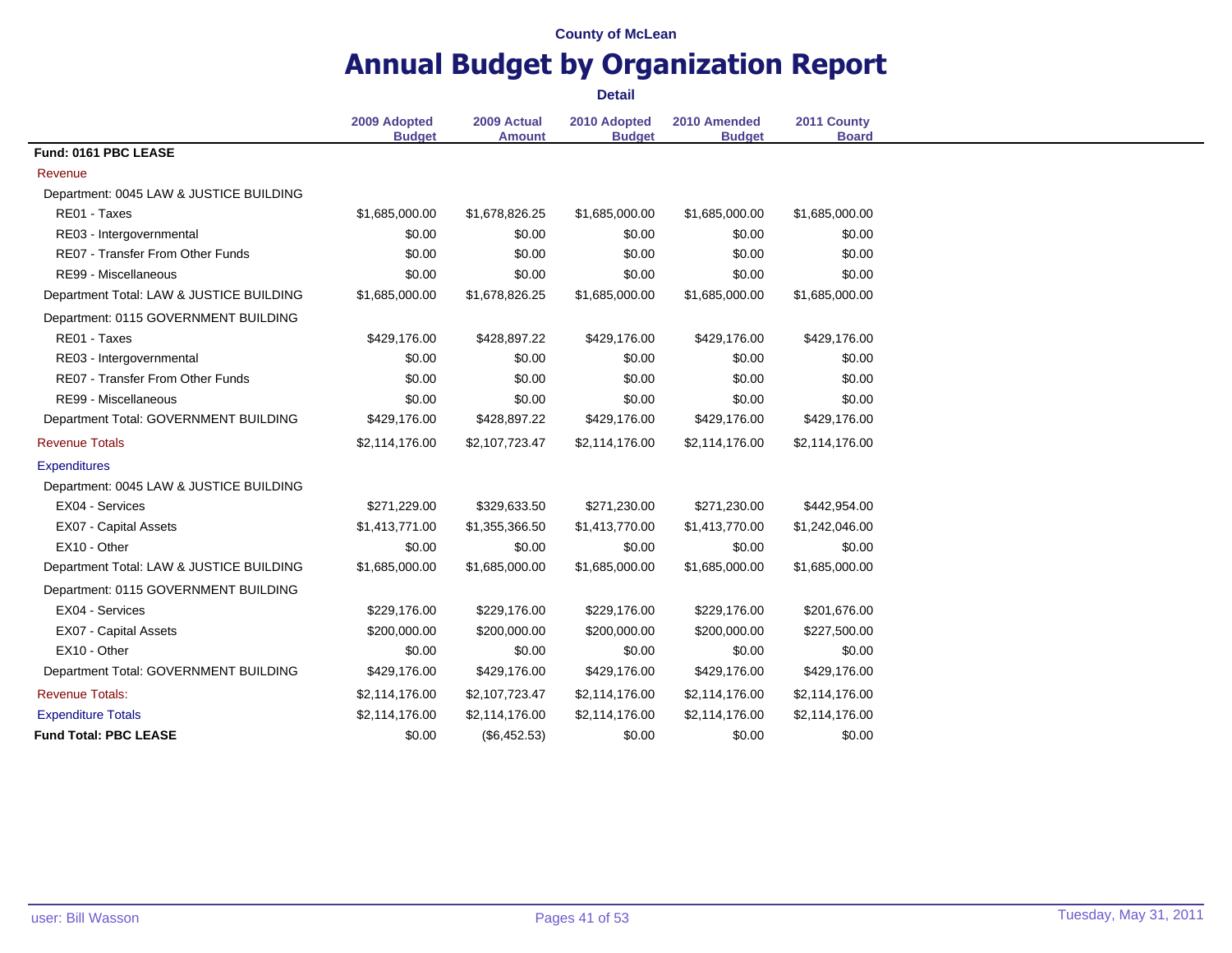County of McLean

# Annual Budget by Organization Report

**Detail**

| | 2009 Adopted Budget | 2009 Actual Amount | 2010 Adopted Budget | 2010 Amended Budget | 2011 County Board |
|---|---|---|---|---|---|
| **Fund: 0161 PBC LEASE** | | | | | |
| Revenue | | | | | |
| Department: 0045 LAW & JUSTICE BUILDING | | | | | |
| RE01 - Taxes | $1,685,000.00 | $1,678,826.25 | $1,685,000.00 | $1,685,000.00 | $1,685,000.00 |
| RE03 - Intergovernmental | $0.00 | $0.00 | $0.00 | $0.00 | $0.00 |
| RE07 - Transfer From Other Funds | $0.00 | $0.00 | $0.00 | $0.00 | $0.00 |
| RE99 - Miscellaneous | $0.00 | $0.00 | $0.00 | $0.00 | $0.00 |
| Department Total: LAW & JUSTICE BUILDING | $1,685,000.00 | $1,678,826.25 | $1,685,000.00 | $1,685,000.00 | $1,685,000.00 |
| Department: 0115 GOVERNMENT BUILDING | | | | | |
| RE01 - Taxes | $429,176.00 | $428,897.22 | $429,176.00 | $429,176.00 | $429,176.00 |
| RE03 - Intergovernmental | $0.00 | $0.00 | $0.00 | $0.00 | $0.00 |
| RE07 - Transfer From Other Funds | $0.00 | $0.00 | $0.00 | $0.00 | $0.00 |
| RE99 - Miscellaneous | $0.00 | $0.00 | $0.00 | $0.00 | $0.00 |
| Department Total: GOVERNMENT BUILDING | $429,176.00 | $428,897.22 | $429,176.00 | $429,176.00 | $429,176.00 |
| Revenue Totals | $2,114,176.00 | $2,107,723.47 | $2,114,176.00 | $2,114,176.00 | $2,114,176.00 |
| Expenditures | | | | | |
| Department: 0045 LAW & JUSTICE BUILDING | | | | | |
| EX04 - Services | $271,229.00 | $329,633.50 | $271,230.00 | $271,230.00 | $442,954.00 |
| EX07 - Capital Assets | $1,413,771.00 | $1,355,366.50 | $1,413,770.00 | $1,413,770.00 | $1,242,046.00 |
| EX10 - Other | $0.00 | $0.00 | $0.00 | $0.00 | $0.00 |
| Department Total: LAW & JUSTICE BUILDING | $1,685,000.00 | $1,685,000.00 | $1,685,000.00 | $1,685,000.00 | $1,685,000.00 |
| Department: 0115 GOVERNMENT BUILDING | | | | | |
| EX04 - Services | $229,176.00 | $229,176.00 | $229,176.00 | $229,176.00 | $201,676.00 |
| EX07 - Capital Assets | $200,000.00 | $200,000.00 | $200,000.00 | $200,000.00 | $227,500.00 |
| EX10 - Other | $0.00 | $0.00 | $0.00 | $0.00 | $0.00 |
| Department Total: GOVERNMENT BUILDING | $429,176.00 | $429,176.00 | $429,176.00 | $429,176.00 | $429,176.00 |
| Revenue Totals: | $2,114,176.00 | $2,107,723.47 | $2,114,176.00 | $2,114,176.00 | $2,114,176.00 |
| Expenditure Totals | $2,114,176.00 | $2,114,176.00 | $2,114,176.00 | $2,114,176.00 | $2,114,176.00 |
| **Fund Total: PBC LEASE** | $0.00 | ($6,452.53) | $0.00 | $0.00 | $0.00 |

user: Bill Wasson

Tuesday, May 31, 2011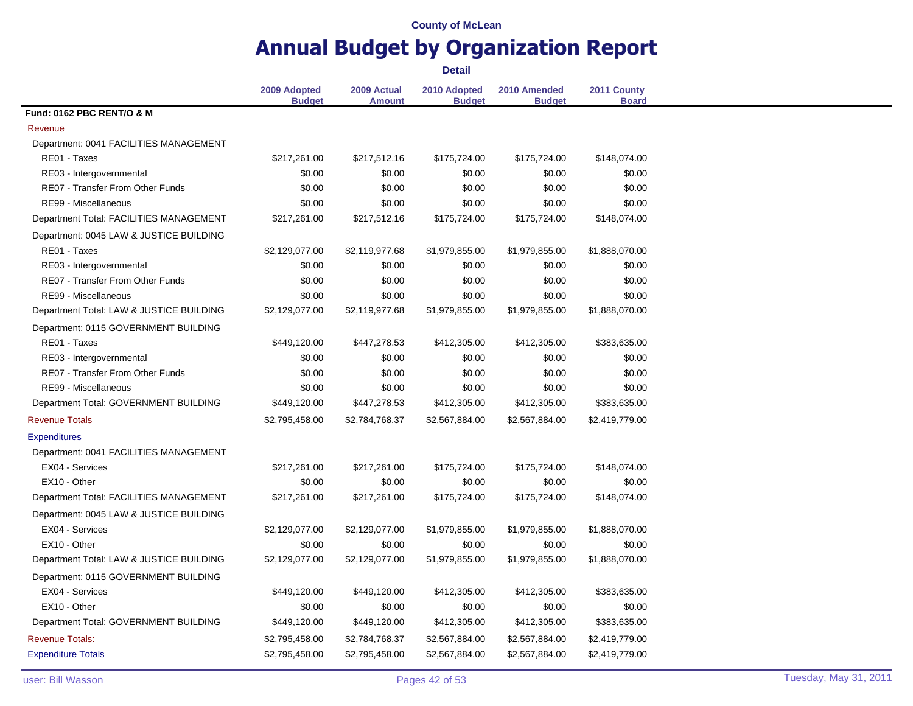County of McLean

# Annual Budget by Organization Report

**Detail**

| | 2009 Adopted Budget | 2009 Actual Amount | 2010 Adopted Budget | 2010 Amended Budget | 2011 County Board |
|---|---|---|---|---|---|
| **Fund: 0162 PBC RENT/O & M** | | | | | |
| Revenue | | | | | |
| Department: 0041 FACILITIES MANAGEMENT | | | | | |
| RE01 - Taxes | $217,261.00 | $217,512.16 | $175,724.00 | $175,724.00 | $148,074.00 |
| RE03 - Intergovernmental | $0.00 | $0.00 | $0.00 | $0.00 | $0.00 |
| RE07 - Transfer From Other Funds | $0.00 | $0.00 | $0.00 | $0.00 | $0.00 |
| RE99 - Miscellaneous | $0.00 | $0.00 | $0.00 | $0.00 | $0.00 |
| Department Total: FACILITIES MANAGEMENT | $217,261.00 | $217,512.16 | $175,724.00 | $175,724.00 | $148,074.00 |
| Department: 0045 LAW & JUSTICE BUILDING | | | | | |
| RE01 - Taxes | $2,129,077.00 | $2,119,977.68 | $1,979,855.00 | $1,979,855.00 | $1,888,070.00 |
| RE03 - Intergovernmental | $0.00 | $0.00 | $0.00 | $0.00 | $0.00 |
| RE07 - Transfer From Other Funds | $0.00 | $0.00 | $0.00 | $0.00 | $0.00 |
| RE99 - Miscellaneous | $0.00 | $0.00 | $0.00 | $0.00 | $0.00 |
| Department Total: LAW & JUSTICE BUILDING | $2,129,077.00 | $2,119,977.68 | $1,979,855.00 | $1,979,855.00 | $1,888,070.00 |
| Department: 0115 GOVERNMENT BUILDING | | | | | |
| RE01 - Taxes | $449,120.00 | $447,278.53 | $412,305.00 | $412,305.00 | $383,635.00 |
| RE03 - Intergovernmental | $0.00 | $0.00 | $0.00 | $0.00 | $0.00 |
| RE07 - Transfer From Other Funds | $0.00 | $0.00 | $0.00 | $0.00 | $0.00 |
| RE99 - Miscellaneous | $0.00 | $0.00 | $0.00 | $0.00 | $0.00 |
| Department Total: GOVERNMENT BUILDING | $449,120.00 | $447,278.53 | $412,305.00 | $412,305.00 | $383,635.00 |
| Revenue Totals | $2,795,458.00 | $2,784,768.37 | $2,567,884.00 | $2,567,884.00 | $2,419,779.00 |
| Expenditures | | | | | |
| Department: 0041 FACILITIES MANAGEMENT | | | | | |
| EX04 - Services | $217,261.00 | $217,261.00 | $175,724.00 | $175,724.00 | $148,074.00 |
| EX10 - Other | $0.00 | $0.00 | $0.00 | $0.00 | $0.00 |
| Department Total: FACILITIES MANAGEMENT | $217,261.00 | $217,261.00 | $175,724.00 | $175,724.00 | $148,074.00 |
| Department: 0045 LAW & JUSTICE BUILDING | | | | | |
| EX04 - Services | $2,129,077.00 | $2,129,077.00 | $1,979,855.00 | $1,979,855.00 | $1,888,070.00 |
| EX10 - Other | $0.00 | $0.00 | $0.00 | $0.00 | $0.00 |
| Department Total: LAW & JUSTICE BUILDING | $2,129,077.00 | $2,129,077.00 | $1,979,855.00 | $1,979,855.00 | $1,888,070.00 |
| Department: 0115 GOVERNMENT BUILDING | | | | | |
| EX04 - Services | $449,120.00 | $449,120.00 | $412,305.00 | $412,305.00 | $383,635.00 |
| EX10 - Other | $0.00 | $0.00 | $0.00 | $0.00 | $0.00 |
| Department Total: GOVERNMENT BUILDING | $449,120.00 | $449,120.00 | $412,305.00 | $412,305.00 | $383,635.00 |
| Revenue Totals: | $2,795,458.00 | $2,784,768.37 | $2,567,884.00 | $2,567,884.00 | $2,419,779.00 |
| Expenditure Totals | $2,795,458.00 | $2,795,458.00 | $2,567,884.00 | $2,567,884.00 | $2,419,779.00 |

user: Bill Wasson — Tuesday, May 31, 2011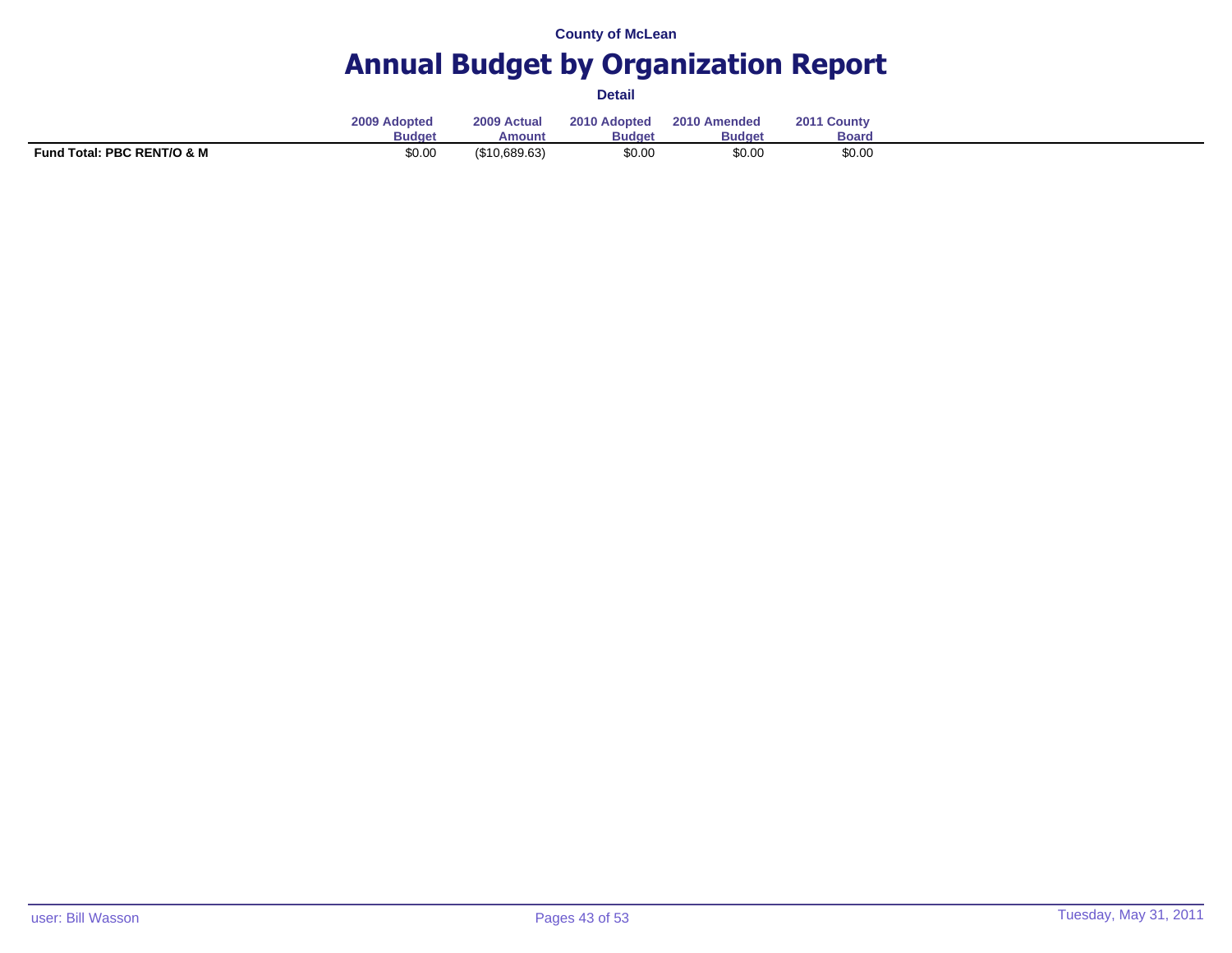County of McLean

# Annual Budget by Organization Report

**Detail**

| | 2009 Adopted Budget | 2009 Actual Amount | 2010 Adopted Budget | 2010 Amended Budget | 2011 County Board |
|---|---|---|---|---|---|
| **Fund Total: PBC RENT/O & M** | $0.00 | ($10,689.63) | $0.00 | $0.00 | $0.00 |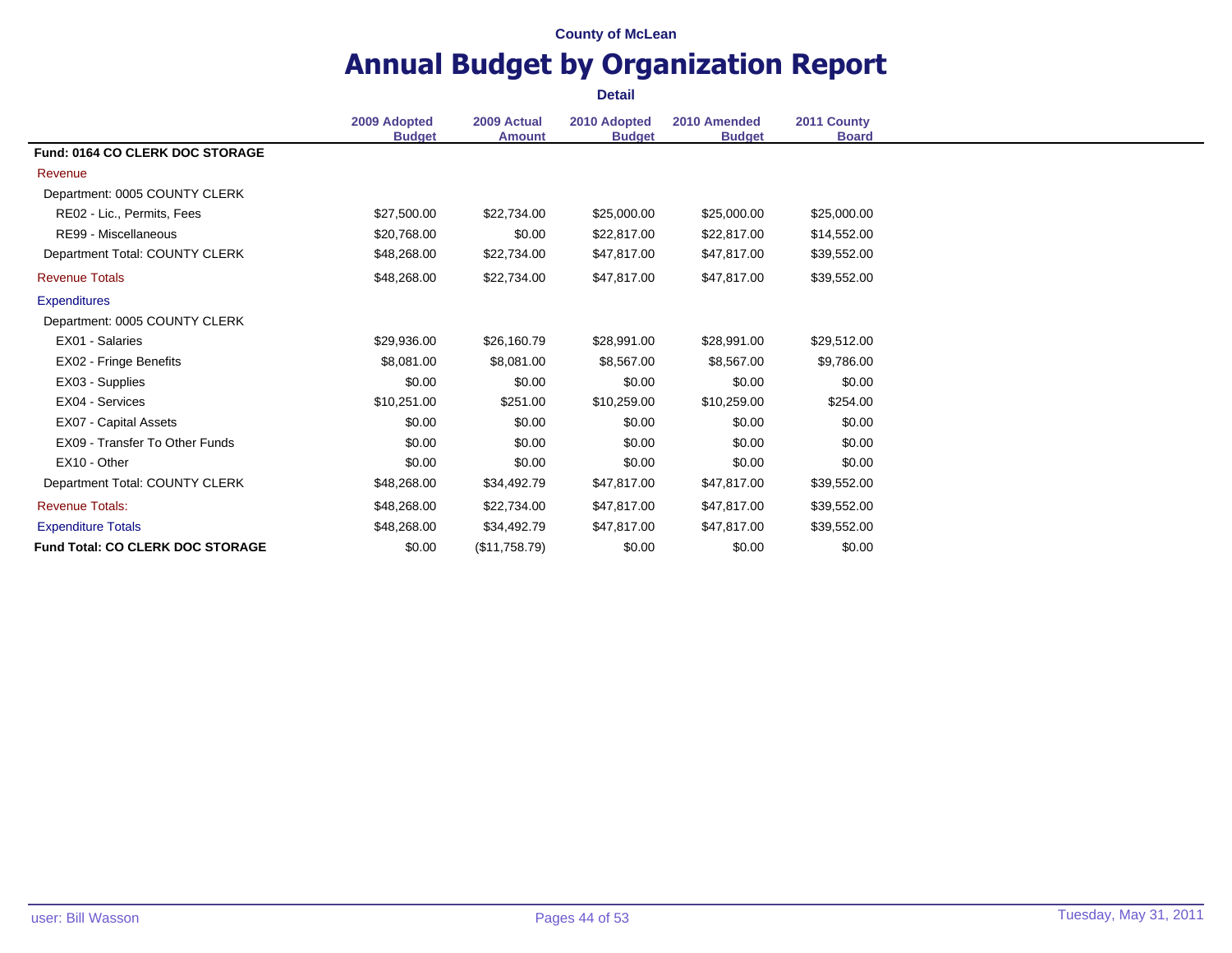County of McLean

# Annual Budget by Organization Report

**Detail**

| | 2009 Adopted Budget | 2009 Actual Amount | 2010 Adopted Budget | 2010 Amended Budget | 2011 County Board |
|---|---|---|---|---|---|
| **Fund: 0164 CO CLERK DOC STORAGE** | | | | | |
| Revenue | | | | | |
| Department: 0005 COUNTY CLERK | | | | | |
| RE02 - Lic., Permits, Fees | $27,500.00 | $22,734.00 | $25,000.00 | $25,000.00 | $25,000.00 |
| RE99 - Miscellaneous | $20,768.00 | $0.00 | $22,817.00 | $22,817.00 | $14,552.00 |
| Department Total: COUNTY CLERK | $48,268.00 | $22,734.00 | $47,817.00 | $47,817.00 | $39,552.00 |
| Revenue Totals | $48,268.00 | $22,734.00 | $47,817.00 | $47,817.00 | $39,552.00 |
| Expenditures | | | | | |
| Department: 0005 COUNTY CLERK | | | | | |
| EX01 - Salaries | $29,936.00 | $26,160.79 | $28,991.00 | $28,991.00 | $29,512.00 |
| EX02 - Fringe Benefits | $8,081.00 | $8,081.00 | $8,567.00 | $8,567.00 | $9,786.00 |
| EX03 - Supplies | $0.00 | $0.00 | $0.00 | $0.00 | $0.00 |
| EX04 - Services | $10,251.00 | $251.00 | $10,259.00 | $10,259.00 | $254.00 |
| EX07 - Capital Assets | $0.00 | $0.00 | $0.00 | $0.00 | $0.00 |
| EX09 - Transfer To Other Funds | $0.00 | $0.00 | $0.00 | $0.00 | $0.00 |
| EX10 - Other | $0.00 | $0.00 | $0.00 | $0.00 | $0.00 |
| Department Total: COUNTY CLERK | $48,268.00 | $34,492.79 | $47,817.00 | $47,817.00 | $39,552.00 |
| Revenue Totals: | $48,268.00 | $22,734.00 | $47,817.00 | $47,817.00 | $39,552.00 |
| Expenditure Totals | $48,268.00 | $34,492.79 | $47,817.00 | $47,817.00 | $39,552.00 |
| **Fund Total: CO CLERK DOC STORAGE** | $0.00 | ($11,758.79) | $0.00 | $0.00 | $0.00 |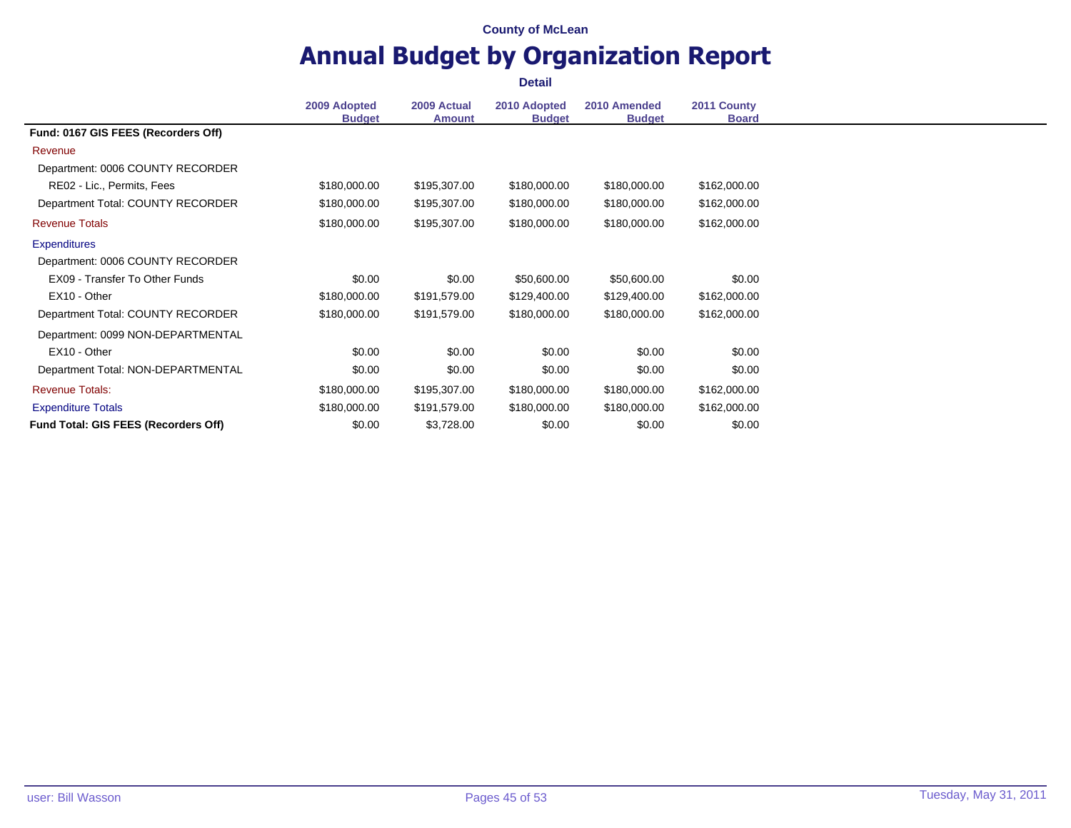County of McLean

# Annual Budget by Organization Report

**Detail**

| | 2009 Adopted Budget | 2009 Actual Amount | 2010 Adopted Budget | 2010 Amended Budget | 2011 County Board |
|---|---|---|---|---|---|
| **Fund: 0167 GIS FEES (Recorders Off)** | | | | | |
| Revenue | | | | | |
| Department: 0006 COUNTY RECORDER | | | | | |
| RE02 - Lic., Permits, Fees | $180,000.00 | $195,307.00 | $180,000.00 | $180,000.00 | $162,000.00 |
| Department Total: COUNTY RECORDER | $180,000.00 | $195,307.00 | $180,000.00 | $180,000.00 | $162,000.00 |
| Revenue Totals | $180,000.00 | $195,307.00 | $180,000.00 | $180,000.00 | $162,000.00 |
| Expenditures | | | | | |
| Department: 0006 COUNTY RECORDER | | | | | |
| EX09 - Transfer To Other Funds | $0.00 | $0.00 | $50,600.00 | $50,600.00 | $0.00 |
| EX10 - Other | $180,000.00 | $191,579.00 | $129,400.00 | $129,400.00 | $162,000.00 |
| Department Total: COUNTY RECORDER | $180,000.00 | $191,579.00 | $180,000.00 | $180,000.00 | $162,000.00 |
| Department: 0099 NON-DEPARTMENTAL | | | | | |
| EX10 - Other | $0.00 | $0.00 | $0.00 | $0.00 | $0.00 |
| Department Total: NON-DEPARTMENTAL | $0.00 | $0.00 | $0.00 | $0.00 | $0.00 |
| Revenue Totals: | $180,000.00 | $195,307.00 | $180,000.00 | $180,000.00 | $162,000.00 |
| Expenditure Totals | $180,000.00 | $191,579.00 | $180,000.00 | $180,000.00 | $162,000.00 |
| **Fund Total: GIS FEES (Recorders Off)** | $0.00 | $3,728.00 | $0.00 | $0.00 | $0.00 |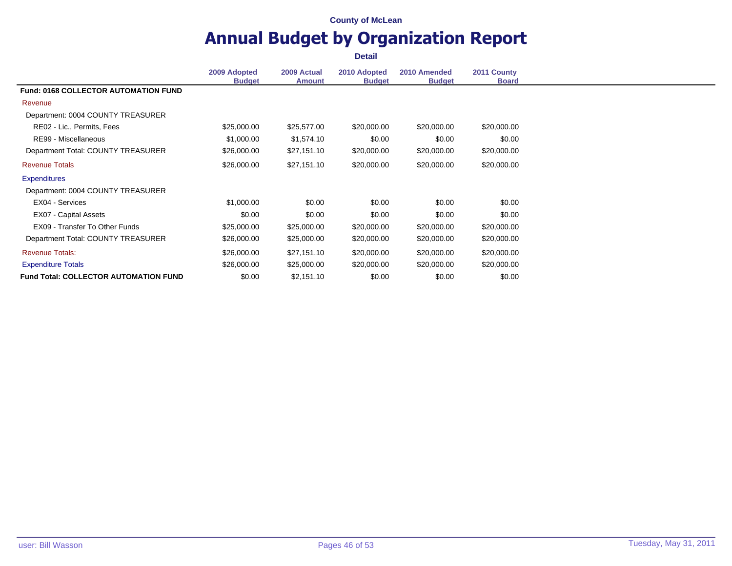County of McLean

# Annual Budget by Organization Report

**Detail**

| | 2009 Adopted Budget | 2009 Actual Amount | 2010 Adopted Budget | 2010 Amended Budget | 2011 County Board |
|---|---|---|---|---|---|
| **Fund: 0168 COLLECTOR AUTOMATION FUND** | | | | | |
| Revenue | | | | | |
| Department: 0004 COUNTY TREASURER | | | | | |
| RE02 - Lic., Permits, Fees | $25,000.00 | $25,577.00 | $20,000.00 | $20,000.00 | $20,000.00 |
| RE99 - Miscellaneous | $1,000.00 | $1,574.10 | $0.00 | $0.00 | $0.00 |
| Department Total: COUNTY TREASURER | $26,000.00 | $27,151.10 | $20,000.00 | $20,000.00 | $20,000.00 |
| Revenue Totals | $26,000.00 | $27,151.10 | $20,000.00 | $20,000.00 | $20,000.00 |
| Expenditures | | | | | |
| Department: 0004 COUNTY TREASURER | | | | | |
| EX04 - Services | $1,000.00 | $0.00 | $0.00 | $0.00 | $0.00 |
| EX07 - Capital Assets | $0.00 | $0.00 | $0.00 | $0.00 | $0.00 |
| EX09 - Transfer To Other Funds | $25,000.00 | $25,000.00 | $20,000.00 | $20,000.00 | $20,000.00 |
| Department Total: COUNTY TREASURER | $26,000.00 | $25,000.00 | $20,000.00 | $20,000.00 | $20,000.00 |
| Revenue Totals: | $26,000.00 | $27,151.10 | $20,000.00 | $20,000.00 | $20,000.00 |
| Expenditure Totals | $26,000.00 | $25,000.00 | $20,000.00 | $20,000.00 | $20,000.00 |
| **Fund Total: COLLECTOR AUTOMATION FUND** | $0.00 | $2,151.10 | $0.00 | $0.00 | $0.00 |

user: Bill Wasson

Tuesday, May 31, 2011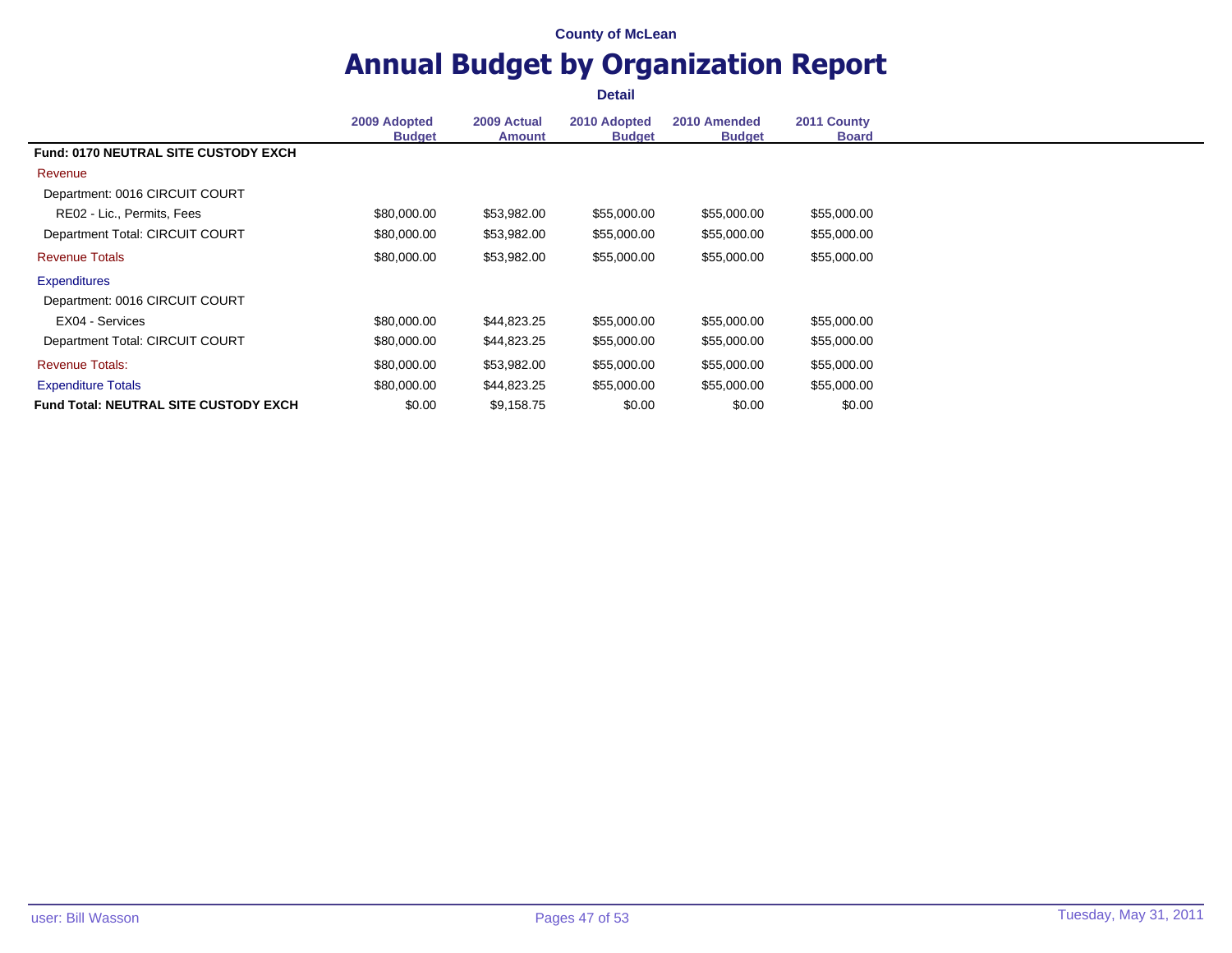County of McLean

# Annual Budget by Organization Report

**Detail**

| | 2009 Adopted Budget | 2009 Actual Amount | 2010 Adopted Budget | 2010 Amended Budget | 2011 County Board |
|---|---|---|---|---|---|
| **Fund: 0170 NEUTRAL SITE CUSTODY EXCH** | | | | | |
| Revenue | | | | | |
| Department: 0016 CIRCUIT COURT | | | | | |
| RE02 - Lic., Permits, Fees | $80,000.00 | $53,982.00 | $55,000.00 | $55,000.00 | $55,000.00 |
| Department Total: CIRCUIT COURT | $80,000.00 | $53,982.00 | $55,000.00 | $55,000.00 | $55,000.00 |
| Revenue Totals | $80,000.00 | $53,982.00 | $55,000.00 | $55,000.00 | $55,000.00 |
| Expenditures | | | | | |
| Department: 0016 CIRCUIT COURT | | | | | |
| EX04 - Services | $80,000.00 | $44,823.25 | $55,000.00 | $55,000.00 | $55,000.00 |
| Department Total: CIRCUIT COURT | $80,000.00 | $44,823.25 | $55,000.00 | $55,000.00 | $55,000.00 |
| Revenue Totals: | $80,000.00 | $53,982.00 | $55,000.00 | $55,000.00 | $55,000.00 |
| Expenditure Totals | $80,000.00 | $44,823.25 | $55,000.00 | $55,000.00 | $55,000.00 |
| **Fund Total: NEUTRAL SITE CUSTODY EXCH** | $0.00 | $9,158.75 | $0.00 | $0.00 | $0.00 |

user: Bill Wasson | Tuesday, May 31, 2011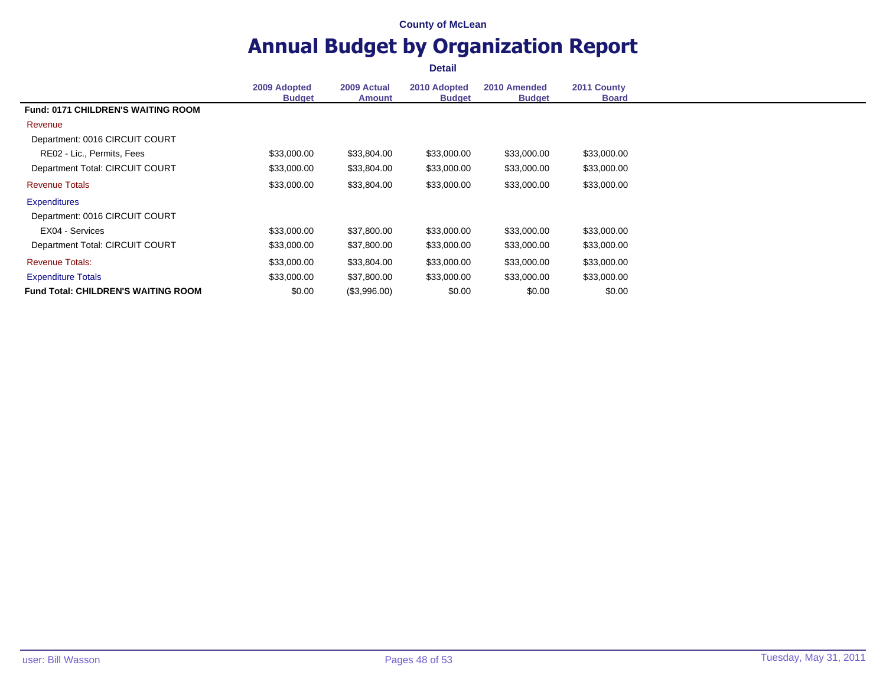County of McLean

# Annual Budget by Organization Report

**Detail**

| | 2009 Adopted Budget | 2009 Actual Amount | 2010 Adopted Budget | 2010 Amended Budget | 2011 County Board |
|---|---|---|---|---|---|
| **Fund: 0171 CHILDREN'S WAITING ROOM** | | | | | |
| Revenue | | | | | |
| Department: 0016 CIRCUIT COURT | | | | | |
| RE02 - Lic., Permits, Fees | $33,000.00 | $33,804.00 | $33,000.00 | $33,000.00 | $33,000.00 |
| Department Total: CIRCUIT COURT | $33,000.00 | $33,804.00 | $33,000.00 | $33,000.00 | $33,000.00 |
| Revenue Totals | $33,000.00 | $33,804.00 | $33,000.00 | $33,000.00 | $33,000.00 |
| Expenditures | | | | | |
| Department: 0016 CIRCUIT COURT | | | | | |
| EX04 - Services | $33,000.00 | $37,800.00 | $33,000.00 | $33,000.00 | $33,000.00 |
| Department Total: CIRCUIT COURT | $33,000.00 | $37,800.00 | $33,000.00 | $33,000.00 | $33,000.00 |
| Revenue Totals: | $33,000.00 | $33,804.00 | $33,000.00 | $33,000.00 | $33,000.00 |
| Expenditure Totals | $33,000.00 | $37,800.00 | $33,000.00 | $33,000.00 | $33,000.00 |
| **Fund Total: CHILDREN'S WAITING ROOM** | $0.00 | ($3,996.00) | $0.00 | $0.00 | $0.00 |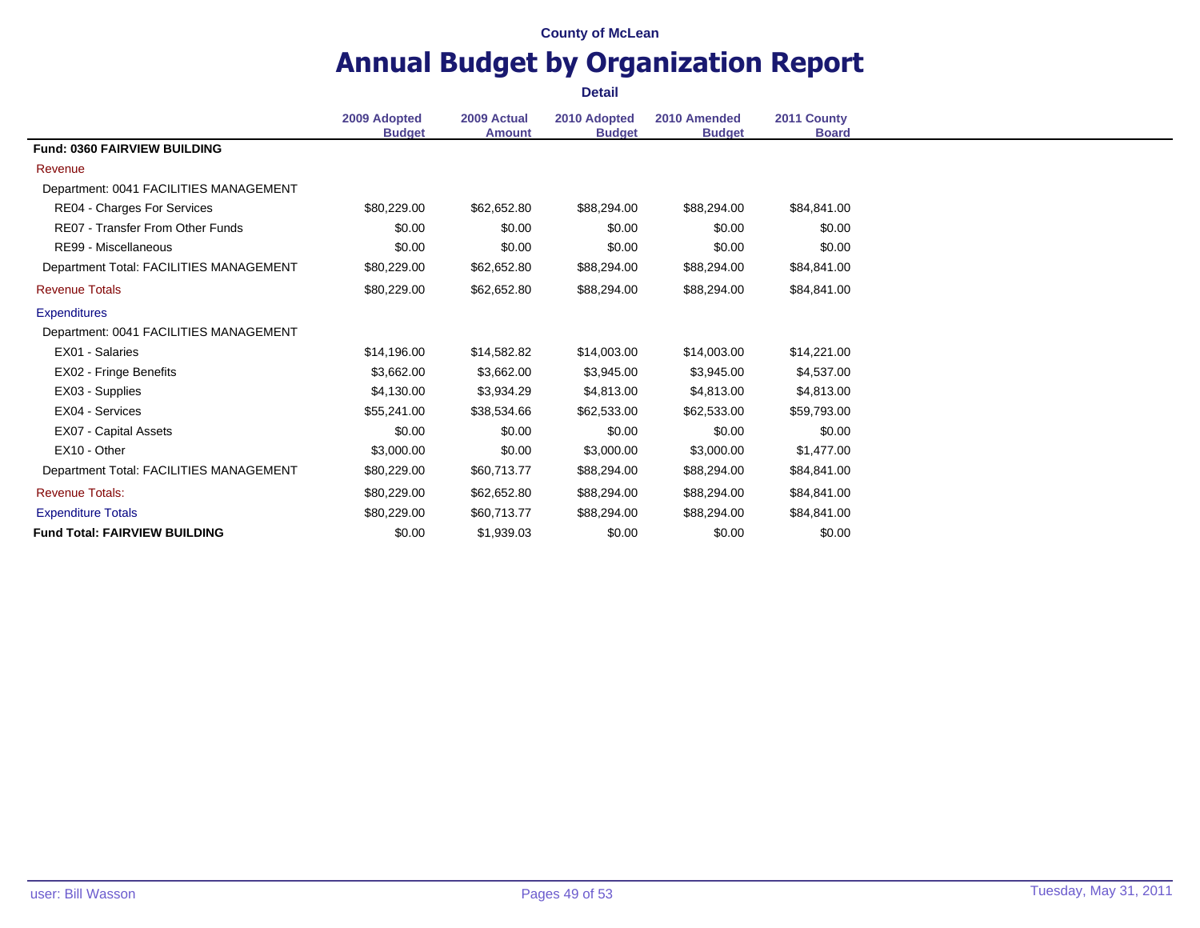County of McLean

# Annual Budget by Organization Report

**Detail**

| | 2009 Adopted Budget | 2009 Actual Amount | 2010 Adopted Budget | 2010 Amended Budget | 2011 County Board |
|---|---|---|---|---|---|
| **Fund: 0360 FAIRVIEW BUILDING** | | | | | |
| Revenue | | | | | |
| Department: 0041 FACILITIES MANAGEMENT | | | | | |
| RE04 - Charges For Services | $80,229.00 | $62,652.80 | $88,294.00 | $88,294.00 | $84,841.00 |
| RE07 - Transfer From Other Funds | $0.00 | $0.00 | $0.00 | $0.00 | $0.00 |
| RE99 - Miscellaneous | $0.00 | $0.00 | $0.00 | $0.00 | $0.00 |
| Department Total: FACILITIES MANAGEMENT | $80,229.00 | $62,652.80 | $88,294.00 | $88,294.00 | $84,841.00 |
| Revenue Totals | $80,229.00 | $62,652.80 | $88,294.00 | $88,294.00 | $84,841.00 |
| Expenditures | | | | | |
| Department: 0041 FACILITIES MANAGEMENT | | | | | |
| EX01 - Salaries | $14,196.00 | $14,582.82 | $14,003.00 | $14,003.00 | $14,221.00 |
| EX02 - Fringe Benefits | $3,662.00 | $3,662.00 | $3,945.00 | $3,945.00 | $4,537.00 |
| EX03 - Supplies | $4,130.00 | $3,934.29 | $4,813.00 | $4,813.00 | $4,813.00 |
| EX04 - Services | $55,241.00 | $38,534.66 | $62,533.00 | $62,533.00 | $59,793.00 |
| EX07 - Capital Assets | $0.00 | $0.00 | $0.00 | $0.00 | $0.00 |
| EX10 - Other | $3,000.00 | $0.00 | $3,000.00 | $3,000.00 | $1,477.00 |
| Department Total: FACILITIES MANAGEMENT | $80,229.00 | $60,713.77 | $88,294.00 | $88,294.00 | $84,841.00 |
| Revenue Totals: | $80,229.00 | $62,652.80 | $88,294.00 | $88,294.00 | $84,841.00 |
| Expenditure Totals | $80,229.00 | $60,713.77 | $88,294.00 | $88,294.00 | $84,841.00 |
| **Fund Total: FAIRVIEW BUILDING** | $0.00 | $1,939.03 | $0.00 | $0.00 | $0.00 |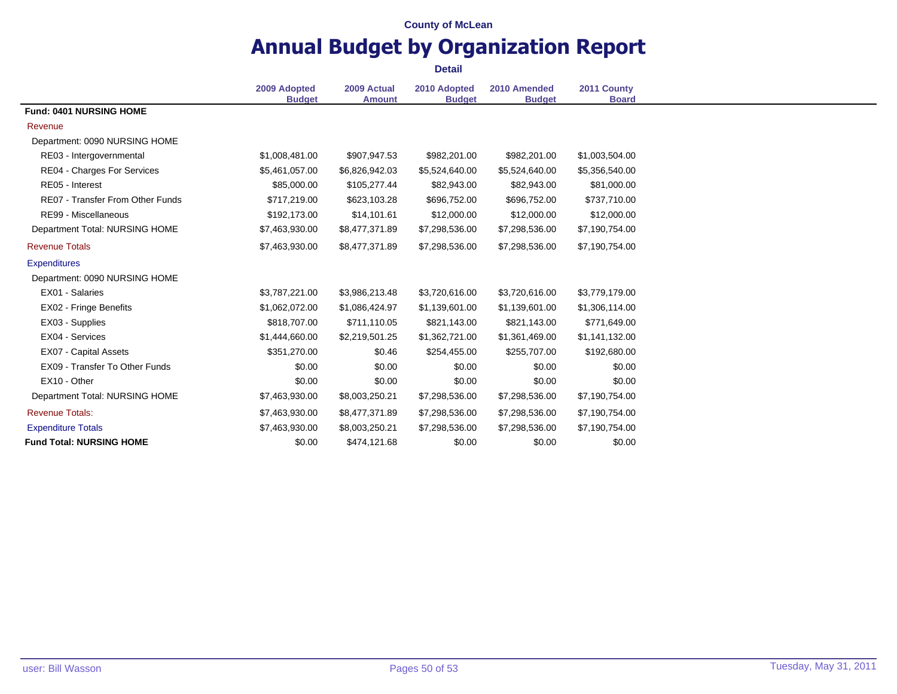County of McLean

# Annual Budget by Organization Report

**Detail**

| | 2009 Adopted Budget | 2009 Actual Amount | 2010 Adopted Budget | 2010 Amended Budget | 2011 County Board |
|---|---|---|---|---|---|
| **Fund: 0401 NURSING HOME** | | | | | |
| Revenue | | | | | |
| Department: 0090 NURSING HOME | | | | | |
| RE03 - Intergovernmental | $1,008,481.00 | $907,947.53 | $982,201.00 | $982,201.00 | $1,003,504.00 |
| RE04 - Charges For Services | $5,461,057.00 | $6,826,942.03 | $5,524,640.00 | $5,524,640.00 | $5,356,540.00 |
| RE05 - Interest | $85,000.00 | $105,277.44 | $82,943.00 | $82,943.00 | $81,000.00 |
| RE07 - Transfer From Other Funds | $717,219.00 | $623,103.28 | $696,752.00 | $696,752.00 | $737,710.00 |
| RE99 - Miscellaneous | $192,173.00 | $14,101.61 | $12,000.00 | $12,000.00 | $12,000.00 |
| Department Total: NURSING HOME | $7,463,930.00 | $8,477,371.89 | $7,298,536.00 | $7,298,536.00 | $7,190,754.00 |
| Revenue Totals | $7,463,930.00 | $8,477,371.89 | $7,298,536.00 | $7,298,536.00 | $7,190,754.00 |
| Expenditures | | | | | |
| Department: 0090 NURSING HOME | | | | | |
| EX01 - Salaries | $3,787,221.00 | $3,986,213.48 | $3,720,616.00 | $3,720,616.00 | $3,779,179.00 |
| EX02 - Fringe Benefits | $1,062,072.00 | $1,086,424.97 | $1,139,601.00 | $1,139,601.00 | $1,306,114.00 |
| EX03 - Supplies | $818,707.00 | $711,110.05 | $821,143.00 | $821,143.00 | $771,649.00 |
| EX04 - Services | $1,444,660.00 | $2,219,501.25 | $1,362,721.00 | $1,361,469.00 | $1,141,132.00 |
| EX07 - Capital Assets | $351,270.00 | $0.46 | $254,455.00 | $255,707.00 | $192,680.00 |
| EX09 - Transfer To Other Funds | $0.00 | $0.00 | $0.00 | $0.00 | $0.00 |
| EX10 - Other | $0.00 | $0.00 | $0.00 | $0.00 | $0.00 |
| Department Total: NURSING HOME | $7,463,930.00 | $8,003,250.21 | $7,298,536.00 | $7,298,536.00 | $7,190,754.00 |
| Revenue Totals: | $7,463,930.00 | $8,477,371.89 | $7,298,536.00 | $7,298,536.00 | $7,190,754.00 |
| Expenditure Totals | $7,463,930.00 | $8,003,250.21 | $7,298,536.00 | $7,298,536.00 | $7,190,754.00 |
| **Fund Total: NURSING HOME** | $0.00 | $474,121.68 | $0.00 | $0.00 | $0.00 |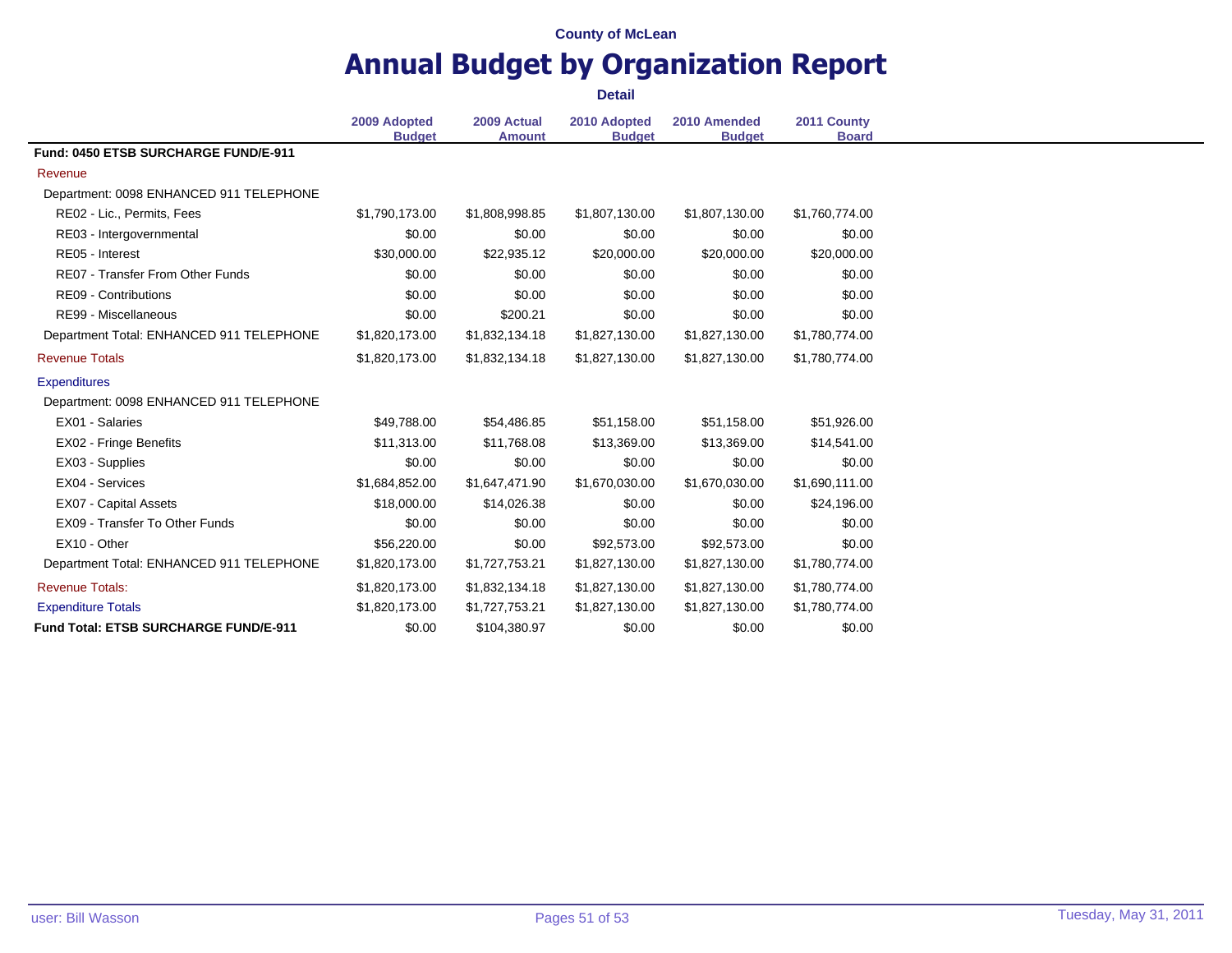County of McLean

# Annual Budget by Organization Report

**Detail**

| | 2009 Adopted Budget | 2009 Actual Amount | 2010 Adopted Budget | 2010 Amended Budget | 2011 County Board |
|---|---|---|---|---|---|
| **Fund: 0450 ETSB SURCHARGE FUND/E-911** | | | | | |
| Revenue | | | | | |
| Department: 0098 ENHANCED 911 TELEPHONE | | | | | |
| RE02 - Lic., Permits, Fees | $1,790,173.00 | $1,808,998.85 | $1,807,130.00 | $1,807,130.00 | $1,760,774.00 |
| RE03 - Intergovernmental | $0.00 | $0.00 | $0.00 | $0.00 | $0.00 |
| RE05 - Interest | $30,000.00 | $22,935.12 | $20,000.00 | $20,000.00 | $20,000.00 |
| RE07 - Transfer From Other Funds | $0.00 | $0.00 | $0.00 | $0.00 | $0.00 |
| RE09 - Contributions | $0.00 | $0.00 | $0.00 | $0.00 | $0.00 |
| RE99 - Miscellaneous | $0.00 | $200.21 | $0.00 | $0.00 | $0.00 |
| Department Total: ENHANCED 911 TELEPHONE | $1,820,173.00 | $1,832,134.18 | $1,827,130.00 | $1,827,130.00 | $1,780,774.00 |
| Revenue Totals | $1,820,173.00 | $1,832,134.18 | $1,827,130.00 | $1,827,130.00 | $1,780,774.00 |
| Expenditures | | | | | |
| Department: 0098 ENHANCED 911 TELEPHONE | | | | | |
| EX01 - Salaries | $49,788.00 | $54,486.85 | $51,158.00 | $51,158.00 | $51,926.00 |
| EX02 - Fringe Benefits | $11,313.00 | $11,768.08 | $13,369.00 | $13,369.00 | $14,541.00 |
| EX03 - Supplies | $0.00 | $0.00 | $0.00 | $0.00 | $0.00 |
| EX04 - Services | $1,684,852.00 | $1,647,471.90 | $1,670,030.00 | $1,670,030.00 | $1,690,111.00 |
| EX07 - Capital Assets | $18,000.00 | $14,026.38 | $0.00 | $0.00 | $24,196.00 |
| EX09 - Transfer To Other Funds | $0.00 | $0.00 | $0.00 | $0.00 | $0.00 |
| EX10 - Other | $56,220.00 | $0.00 | $92,573.00 | $92,573.00 | $0.00 |
| Department Total: ENHANCED 911 TELEPHONE | $1,820,173.00 | $1,727,753.21 | $1,827,130.00 | $1,827,130.00 | $1,780,774.00 |
| Revenue Totals: | $1,820,173.00 | $1,832,134.18 | $1,827,130.00 | $1,827,130.00 | $1,780,774.00 |
| Expenditure Totals | $1,820,173.00 | $1,727,753.21 | $1,827,130.00 | $1,827,130.00 | $1,780,774.00 |
| **Fund Total: ETSB SURCHARGE FUND/E-911** | $0.00 | $104,380.97 | $0.00 | $0.00 | $0.00 |

user: Bill Wasson

Tuesday, May 31, 2011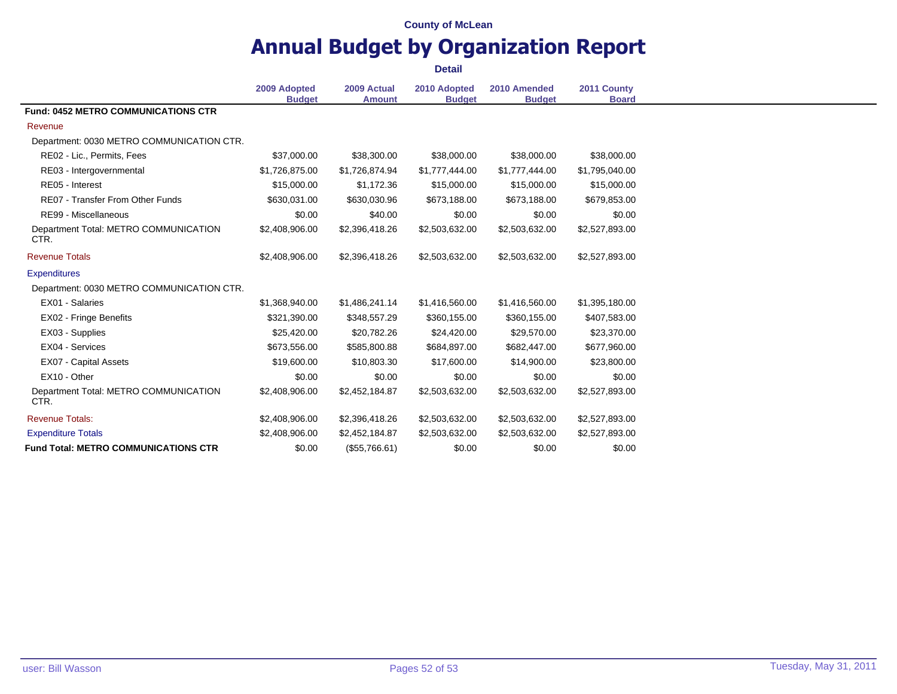County of McLean

# Annual Budget by Organization Report

**Detail**

| | 2009 Adopted Budget | 2009 Actual Amount | 2010 Adopted Budget | 2010 Amended Budget | 2011 County Board |
|---|---|---|---|---|---|
| **Fund: 0452 METRO COMMUNICATIONS CTR** | | | | | |
| Revenue | | | | | |
| Department: 0030 METRO COMMUNICATION CTR. | | | | | |
| RE02 - Lic., Permits, Fees | $37,000.00 | $38,300.00 | $38,000.00 | $38,000.00 | $38,000.00 |
| RE03 - Intergovernmental | $1,726,875.00 | $1,726,874.94 | $1,777,444.00 | $1,777,444.00 | $1,795,040.00 |
| RE05 - Interest | $15,000.00 | $1,172.36 | $15,000.00 | $15,000.00 | $15,000.00 |
| RE07 - Transfer From Other Funds | $630,031.00 | $630,030.96 | $673,188.00 | $673,188.00 | $679,853.00 |
| RE99 - Miscellaneous | $0.00 | $40.00 | $0.00 | $0.00 | $0.00 |
| Department Total: METRO COMMUNICATION CTR. | $2,408,906.00 | $2,396,418.26 | $2,503,632.00 | $2,503,632.00 | $2,527,893.00 |
| Revenue Totals | $2,408,906.00 | $2,396,418.26 | $2,503,632.00 | $2,503,632.00 | $2,527,893.00 |
| Expenditures | | | | | |
| Department: 0030 METRO COMMUNICATION CTR. | | | | | |
| EX01 - Salaries | $1,368,940.00 | $1,486,241.14 | $1,416,560.00 | $1,416,560.00 | $1,395,180.00 |
| EX02 - Fringe Benefits | $321,390.00 | $348,557.29 | $360,155.00 | $360,155.00 | $407,583.00 |
| EX03 - Supplies | $25,420.00 | $20,782.26 | $24,420.00 | $29,570.00 | $23,370.00 |
| EX04 - Services | $673,556.00 | $585,800.88 | $684,897.00 | $682,447.00 | $677,960.00 |
| EX07 - Capital Assets | $19,600.00 | $10,803.30 | $17,600.00 | $14,900.00 | $23,800.00 |
| EX10 - Other | $0.00 | $0.00 | $0.00 | $0.00 | $0.00 |
| Department Total: METRO COMMUNICATION CTR. | $2,408,906.00 | $2,452,184.87 | $2,503,632.00 | $2,503,632.00 | $2,527,893.00 |
| Revenue Totals: | $2,408,906.00 | $2,396,418.26 | $2,503,632.00 | $2,503,632.00 | $2,527,893.00 |
| Expenditure Totals | $2,408,906.00 | $2,452,184.87 | $2,503,632.00 | $2,503,632.00 | $2,527,893.00 |
| **Fund Total: METRO COMMUNICATIONS CTR** | $0.00 | ($55,766.61) | $0.00 | $0.00 | $0.00 |

user: Bill Wasson

Tuesday, May 31, 2011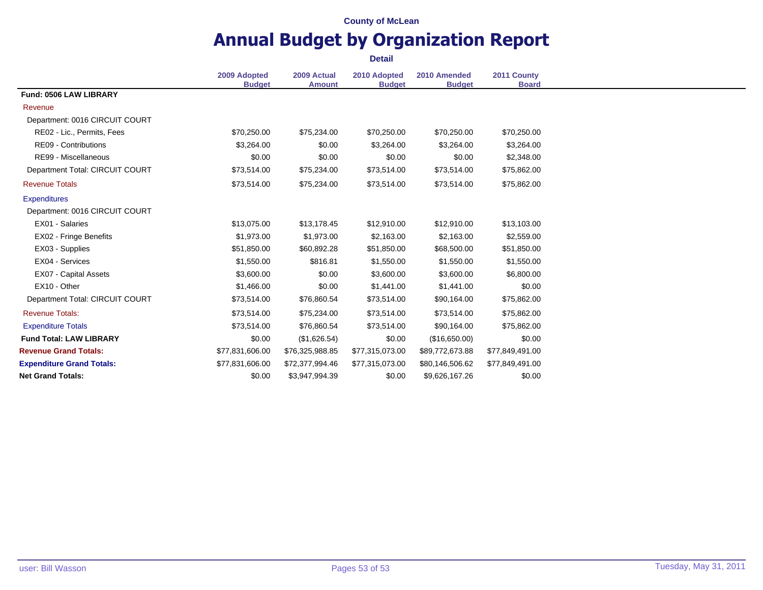County of McLean

# Annual Budget by Organization Report

**Detail**

| | 2009 Adopted Budget | 2009 Actual Amount | 2010 Adopted Budget | 2010 Amended Budget | 2011 County Board |
|---|---|---|---|---|---|
| **Fund: 0506 LAW LIBRARY** | | | | | |
| Revenue | | | | | |
| Department: 0016 CIRCUIT COURT | | | | | |
| RE02 - Lic., Permits, Fees | $70,250.00 | $75,234.00 | $70,250.00 | $70,250.00 | $70,250.00 |
| RE09 - Contributions | $3,264.00 | $0.00 | $3,264.00 | $3,264.00 | $3,264.00 |
| RE99 - Miscellaneous | $0.00 | $0.00 | $0.00 | $0.00 | $2,348.00 |
| Department Total: CIRCUIT COURT | $73,514.00 | $75,234.00 | $73,514.00 | $73,514.00 | $75,862.00 |
| Revenue Totals | $73,514.00 | $75,234.00 | $73,514.00 | $73,514.00 | $75,862.00 |
| Expenditures | | | | | |
| Department: 0016 CIRCUIT COURT | | | | | |
| EX01 - Salaries | $13,075.00 | $13,178.45 | $12,910.00 | $12,910.00 | $13,103.00 |
| EX02 - Fringe Benefits | $1,973.00 | $1,973.00 | $2,163.00 | $2,163.00 | $2,559.00 |
| EX03 - Supplies | $51,850.00 | $60,892.28 | $51,850.00 | $68,500.00 | $51,850.00 |
| EX04 - Services | $1,550.00 | $816.81 | $1,550.00 | $1,550.00 | $1,550.00 |
| EX07 - Capital Assets | $3,600.00 | $0.00 | $3,600.00 | $3,600.00 | $6,800.00 |
| EX10 - Other | $1,466.00 | $0.00 | $1,441.00 | $1,441.00 | $0.00 |
| Department Total: CIRCUIT COURT | $73,514.00 | $76,860.54 | $73,514.00 | $90,164.00 | $75,862.00 |
| Revenue Totals: | $73,514.00 | $75,234.00 | $73,514.00 | $73,514.00 | $75,862.00 |
| Expenditure Totals | $73,514.00 | $76,860.54 | $73,514.00 | $90,164.00 | $75,862.00 |
| **Fund Total: LAW LIBRARY** | $0.00 | ($1,626.54) | $0.00 | ($16,650.00) | $0.00 |
| **Revenue Grand Totals:** | $77,831,606.00 | $76,325,988.85 | $77,315,073.00 | $89,772,673.88 | $77,849,491.00 |
| **Expenditure Grand Totals:** | $77,831,606.00 | $72,377,994.46 | $77,315,073.00 | $80,146,506.62 | $77,849,491.00 |
| **Net Grand Totals:** | $0.00 | $3,947,994.39 | $0.00 | $9,626,167.26 | $0.00 |

user: Bill Wasson

Tuesday, May 31, 2011